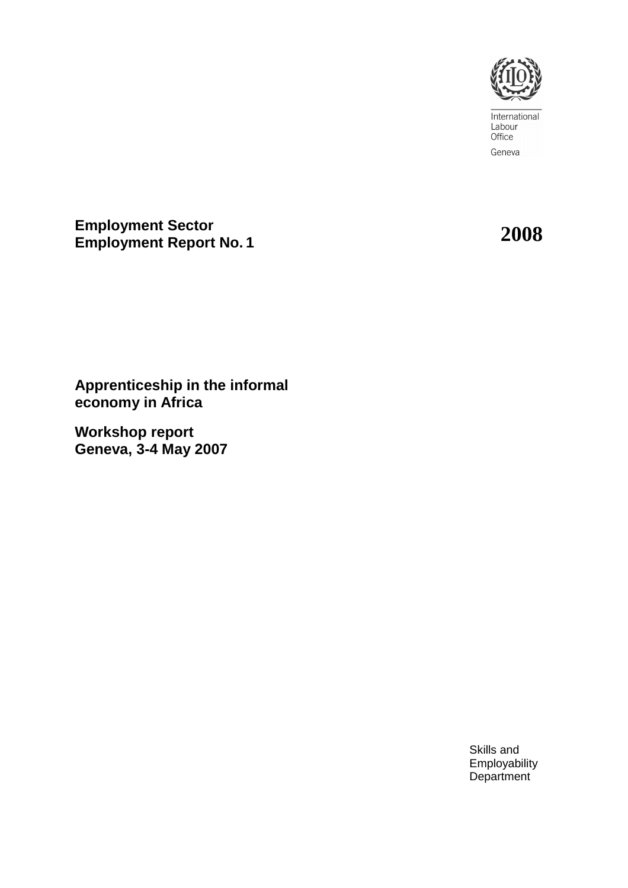International
Labour
Office

Geneva

**Employment Sector**
**Employment Report No. 1**

**2008**

# Apprenticeship in the informal economy in Africa

## Workshop report
## Geneva, 3-4 May 2007

Skills and
Employability
Department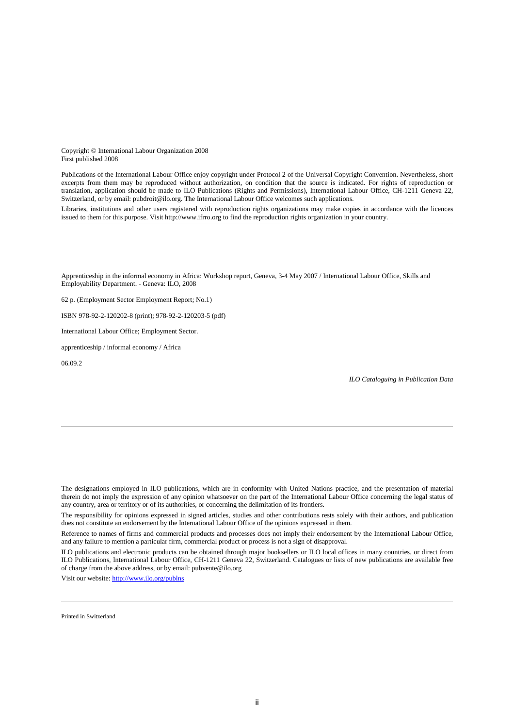Copyright © International Labour Organization 2008
First published 2008

Publications of the International Labour Office enjoy copyright under Protocol 2 of the Universal Copyright Convention. Nevertheless, short excerpts from them may be reproduced without authorization, on condition that the source is indicated. For rights of reproduction or translation, application should be made to ILO Publications (Rights and Permissions), International Labour Office, CH-1211 Geneva 22, Switzerland, or by email: pubdroit@ilo.org. The International Labour Office welcomes such applications.

Libraries, institutions and other users registered with reproduction rights organizations may make copies in accordance with the licences issued to them for this purpose. Visit http://www.ifrro.org to find the reproduction rights organization in your country.

---

Apprenticeship in the informal economy in Africa: Workshop report, Geneva, 3-4 May 2007 / International Labour Office, Skills and Employability Department. - Geneva: ILO, 2008

62 p. (Employment Sector Employment Report; No.1)

ISBN 978-92-2-120202-8 (print); 978-92-2-120203-5 (pdf)

International Labour Office; Employment Sector.

apprenticeship / informal economy / Africa

06.09.2

*ILO Cataloguing in Publication Data*

---

The designations employed in ILO publications, which are in conformity with United Nations practice, and the presentation of material therein do not imply the expression of any opinion whatsoever on the part of the International Labour Office concerning the legal status of any country, area or territory or of its authorities, or concerning the delimitation of its frontiers.

The responsibility for opinions expressed in signed articles, studies and other contributions rests solely with their authors, and publication does not constitute an endorsement by the International Labour Office of the opinions expressed in them.

Reference to names of firms and commercial products and processes does not imply their endorsement by the International Labour Office, and any failure to mention a particular firm, commercial product or process is not a sign of disapproval.

ILO publications and electronic products can be obtained through major booksellers or ILO local offices in many countries, or direct from ILO Publications, International Labour Office, CH-1211 Geneva 22, Switzerland. Catalogues or lists of new publications are available free of charge from the above address, or by email: pubvente@ilo.org

Visit our website: http://www.ilo.org/publns

---

Printed in Switzerland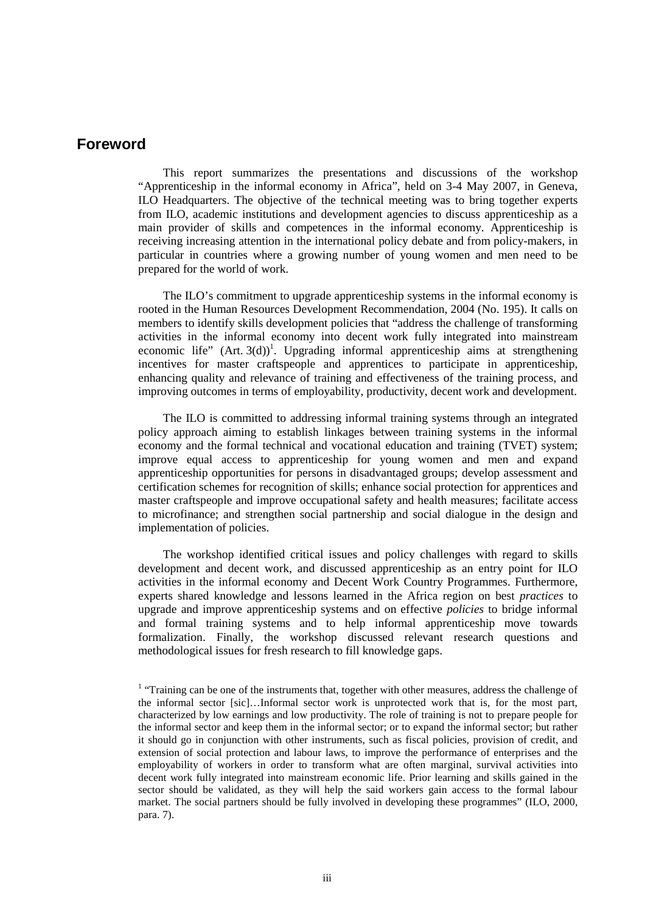## Foreword

This report summarizes the presentations and discussions of the workshop "Apprenticeship in the informal economy in Africa", held on 3-4 May 2007, in Geneva, ILO Headquarters. The objective of the technical meeting was to bring together experts from ILO, academic institutions and development agencies to discuss apprenticeship as a main provider of skills and competences in the informal economy. Apprenticeship is receiving increasing attention in the international policy debate and from policy-makers, in particular in countries where a growing number of young women and men need to be prepared for the world of work.

The ILO's commitment to upgrade apprenticeship systems in the informal economy is rooted in the Human Resources Development Recommendation, 2004 (No. 195). It calls on members to identify skills development policies that "address the challenge of transforming activities in the informal economy into decent work fully integrated into mainstream economic life" (Art. 3(d))[1]. Upgrading informal apprenticeship aims at strengthening incentives for master craftspeople and apprentices to participate in apprenticeship, enhancing quality and relevance of training and effectiveness of the training process, and improving outcomes in terms of employability, productivity, decent work and development.

The ILO is committed to addressing informal training systems through an integrated policy approach aiming to establish linkages between training systems in the informal economy and the formal technical and vocational education and training (TVET) system; improve equal access to apprenticeship for young women and men and expand apprenticeship opportunities for persons in disadvantaged groups; develop assessment and certification schemes for recognition of skills; enhance social protection for apprentices and master craftspeople and improve occupational safety and health measures; facilitate access to microfinance; and strengthen social partnership and social dialogue in the design and implementation of policies.

The workshop identified critical issues and policy challenges with regard to skills development and decent work, and discussed apprenticeship as an entry point for ILO activities in the informal economy and Decent Work Country Programmes. Furthermore, experts shared knowledge and lessons learned in the Africa region on best *practices* to upgrade and improve apprenticeship systems and on effective *policies* to bridge informal and formal training systems and to help informal apprenticeship move towards formalization. Finally, the workshop discussed relevant research questions and methodological issues for fresh research to fill knowledge gaps.

[1] "Training can be one of the instruments that, together with other measures, address the challenge of the informal sector [sic]…Informal sector work is unprotected work that is, for the most part, characterized by low earnings and low productivity. The role of training is not to prepare people for the informal sector and keep them in the informal sector; or to expand the informal sector; but rather it should go in conjunction with other instruments, such as fiscal policies, provision of credit, and extension of social protection and labour laws, to improve the performance of enterprises and the employability of workers in order to transform what are often marginal, survival activities into decent work fully integrated into mainstream economic life. Prior learning and skills gained in the sector should be validated, as they will help the said workers gain access to the formal labour market. The social partners should be fully involved in developing these programmes" (ILO, 2000, para. 7).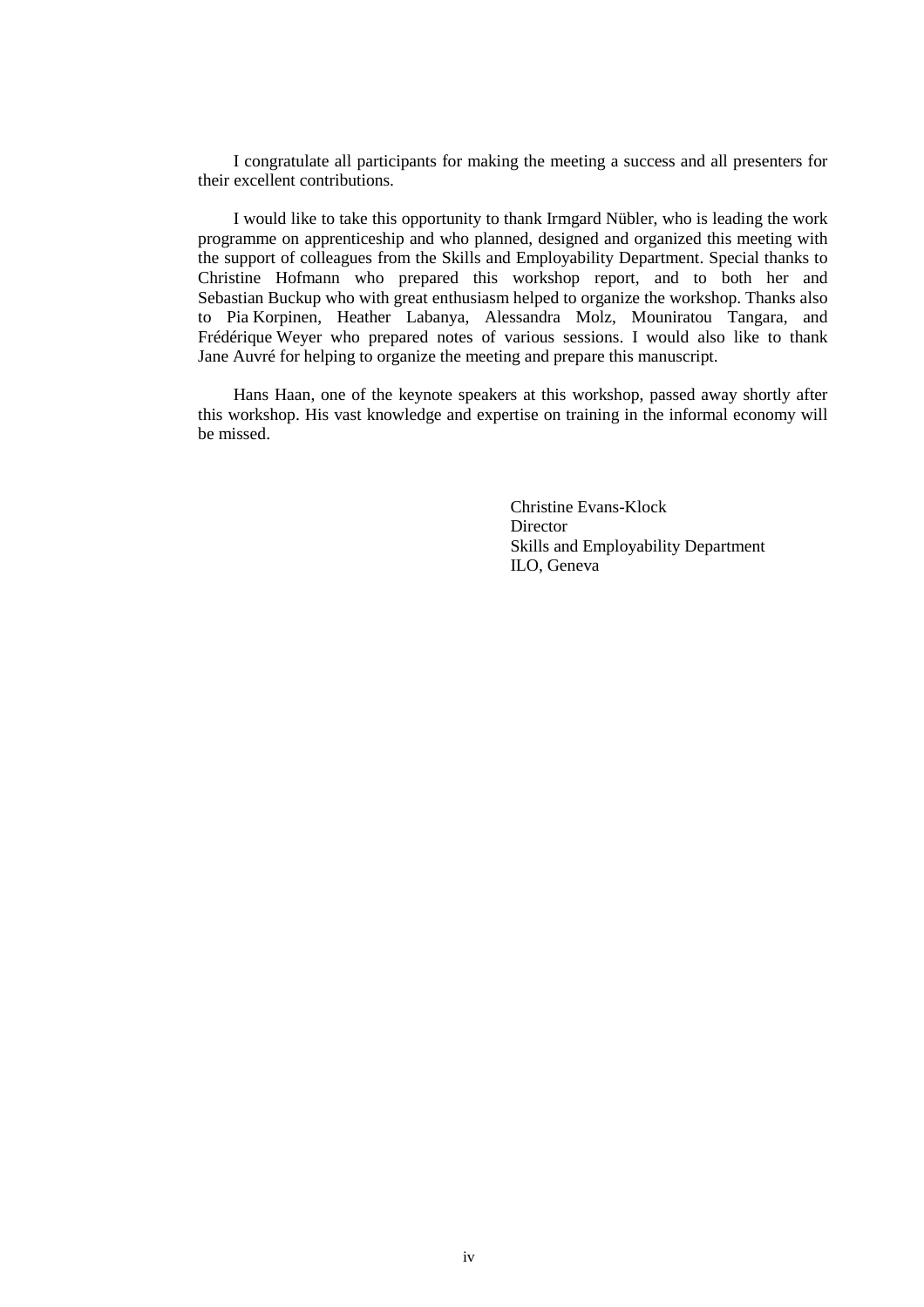I congratulate all participants for making the meeting a success and all presenters for their excellent contributions.

I would like to take this opportunity to thank Irmgard Nübler, who is leading the work programme on apprenticeship and who planned, designed and organized this meeting with the support of colleagues from the Skills and Employability Department. Special thanks to Christine Hofmann who prepared this workshop report, and to both her and Sebastian Buckup who with great enthusiasm helped to organize the workshop. Thanks also to Pia Korpinen, Heather Labanya, Alessandra Molz, Mouniratou Tangara, and Frédérique Weyer who prepared notes of various sessions. I would also like to thank Jane Auvré for helping to organize the meeting and prepare this manuscript.

Hans Haan, one of the keynote speakers at this workshop, passed away shortly after this workshop. His vast knowledge and expertise on training in the informal economy will be missed.

Christine Evans-Klock
Director
Skills and Employability Department
ILO, Geneva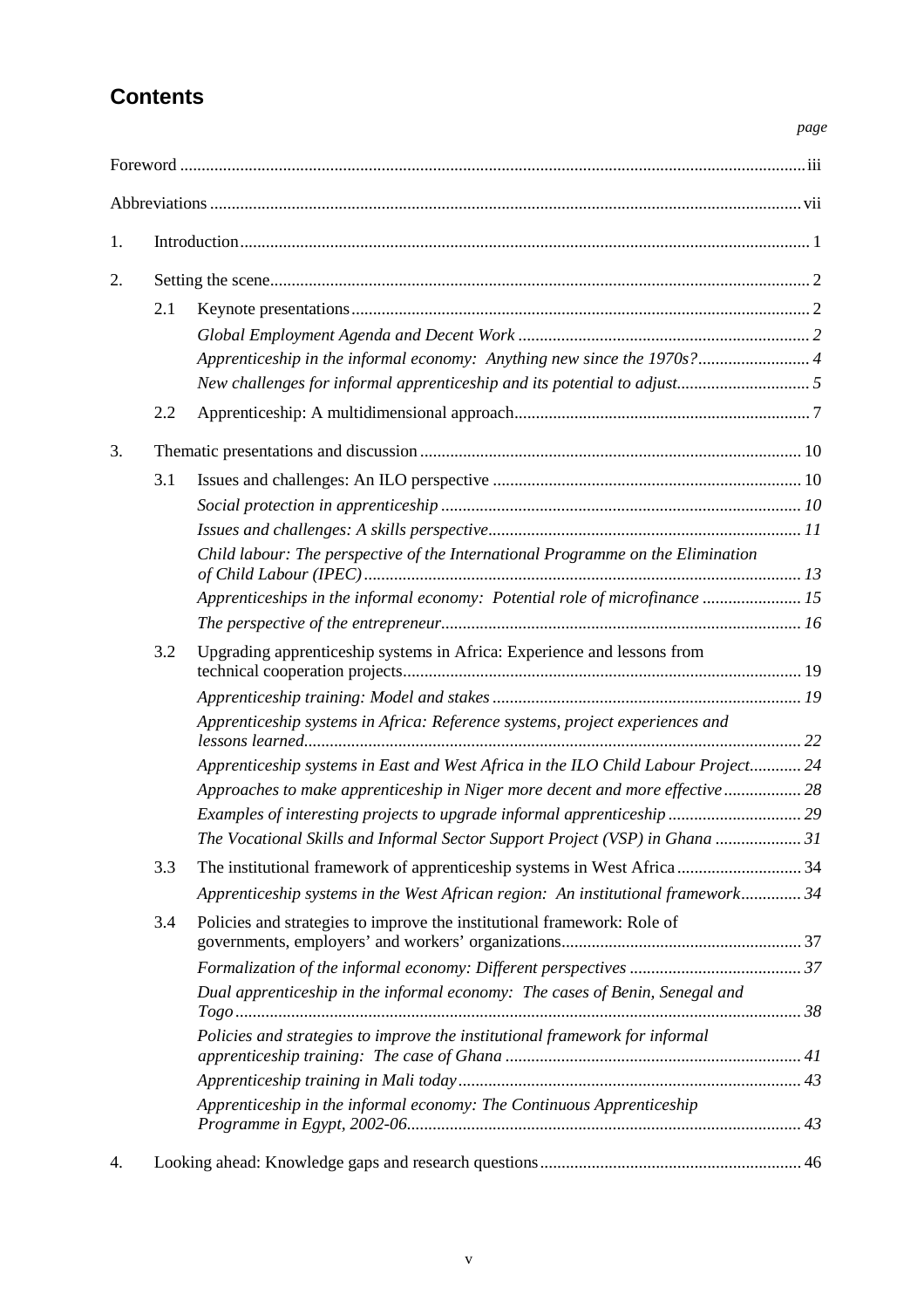## Contents

*page*

Foreword ... iii

Abbreviations ... vii

1. Introduction ... 1

2. Setting the scene ... 2
   - 2.1 Keynote presentations ... 2
     - *Global Employment Agenda and Decent Work* ... *2*
     - *Apprenticeship in the informal economy: Anything new since the 1970s?* ... *4*
     - *New challenges for informal apprenticeship and its potential to adjust* ... *5*
   - 2.2 Apprenticeship: A multidimensional approach ... 7

3. Thematic presentations and discussion ... 10
   - 3.1 Issues and challenges: An ILO perspective ... 10
     - *Social protection in apprenticeship* ... *10*
     - *Issues and challenges: A skills perspective* ... *11*
     - *Child labour: The perspective of the International Programme on the Elimination of Child Labour (IPEC)* ... *13*
     - *Apprenticeships in the informal economy: Potential role of microfinance* ... *15*
     - *The perspective of the entrepreneur* ... *16*
   - 3.2 Upgrading apprenticeship systems in Africa: Experience and lessons from technical cooperation projects ... 19
     - *Apprenticeship training: Model and stakes* ... *19*
     - *Apprenticeship systems in Africa: Reference systems, project experiences and lessons learned* ... *22*
     - *Apprenticeship systems in East and West Africa in the ILO Child Labour Project* ... *24*
     - *Approaches to make apprenticeship in Niger more decent and more effective* ... *28*
     - *Examples of interesting projects to upgrade informal apprenticeship* ... *29*
     - *The Vocational Skills and Informal Sector Support Project (VSP) in Ghana* ... *31*
   - 3.3 The institutional framework of apprenticeship systems in West Africa ... 34
     - *Apprenticeship systems in the West African region: An institutional framework* ... *34*
   - 3.4 Policies and strategies to improve the institutional framework: Role of governments, employers' and workers' organizations ... 37
     - *Formalization of the informal economy: Different perspectives* ... *37*
     - *Dual apprenticeship in the informal economy: The cases of Benin, Senegal and Togo* ... *38*
     - *Policies and strategies to improve the institutional framework for informal apprenticeship training: The case of Ghana* ... *41*
     - *Apprenticeship training in Mali today* ... *43*
     - *Apprenticeship in the informal economy: The Continuous Apprenticeship Programme in Egypt, 2002-06* ... *43*

4. Looking ahead: Knowledge gaps and research questions ... 46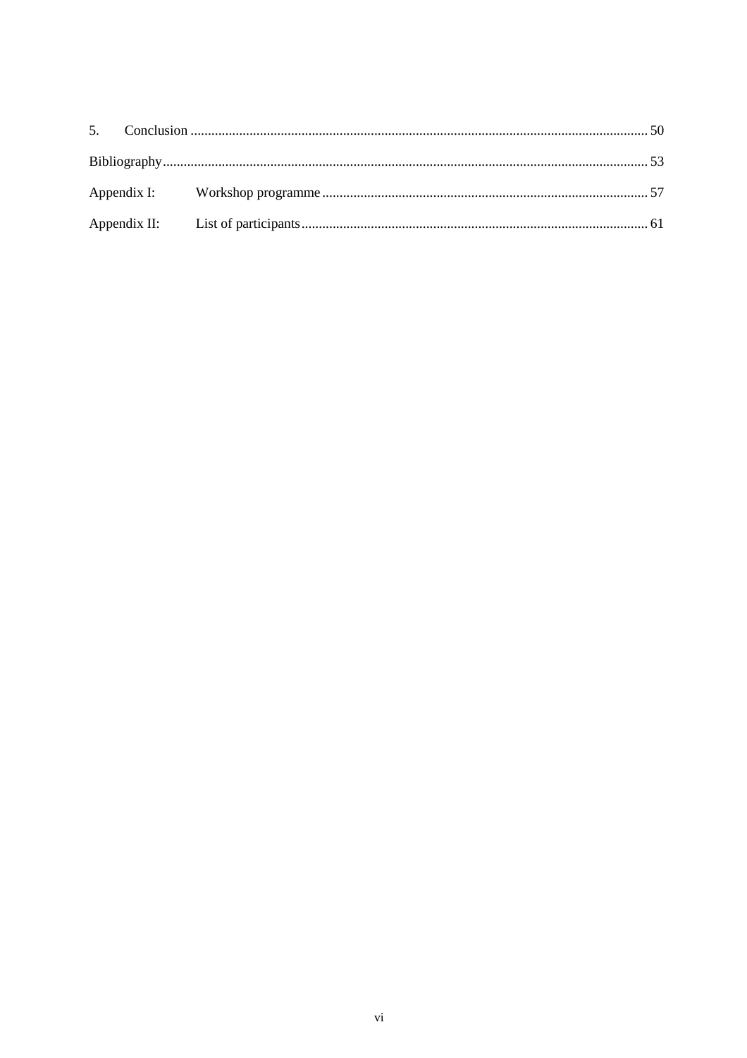5. Conclusion .... 50

Bibliography .... 53

Appendix I: Workshop programme .... 57

Appendix II: List of participants .... 61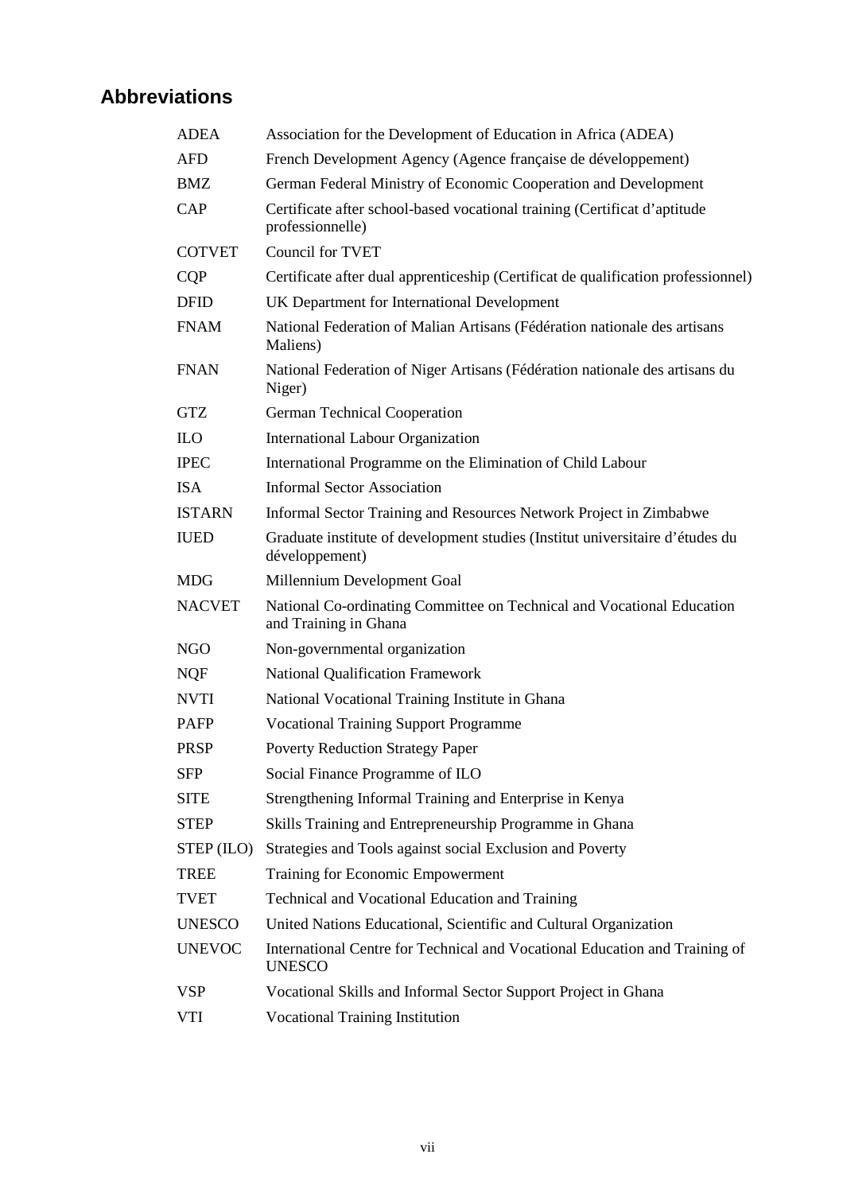## Abbreviations

| | |
|---|---|
| ADEA | Association for the Development of Education in Africa (ADEA) |
| AFD | French Development Agency (Agence française de développement) |
| BMZ | German Federal Ministry of Economic Cooperation and Development |
| CAP | Certificate after school-based vocational training (Certificat d'aptitude professionnelle) |
| COTVET | Council for TVET |
| CQP | Certificate after dual apprenticeship (Certificat de qualification professionnel) |
| DFID | UK Department for International Development |
| FNAM | National Federation of Malian Artisans (Fédération nationale des artisans Maliens) |
| FNAN | National Federation of Niger Artisans (Fédération nationale des artisans du Niger) |
| GTZ | German Technical Cooperation |
| ILO | International Labour Organization |
| IPEC | International Programme on the Elimination of Child Labour |
| ISA | Informal Sector Association |
| ISTARN | Informal Sector Training and Resources Network Project in Zimbabwe |
| IUED | Graduate institute of development studies (Institut universitaire d'études du développement) |
| MDG | Millennium Development Goal |
| NACVET | National Co-ordinating Committee on Technical and Vocational Education and Training in Ghana |
| NGO | Non-governmental organization |
| NQF | National Qualification Framework |
| NVTI | National Vocational Training Institute in Ghana |
| PAFP | Vocational Training Support Programme |
| PRSP | Poverty Reduction Strategy Paper |
| SFP | Social Finance Programme of ILO |
| SITE | Strengthening Informal Training and Enterprise in Kenya |
| STEP | Skills Training and Entrepreneurship Programme in Ghana |
| STEP (ILO) | Strategies and Tools against social Exclusion and Poverty |
| TREE | Training for Economic Empowerment |
| TVET | Technical and Vocational Education and Training |
| UNESCO | United Nations Educational, Scientific and Cultural Organization |
| UNEVOC | International Centre for Technical and Vocational Education and Training of UNESCO |
| VSP | Vocational Skills and Informal Sector Support Project in Ghana |
| VTI | Vocational Training Institution |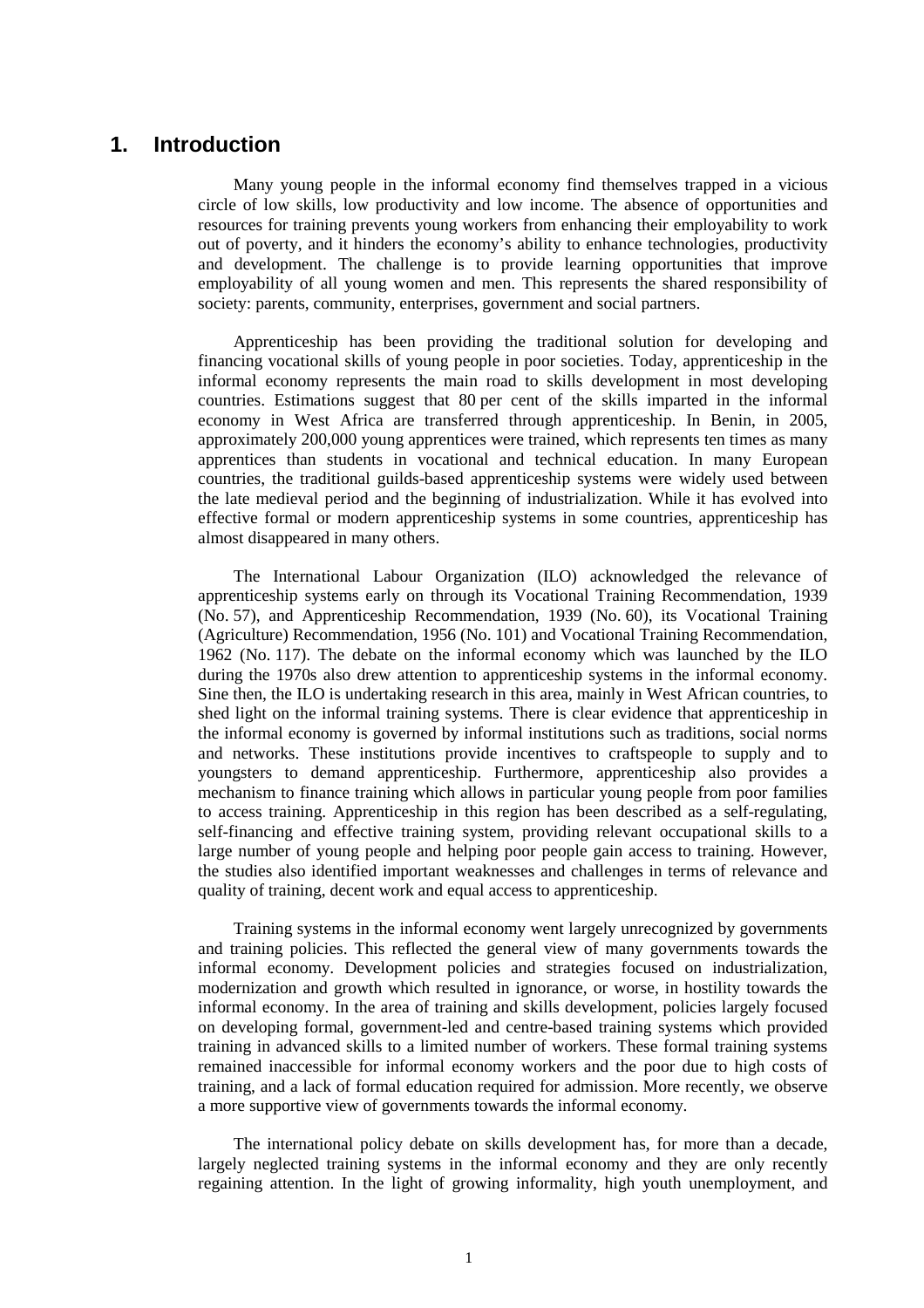# 1. Introduction

Many young people in the informal economy find themselves trapped in a vicious circle of low skills, low productivity and low income. The absence of opportunities and resources for training prevents young workers from enhancing their employability to work out of poverty, and it hinders the economy's ability to enhance technologies, productivity and development. The challenge is to provide learning opportunities that improve employability of all young women and men. This represents the shared responsibility of society: parents, community, enterprises, government and social partners.

Apprenticeship has been providing the traditional solution for developing and financing vocational skills of young people in poor societies. Today, apprenticeship in the informal economy represents the main road to skills development in most developing countries. Estimations suggest that 80 per cent of the skills imparted in the informal economy in West Africa are transferred through apprenticeship. In Benin, in 2005, approximately 200,000 young apprentices were trained, which represents ten times as many apprentices than students in vocational and technical education. In many European countries, the traditional guilds-based apprenticeship systems were widely used between the late medieval period and the beginning of industrialization. While it has evolved into effective formal or modern apprenticeship systems in some countries, apprenticeship has almost disappeared in many others.

The International Labour Organization (ILO) acknowledged the relevance of apprenticeship systems early on through its Vocational Training Recommendation, 1939 (No. 57), and Apprenticeship Recommendation, 1939 (No. 60), its Vocational Training (Agriculture) Recommendation, 1956 (No. 101) and Vocational Training Recommendation, 1962 (No. 117). The debate on the informal economy which was launched by the ILO during the 1970s also drew attention to apprenticeship systems in the informal economy. Sine then, the ILO is undertaking research in this area, mainly in West African countries, to shed light on the informal training systems. There is clear evidence that apprenticeship in the informal economy is governed by informal institutions such as traditions, social norms and networks. These institutions provide incentives to craftspeople to supply and to youngsters to demand apprenticeship. Furthermore, apprenticeship also provides a mechanism to finance training which allows in particular young people from poor families to access training. Apprenticeship in this region has been described as a self-regulating, self-financing and effective training system, providing relevant occupational skills to a large number of young people and helping poor people gain access to training. However, the studies also identified important weaknesses and challenges in terms of relevance and quality of training, decent work and equal access to apprenticeship.

Training systems in the informal economy went largely unrecognized by governments and training policies. This reflected the general view of many governments towards the informal economy. Development policies and strategies focused on industrialization, modernization and growth which resulted in ignorance, or worse, in hostility towards the informal economy. In the area of training and skills development, policies largely focused on developing formal, government-led and centre-based training systems which provided training in advanced skills to a limited number of workers. These formal training systems remained inaccessible for informal economy workers and the poor due to high costs of training, and a lack of formal education required for admission. More recently, we observe a more supportive view of governments towards the informal economy.

The international policy debate on skills development has, for more than a decade, largely neglected training systems in the informal economy and they are only recently regaining attention. In the light of growing informality, high youth unemployment, and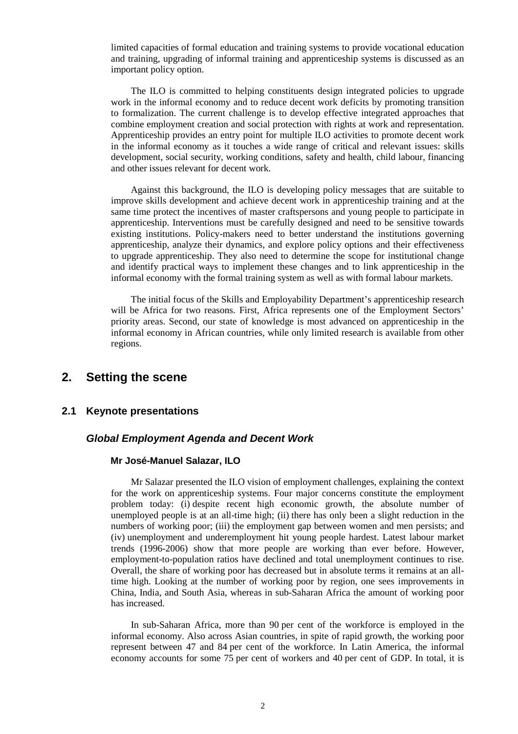limited capacities of formal education and training systems to provide vocational education and training, upgrading of informal training and apprenticeship systems is discussed as an important policy option.

The ILO is committed to helping constituents design integrated policies to upgrade work in the informal economy and to reduce decent work deficits by promoting transition to formalization. The current challenge is to develop effective integrated approaches that combine employment creation and social protection with rights at work and representation. Apprenticeship provides an entry point for multiple ILO activities to promote decent work in the informal economy as it touches a wide range of critical and relevant issues: skills development, social security, working conditions, safety and health, child labour, financing and other issues relevant for decent work.

Against this background, the ILO is developing policy messages that are suitable to improve skills development and achieve decent work in apprenticeship training and at the same time protect the incentives of master craftspersons and young people to participate in apprenticeship. Interventions must be carefully designed and need to be sensitive towards existing institutions. Policy-makers need to better understand the institutions governing apprenticeship, analyze their dynamics, and explore policy options and their effectiveness to upgrade apprenticeship. They also need to determine the scope for institutional change and identify practical ways to implement these changes and to link apprenticeship in the informal economy with the formal training system as well as with formal labour markets.

The initial focus of the Skills and Employability Department's apprenticeship research will be Africa for two reasons. First, Africa represents one of the Employment Sectors' priority areas. Second, our state of knowledge is most advanced on apprenticeship in the informal economy in African countries, while only limited research is available from other regions.

# 2. Setting the scene

## 2.1 Keynote presentations

### *Global Employment Agenda and Decent Work*

#### Mr José-Manuel Salazar, ILO

Mr Salazar presented the ILO vision of employment challenges, explaining the context for the work on apprenticeship systems. Four major concerns constitute the employment problem today: (i) despite recent high economic growth, the absolute number of unemployed people is at an all-time high; (ii) there has only been a slight reduction in the numbers of working poor; (iii) the employment gap between women and men persists; and (iv) unemployment and underemployment hit young people hardest. Latest labour market trends (1996-2006) show that more people are working than ever before. However, employment-to-population ratios have declined and total unemployment continues to rise. Overall, the share of working poor has decreased but in absolute terms it remains at an all-time high. Looking at the number of working poor by region, one sees improvements in China, India, and South Asia, whereas in sub-Saharan Africa the amount of working poor has increased.

In sub-Saharan Africa, more than 90 per cent of the workforce is employed in the informal economy. Also across Asian countries, in spite of rapid growth, the working poor represent between 47 and 84 per cent of the workforce. In Latin America, the informal economy accounts for some 75 per cent of workers and 40 per cent of GDP. In total, it is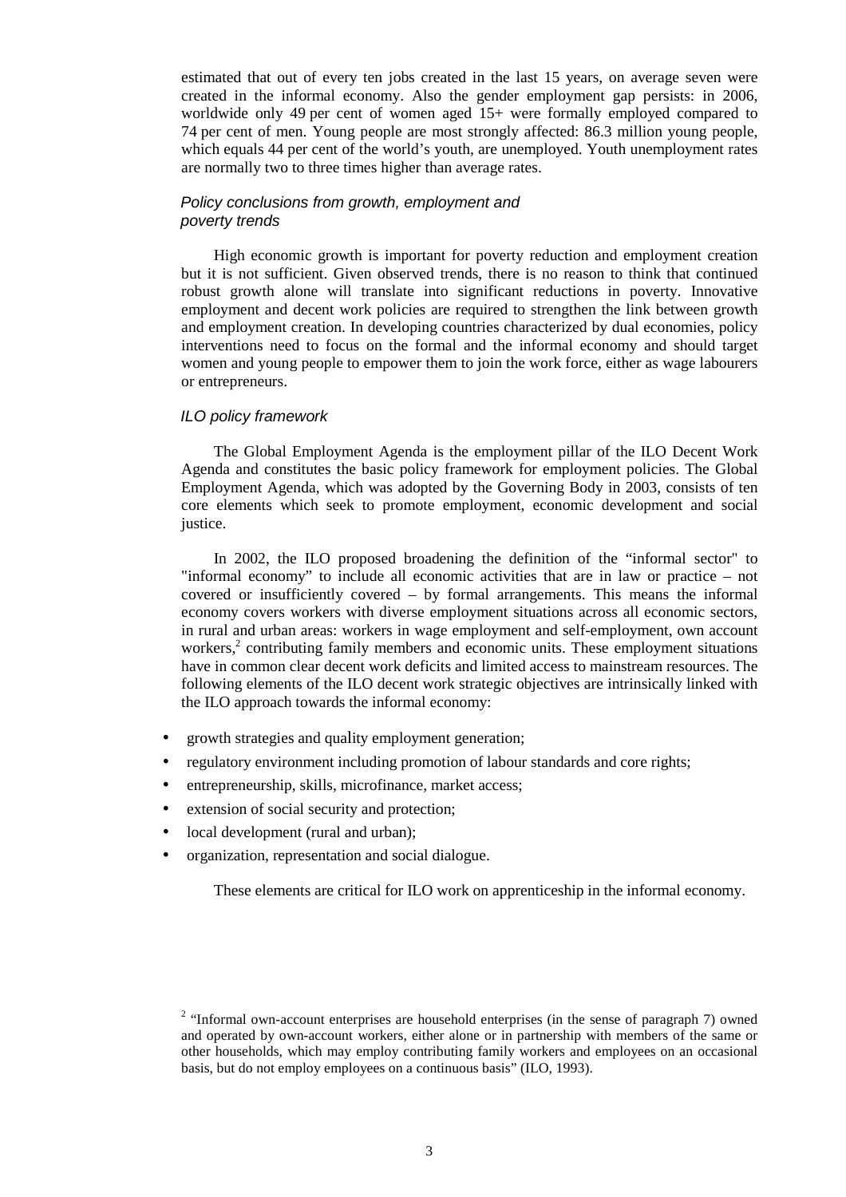estimated that out of every ten jobs created in the last 15 years, on average seven were created in the informal economy. Also the gender employment gap persists: in 2006, worldwide only 49 per cent of women aged 15+ were formally employed compared to 74 per cent of men. Young people are most strongly affected: 86.3 million young people, which equals 44 per cent of the world's youth, are unemployed. Youth unemployment rates are normally two to three times higher than average rates.

### *Policy conclusions from growth, employment and poverty trends*

High economic growth is important for poverty reduction and employment creation but it is not sufficient. Given observed trends, there is no reason to think that continued robust growth alone will translate into significant reductions in poverty. Innovative employment and decent work policies are required to strengthen the link between growth and employment creation. In developing countries characterized by dual economies, policy interventions need to focus on the formal and the informal economy and should target women and young people to empower them to join the work force, either as wage labourers or entrepreneurs.

### *ILO policy framework*

The Global Employment Agenda is the employment pillar of the ILO Decent Work Agenda and constitutes the basic policy framework for employment policies. The Global Employment Agenda, which was adopted by the Governing Body in 2003, consists of ten core elements which seek to promote employment, economic development and social justice.

In 2002, the ILO proposed broadening the definition of the "informal sector" to "informal economy" to include all economic activities that are in law or practice – not covered or insufficiently covered – by formal arrangements. This means the informal economy covers workers with diverse employment situations across all economic sectors, in rural and urban areas: workers in wage employment and self-employment, own account workers,[2] contributing family members and economic units. These employment situations have in common clear decent work deficits and limited access to mainstream resources. The following elements of the ILO decent work strategic objectives are intrinsically linked with the ILO approach towards the informal economy:

- growth strategies and quality employment generation;
- regulatory environment including promotion of labour standards and core rights;
- entrepreneurship, skills, microfinance, market access;
- extension of social security and protection;
- local development (rural and urban);
- organization, representation and social dialogue.

These elements are critical for ILO work on apprenticeship in the informal economy.

[2] "Informal own-account enterprises are household enterprises (in the sense of paragraph 7) owned and operated by own-account workers, either alone or in partnership with members of the same or other households, which may employ contributing family workers and employees on an occasional basis, but do not employ employees on a continuous basis" (ILO, 1993).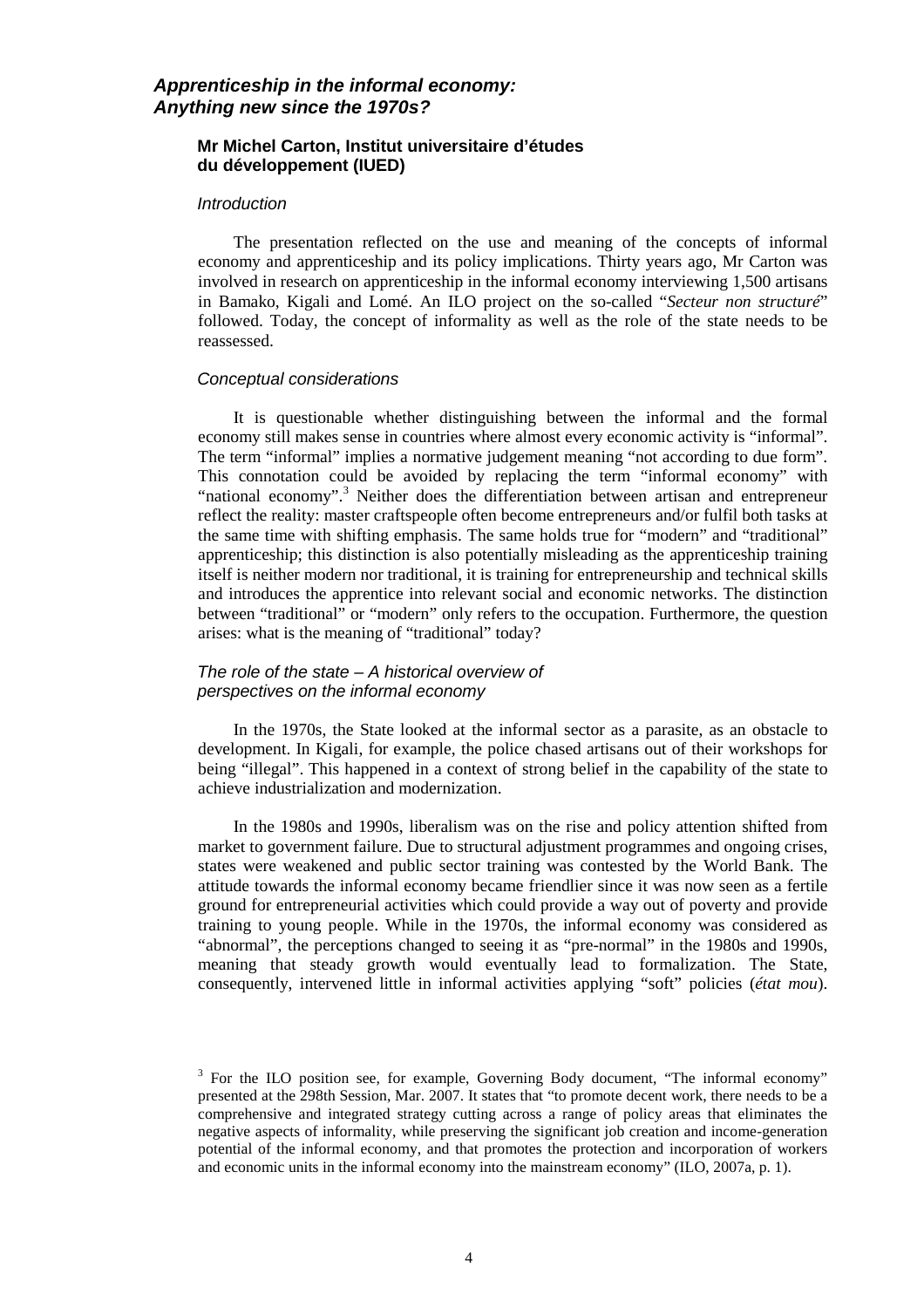## *Apprenticeship in the informal economy: Anything new since the 1970s?*

### Mr Michel Carton, Institut universitaire d'études du développement (IUED)

#### *Introduction*

The presentation reflected on the use and meaning of the concepts of informal economy and apprenticeship and its policy implications. Thirty years ago, Mr Carton was involved in research on apprenticeship in the informal economy interviewing 1,500 artisans in Bamako, Kigali and Lomé. An ILO project on the so-called "*Secteur non structuré*" followed. Today, the concept of informality as well as the role of the state needs to be reassessed.

#### *Conceptual considerations*

It is questionable whether distinguishing between the informal and the formal economy still makes sense in countries where almost every economic activity is "informal". The term "informal" implies a normative judgement meaning "not according to due form". This connotation could be avoided by replacing the term "informal economy" with "national economy".[3] Neither does the differentiation between artisan and entrepreneur reflect the reality: master craftspeople often become entrepreneurs and/or fulfil both tasks at the same time with shifting emphasis. The same holds true for "modern" and "traditional" apprenticeship; this distinction is also potentially misleading as the apprenticeship training itself is neither modern nor traditional, it is training for entrepreneurship and technical skills and introduces the apprentice into relevant social and economic networks. The distinction between "traditional" or "modern" only refers to the occupation. Furthermore, the question arises: what is the meaning of "traditional" today?

#### *The role of the state – A historical overview of perspectives on the informal economy*

In the 1970s, the State looked at the informal sector as a parasite, as an obstacle to development. In Kigali, for example, the police chased artisans out of their workshops for being "illegal". This happened in a context of strong belief in the capability of the state to achieve industrialization and modernization.

In the 1980s and 1990s, liberalism was on the rise and policy attention shifted from market to government failure. Due to structural adjustment programmes and ongoing crises, states were weakened and public sector training was contested by the World Bank. The attitude towards the informal economy became friendlier since it was now seen as a fertile ground for entrepreneurial activities which could provide a way out of poverty and provide training to young people. While in the 1970s, the informal economy was considered as "abnormal", the perceptions changed to seeing it as "pre-normal" in the 1980s and 1990s, meaning that steady growth would eventually lead to formalization. The State, consequently, intervened little in informal activities applying "soft" policies (*état mou*).

[3] For the ILO position see, for example, Governing Body document, "The informal economy" presented at the 298th Session, Mar. 2007. It states that "to promote decent work, there needs to be a comprehensive and integrated strategy cutting across a range of policy areas that eliminates the negative aspects of informality, while preserving the significant job creation and income-generation potential of the informal economy, and that promotes the protection and incorporation of workers and economic units in the informal economy into the mainstream economy" (ILO, 2007a, p. 1).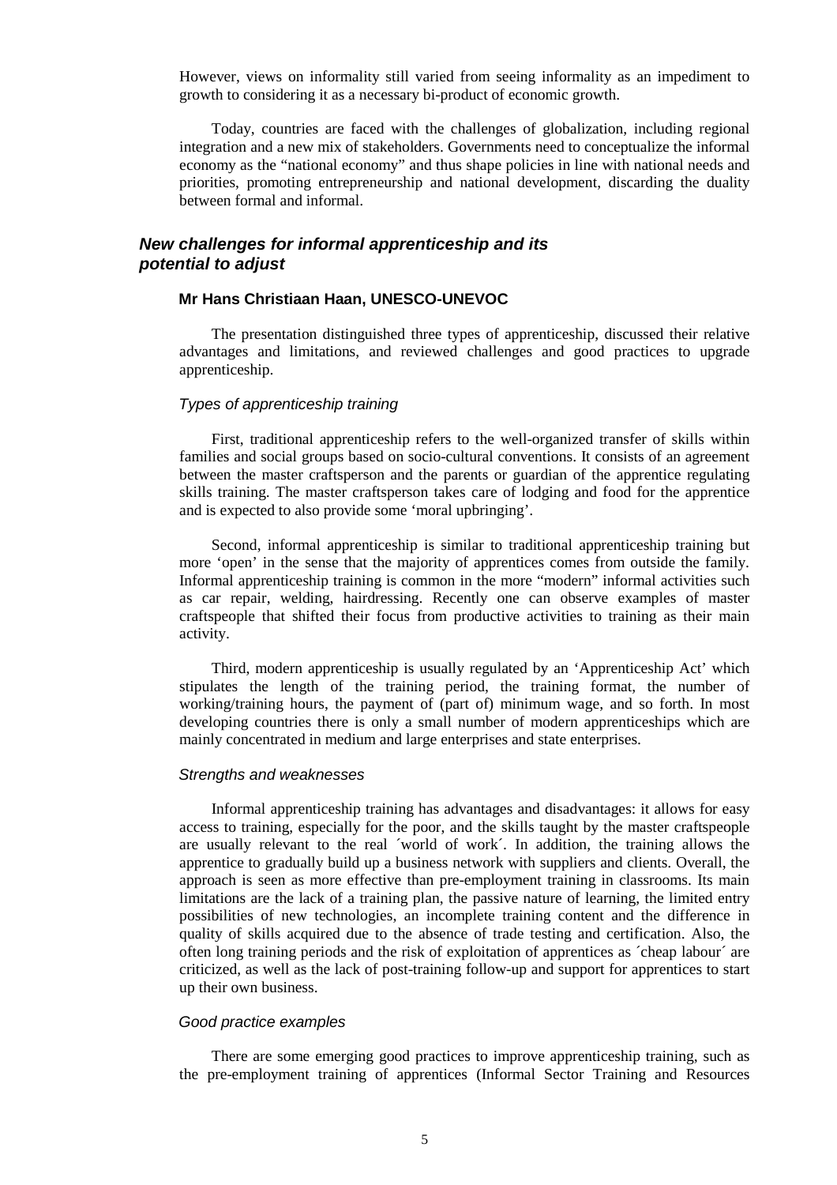However, views on informality still varied from seeing informality as an impediment to growth to considering it as a necessary bi-product of economic growth.

Today, countries are faced with the challenges of globalization, including regional integration and a new mix of stakeholders. Governments need to conceptualize the informal economy as the "national economy" and thus shape policies in line with national needs and priorities, promoting entrepreneurship and national development, discarding the duality between formal and informal.

## *New challenges for informal apprenticeship and its potential to adjust*

### Mr Hans Christiaan Haan, UNESCO-UNEVOC

The presentation distinguished three types of apprenticeship, discussed their relative advantages and limitations, and reviewed challenges and good practices to upgrade apprenticeship.

#### *Types of apprenticeship training*

First, traditional apprenticeship refers to the well-organized transfer of skills within families and social groups based on socio-cultural conventions. It consists of an agreement between the master craftsperson and the parents or guardian of the apprentice regulating skills training. The master craftsperson takes care of lodging and food for the apprentice and is expected to also provide some 'moral upbringing'.

Second, informal apprenticeship is similar to traditional apprenticeship training but more 'open' in the sense that the majority of apprentices comes from outside the family. Informal apprenticeship training is common in the more "modern" informal activities such as car repair, welding, hairdressing. Recently one can observe examples of master craftspeople that shifted their focus from productive activities to training as their main activity.

Third, modern apprenticeship is usually regulated by an 'Apprenticeship Act' which stipulates the length of the training period, the training format, the number of working/training hours, the payment of (part of) minimum wage, and so forth. In most developing countries there is only a small number of modern apprenticeships which are mainly concentrated in medium and large enterprises and state enterprises.

#### *Strengths and weaknesses*

Informal apprenticeship training has advantages and disadvantages: it allows for easy access to training, especially for the poor, and the skills taught by the master craftspeople are usually relevant to the real ´world of work´. In addition, the training allows the apprentice to gradually build up a business network with suppliers and clients. Overall, the approach is seen as more effective than pre-employment training in classrooms. Its main limitations are the lack of a training plan, the passive nature of learning, the limited entry possibilities of new technologies, an incomplete training content and the difference in quality of skills acquired due to the absence of trade testing and certification. Also, the often long training periods and the risk of exploitation of apprentices as ´cheap labour´ are criticized, as well as the lack of post-training follow-up and support for apprentices to start up their own business.

#### *Good practice examples*

There are some emerging good practices to improve apprenticeship training, such as the pre-employment training of apprentices (Informal Sector Training and Resources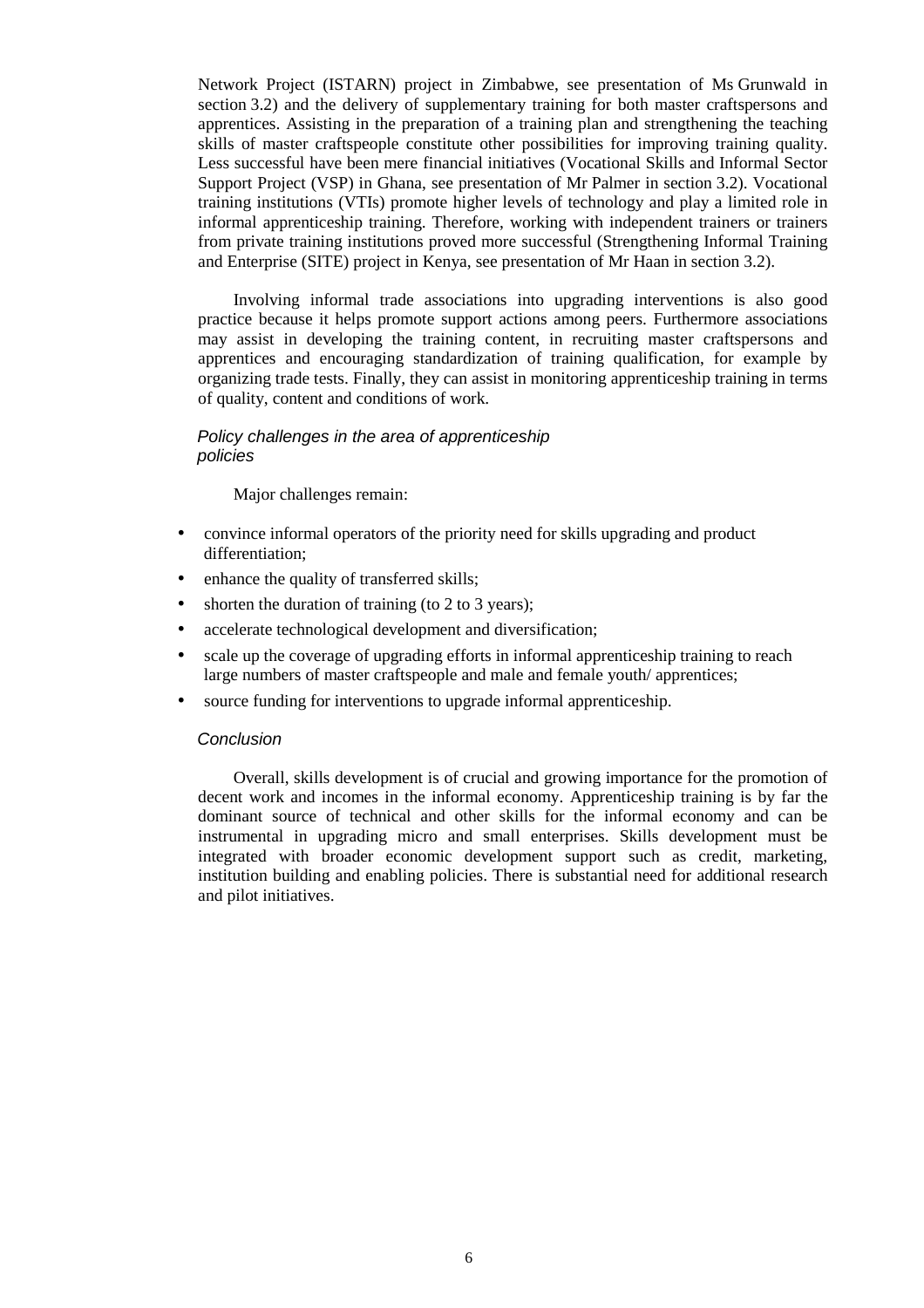Network Project (ISTARN) project in Zimbabwe, see presentation of Ms Grunwald in section 3.2) and the delivery of supplementary training for both master craftspersons and apprentices. Assisting in the preparation of a training plan and strengthening the teaching skills of master craftspeople constitute other possibilities for improving training quality. Less successful have been mere financial initiatives (Vocational Skills and Informal Sector Support Project (VSP) in Ghana, see presentation of Mr Palmer in section 3.2). Vocational training institutions (VTIs) promote higher levels of technology and play a limited role in informal apprenticeship training. Therefore, working with independent trainers or trainers from private training institutions proved more successful (Strengthening Informal Training and Enterprise (SITE) project in Kenya, see presentation of Mr Haan in section 3.2).

Involving informal trade associations into upgrading interventions is also good practice because it helps promote support actions among peers. Furthermore associations may assist in developing the training content, in recruiting master craftspersons and apprentices and encouraging standardization of training qualification, for example by organizing trade tests. Finally, they can assist in monitoring apprenticeship training in terms of quality, content and conditions of work.

*Policy challenges in the area of apprenticeship policies*

Major challenges remain:

- convince informal operators of the priority need for skills upgrading and product differentiation;
- enhance the quality of transferred skills;
- shorten the duration of training (to 2 to 3 years);
- accelerate technological development and diversification;
- scale up the coverage of upgrading efforts in informal apprenticeship training to reach large numbers of master craftspeople and male and female youth/ apprentices;
- source funding for interventions to upgrade informal apprenticeship.

*Conclusion*

Overall, skills development is of crucial and growing importance for the promotion of decent work and incomes in the informal economy. Apprenticeship training is by far the dominant source of technical and other skills for the informal economy and can be instrumental in upgrading micro and small enterprises. Skills development must be integrated with broader economic development support such as credit, marketing, institution building and enabling policies. There is substantial need for additional research and pilot initiatives.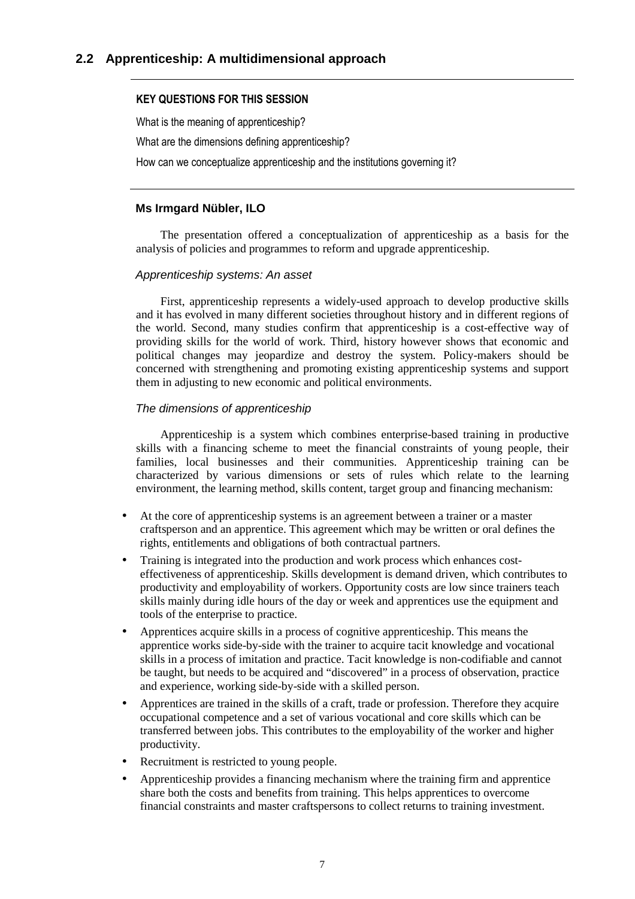## 2.2 Apprenticeship: A multidimensional approach

---

**KEY QUESTIONS FOR THIS SESSION**

What is the meaning of apprenticeship?

What are the dimensions defining apprenticeship?

How can we conceptualize apprenticeship and the institutions governing it?

---

**Ms Irmgard Nübler, ILO**

The presentation offered a conceptualization of apprenticeship as a basis for the analysis of policies and programmes to reform and upgrade apprenticeship.

*Apprenticeship systems: An asset*

First, apprenticeship represents a widely-used approach to develop productive skills and it has evolved in many different societies throughout history and in different regions of the world. Second, many studies confirm that apprenticeship is a cost-effective way of providing skills for the world of work. Third, history however shows that economic and political changes may jeopardize and destroy the system. Policy-makers should be concerned with strengthening and promoting existing apprenticeship systems and support them in adjusting to new economic and political environments.

*The dimensions of apprenticeship*

Apprenticeship is a system which combines enterprise-based training in productive skills with a financing scheme to meet the financial constraints of young people, their families, local businesses and their communities. Apprenticeship training can be characterized by various dimensions or sets of rules which relate to the learning environment, the learning method, skills content, target group and financing mechanism:

- At the core of apprenticeship systems is an agreement between a trainer or a master craftsperson and an apprentice. This agreement which may be written or oral defines the rights, entitlements and obligations of both contractual partners.
- Training is integrated into the production and work process which enhances cost-effectiveness of apprenticeship. Skills development is demand driven, which contributes to productivity and employability of workers. Opportunity costs are low since trainers teach skills mainly during idle hours of the day or week and apprentices use the equipment and tools of the enterprise to practice.
- Apprentices acquire skills in a process of cognitive apprenticeship. This means the apprentice works side-by-side with the trainer to acquire tacit knowledge and vocational skills in a process of imitation and practice. Tacit knowledge is non-codifiable and cannot be taught, but needs to be acquired and "discovered" in a process of observation, practice and experience, working side-by-side with a skilled person.
- Apprentices are trained in the skills of a craft, trade or profession. Therefore they acquire occupational competence and a set of various vocational and core skills which can be transferred between jobs. This contributes to the employability of the worker and higher productivity.
- Recruitment is restricted to young people.
- Apprenticeship provides a financing mechanism where the training firm and apprentice share both the costs and benefits from training. This helps apprentices to overcome financial constraints and master craftspersons to collect returns to training investment.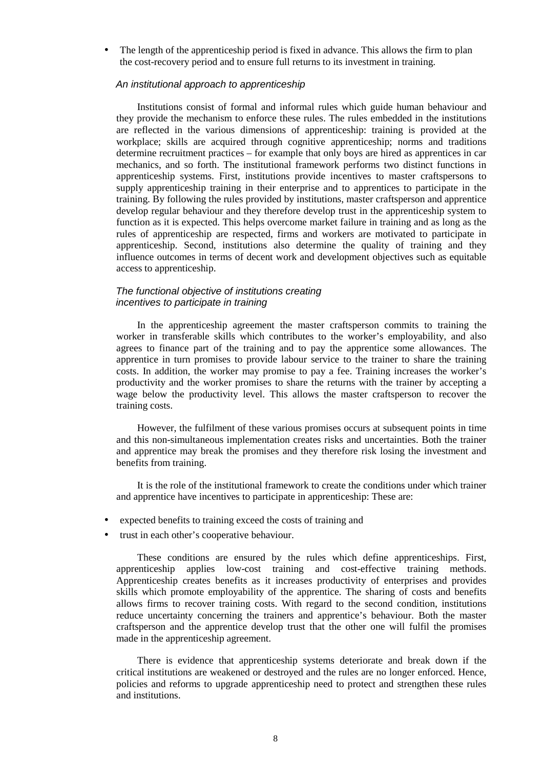- The length of the apprenticeship period is fixed in advance. This allows the firm to plan the cost-recovery period and to ensure full returns to its investment in training.

### *An institutional approach to apprenticeship*

Institutions consist of formal and informal rules which guide human behaviour and they provide the mechanism to enforce these rules. The rules embedded in the institutions are reflected in the various dimensions of apprenticeship: training is provided at the workplace; skills are acquired through cognitive apprenticeship; norms and traditions determine recruitment practices – for example that only boys are hired as apprentices in car mechanics, and so forth. The institutional framework performs two distinct functions in apprenticeship systems. First, institutions provide incentives to master craftspersons to supply apprenticeship training in their enterprise and to apprentices to participate in the training. By following the rules provided by institutions, master craftsperson and apprentice develop regular behaviour and they therefore develop trust in the apprenticeship system to function as it is expected. This helps overcome market failure in training and as long as the rules of apprenticeship are respected, firms and workers are motivated to participate in apprenticeship. Second, institutions also determine the quality of training and they influence outcomes in terms of decent work and development objectives such as equitable access to apprenticeship.

### *The functional objective of institutions creating incentives to participate in training*

In the apprenticeship agreement the master craftsperson commits to training the worker in transferable skills which contributes to the worker's employability, and also agrees to finance part of the training and to pay the apprentice some allowances. The apprentice in turn promises to provide labour service to the trainer to share the training costs. In addition, the worker may promise to pay a fee. Training increases the worker's productivity and the worker promises to share the returns with the trainer by accepting a wage below the productivity level. This allows the master craftsperson to recover the training costs.

However, the fulfilment of these various promises occurs at subsequent points in time and this non-simultaneous implementation creates risks and uncertainties. Both the trainer and apprentice may break the promises and they therefore risk losing the investment and benefits from training.

It is the role of the institutional framework to create the conditions under which trainer and apprentice have incentives to participate in apprenticeship: These are:

- expected benefits to training exceed the costs of training and
- trust in each other's cooperative behaviour.

These conditions are ensured by the rules which define apprenticeships. First, apprenticeship applies low-cost training and cost-effective training methods. Apprenticeship creates benefits as it increases productivity of enterprises and provides skills which promote employability of the apprentice. The sharing of costs and benefits allows firms to recover training costs. With regard to the second condition, institutions reduce uncertainty concerning the trainers and apprentice's behaviour. Both the master craftsperson and the apprentice develop trust that the other one will fulfil the promises made in the apprenticeship agreement.

There is evidence that apprenticeship systems deteriorate and break down if the critical institutions are weakened or destroyed and the rules are no longer enforced. Hence, policies and reforms to upgrade apprenticeship need to protect and strengthen these rules and institutions.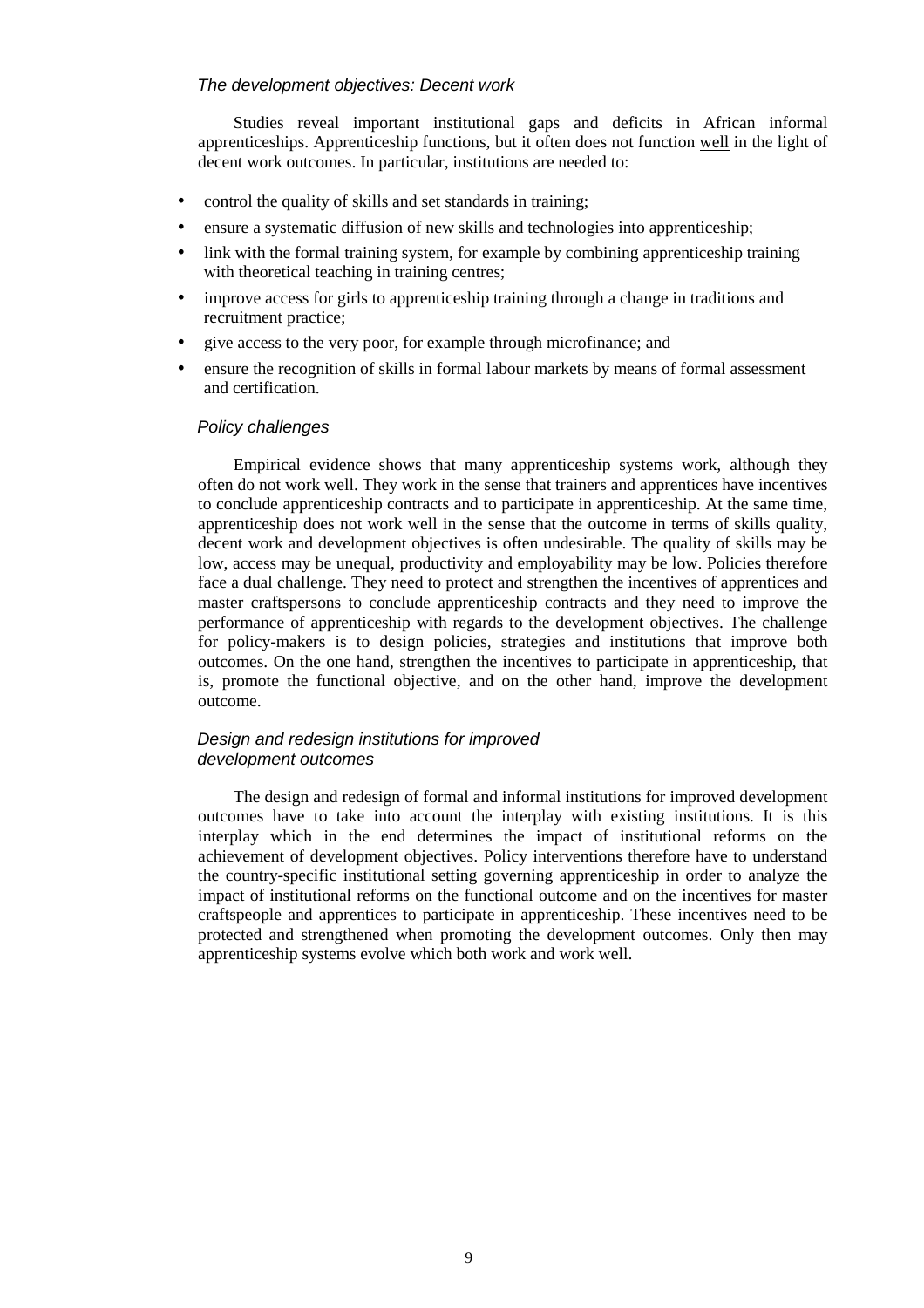### *The development objectives: Decent work*

Studies reveal important institutional gaps and deficits in African informal apprenticeships. Apprenticeship functions, but it often does not function <u>well</u> in the light of decent work outcomes. In particular, institutions are needed to:

- control the quality of skills and set standards in training;
- ensure a systematic diffusion of new skills and technologies into apprenticeship;
- link with the formal training system, for example by combining apprenticeship training with theoretical teaching in training centres;
- improve access for girls to apprenticeship training through a change in traditions and recruitment practice;
- give access to the very poor, for example through microfinance; and
- ensure the recognition of skills in formal labour markets by means of formal assessment and certification.

### *Policy challenges*

Empirical evidence shows that many apprenticeship systems work, although they often do not work well. They work in the sense that trainers and apprentices have incentives to conclude apprenticeship contracts and to participate in apprenticeship. At the same time, apprenticeship does not work well in the sense that the outcome in terms of skills quality, decent work and development objectives is often undesirable. The quality of skills may be low, access may be unequal, productivity and employability may be low. Policies therefore face a dual challenge. They need to protect and strengthen the incentives of apprentices and master craftspersons to conclude apprenticeship contracts and they need to improve the performance of apprenticeship with regards to the development objectives. The challenge for policy-makers is to design policies, strategies and institutions that improve both outcomes. On the one hand, strengthen the incentives to participate in apprenticeship, that is, promote the functional objective, and on the other hand, improve the development outcome.

### *Design and redesign institutions for improved development outcomes*

The design and redesign of formal and informal institutions for improved development outcomes have to take into account the interplay with existing institutions. It is this interplay which in the end determines the impact of institutional reforms on the achievement of development objectives. Policy interventions therefore have to understand the country-specific institutional setting governing apprenticeship in order to analyze the impact of institutional reforms on the functional outcome and on the incentives for master craftspeople and apprentices to participate in apprenticeship. These incentives need to be protected and strengthened when promoting the development outcomes. Only then may apprenticeship systems evolve which both work and work well.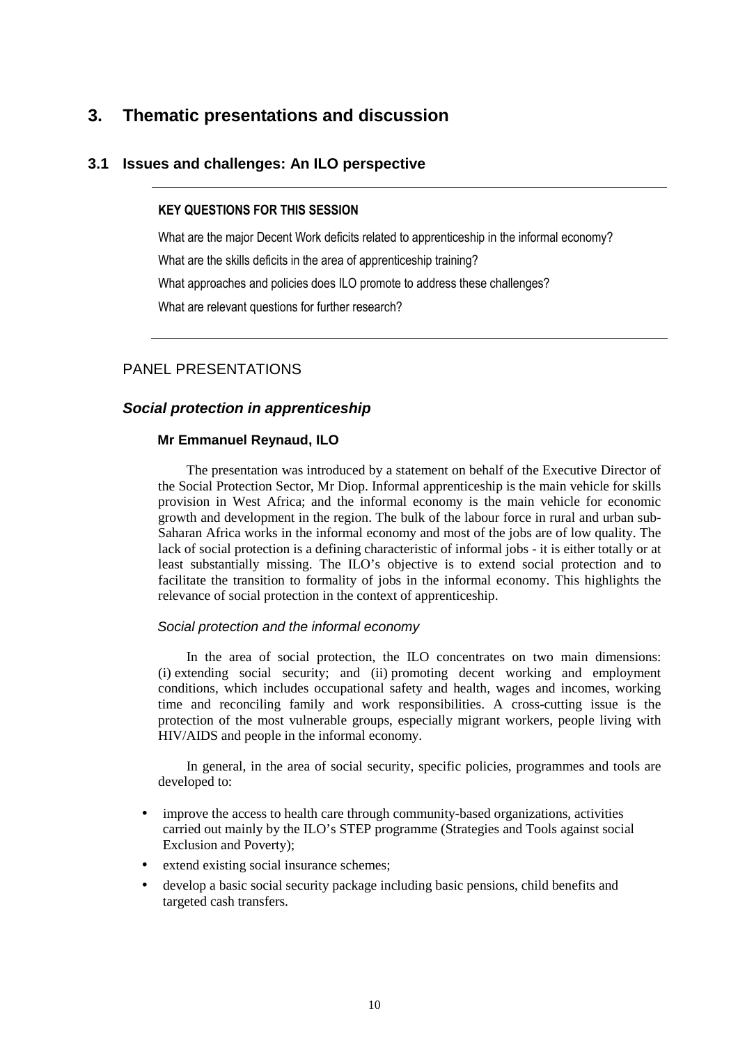# 3. Thematic presentations and discussion

## 3.1 Issues and challenges: An ILO perspective

---

**KEY QUESTIONS FOR THIS SESSION**

What are the major Decent Work deficits related to apprenticeship in the informal economy?

What are the skills deficits in the area of apprenticeship training?

What approaches and policies does ILO promote to address these challenges?

What are relevant questions for further research?

---

### PANEL PRESENTATIONS

### *Social protection in apprenticeship*

**Mr Emmanuel Reynaud, ILO**

The presentation was introduced by a statement on behalf of the Executive Director of the Social Protection Sector, Mr Diop. Informal apprenticeship is the main vehicle for skills provision in West Africa; and the informal economy is the main vehicle for economic growth and development in the region. The bulk of the labour force in rural and urban sub-Saharan Africa works in the informal economy and most of the jobs are of low quality. The lack of social protection is a defining characteristic of informal jobs - it is either totally or at least substantially missing. The ILO's objective is to extend social protection and to facilitate the transition to formality of jobs in the informal economy. This highlights the relevance of social protection in the context of apprenticeship.

*Social protection and the informal economy*

In the area of social protection, the ILO concentrates on two main dimensions: (i) extending social security; and (ii) promoting decent working and employment conditions, which includes occupational safety and health, wages and incomes, working time and reconciling family and work responsibilities. A cross-cutting issue is the protection of the most vulnerable groups, especially migrant workers, people living with HIV/AIDS and people in the informal economy.

In general, in the area of social security, specific policies, programmes and tools are developed to:

- improve the access to health care through community-based organizations, activities carried out mainly by the ILO's STEP programme (Strategies and Tools against social Exclusion and Poverty);
- extend existing social insurance schemes;
- develop a basic social security package including basic pensions, child benefits and targeted cash transfers.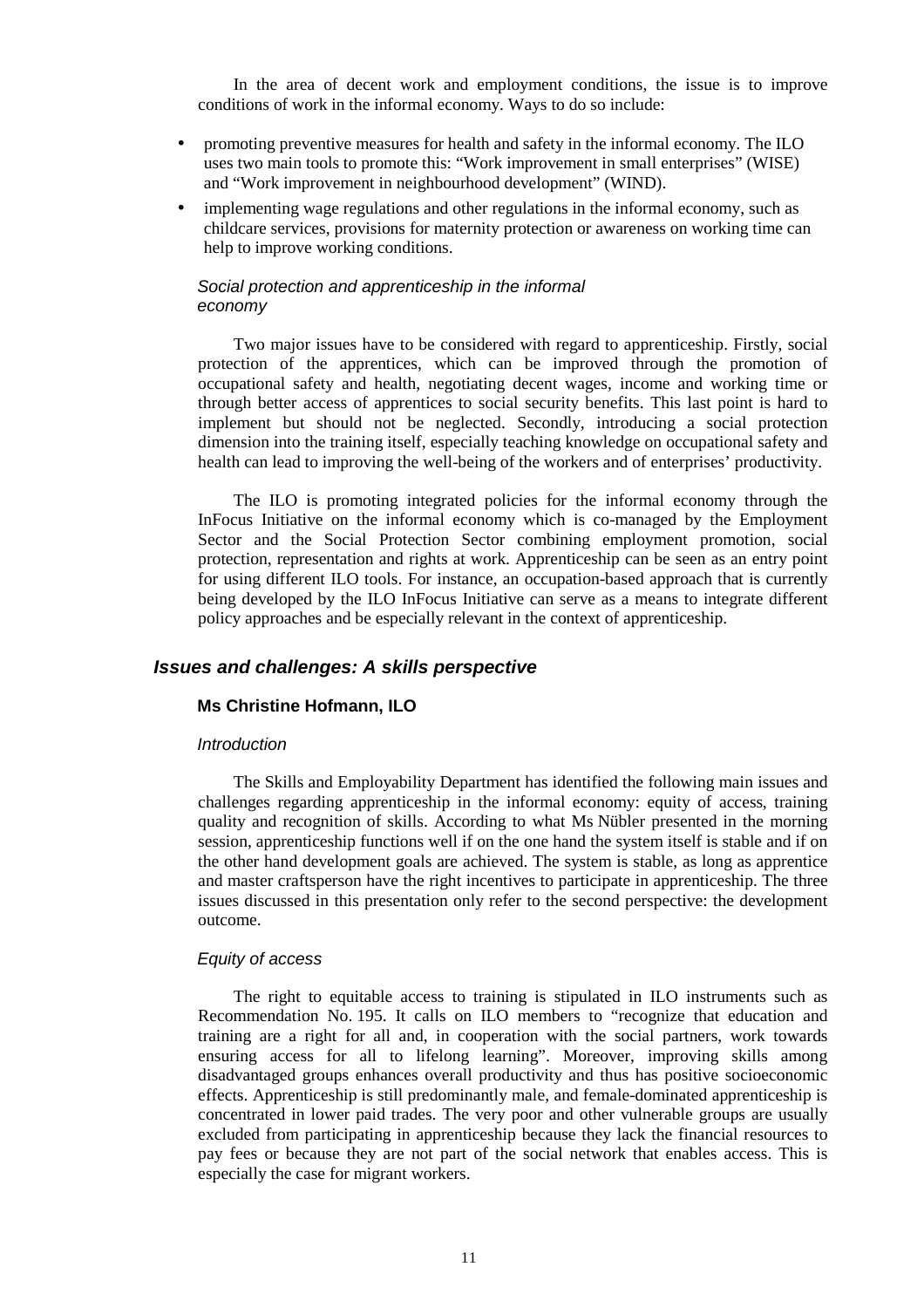In the area of decent work and employment conditions, the issue is to improve conditions of work in the informal economy. Ways to do so include:

- promoting preventive measures for health and safety in the informal economy. The ILO uses two main tools to promote this: "Work improvement in small enterprises" (WISE) and "Work improvement in neighbourhood development" (WIND).
- implementing wage regulations and other regulations in the informal economy, such as childcare services, provisions for maternity protection or awareness on working time can help to improve working conditions.

*Social protection and apprenticeship in the informal economy*

Two major issues have to be considered with regard to apprenticeship. Firstly, social protection of the apprentices, which can be improved through the promotion of occupational safety and health, negotiating decent wages, income and working time or through better access of apprentices to social security benefits. This last point is hard to implement but should not be neglected. Secondly, introducing a social protection dimension into the training itself, especially teaching knowledge on occupational safety and health can lead to improving the well-being of the workers and of enterprises' productivity.

The ILO is promoting integrated policies for the informal economy through the InFocus Initiative on the informal economy which is co-managed by the Employment Sector and the Social Protection Sector combining employment promotion, social protection, representation and rights at work. Apprenticeship can be seen as an entry point for using different ILO tools. For instance, an occupation-based approach that is currently being developed by the ILO InFocus Initiative can serve as a means to integrate different policy approaches and be especially relevant in the context of apprenticeship.

## *Issues and challenges: A skills perspective*

**Ms Christine Hofmann, ILO**

*Introduction*

The Skills and Employability Department has identified the following main issues and challenges regarding apprenticeship in the informal economy: equity of access, training quality and recognition of skills. According to what Ms Nübler presented in the morning session, apprenticeship functions well if on the one hand the system itself is stable and if on the other hand development goals are achieved. The system is stable, as long as apprentice and master craftsperson have the right incentives to participate in apprenticeship. The three issues discussed in this presentation only refer to the second perspective: the development outcome.

*Equity of access*

The right to equitable access to training is stipulated in ILO instruments such as Recommendation No. 195. It calls on ILO members to "recognize that education and training are a right for all and, in cooperation with the social partners, work towards ensuring access for all to lifelong learning". Moreover, improving skills among disadvantaged groups enhances overall productivity and thus has positive socioeconomic effects. Apprenticeship is still predominantly male, and female-dominated apprenticeship is concentrated in lower paid trades. The very poor and other vulnerable groups are usually excluded from participating in apprenticeship because they lack the financial resources to pay fees or because they are not part of the social network that enables access. This is especially the case for migrant workers.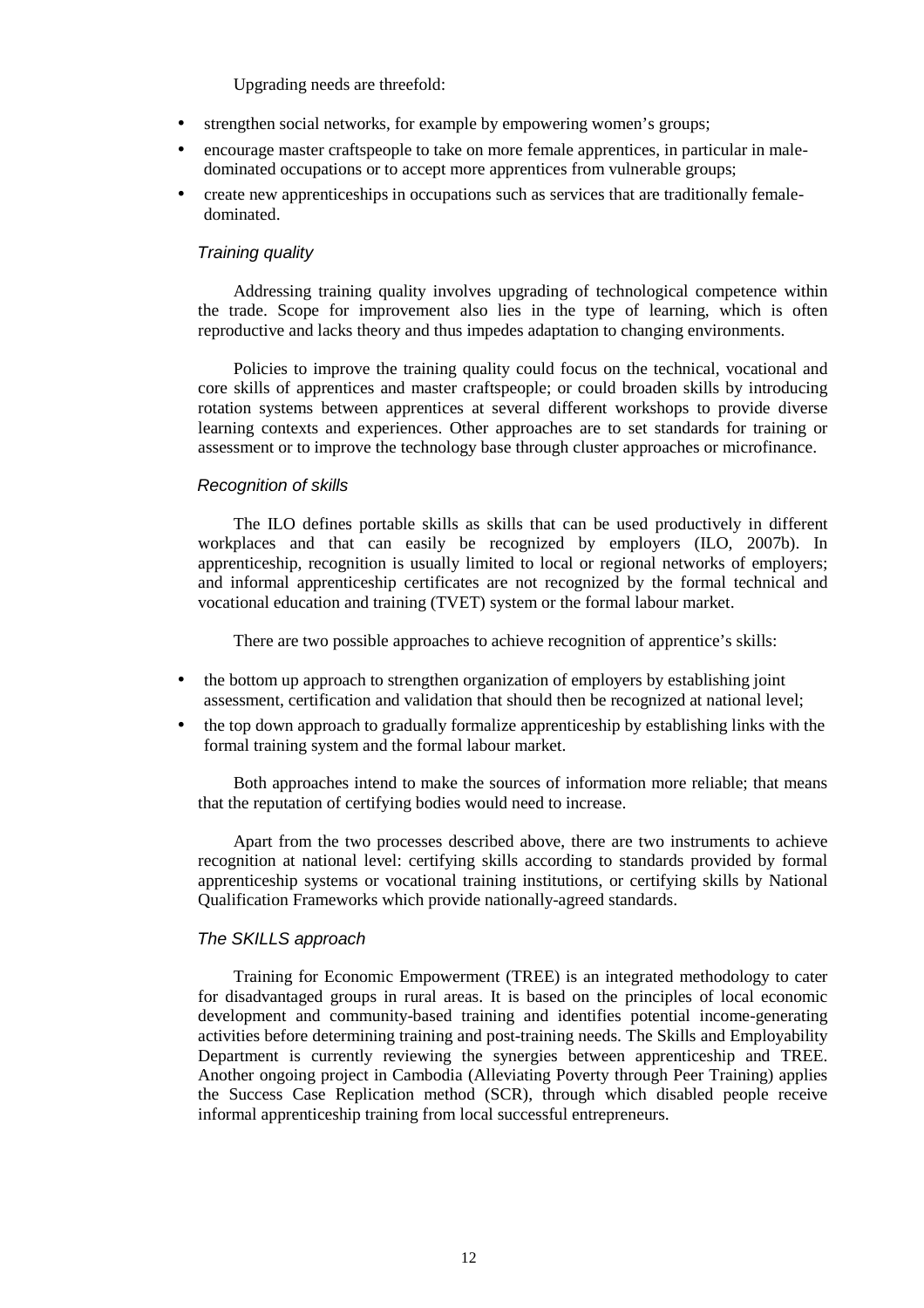Upgrading needs are threefold:

- strengthen social networks, for example by empowering women's groups;
- encourage master craftspeople to take on more female apprentices, in particular in male-dominated occupations or to accept more apprentices from vulnerable groups;
- create new apprenticeships in occupations such as services that are traditionally female-dominated.

### *Training quality*

Addressing training quality involves upgrading of technological competence within the trade. Scope for improvement also lies in the type of learning, which is often reproductive and lacks theory and thus impedes adaptation to changing environments.

Policies to improve the training quality could focus on the technical, vocational and core skills of apprentices and master craftspeople; or could broaden skills by introducing rotation systems between apprentices at several different workshops to provide diverse learning contexts and experiences. Other approaches are to set standards for training or assessment or to improve the technology base through cluster approaches or microfinance.

### *Recognition of skills*

The ILO defines portable skills as skills that can be used productively in different workplaces and that can easily be recognized by employers (ILO, 2007b). In apprenticeship, recognition is usually limited to local or regional networks of employers; and informal apprenticeship certificates are not recognized by the formal technical and vocational education and training (TVET) system or the formal labour market.

There are two possible approaches to achieve recognition of apprentice's skills:

- the bottom up approach to strengthen organization of employers by establishing joint assessment, certification and validation that should then be recognized at national level;
- the top down approach to gradually formalize apprenticeship by establishing links with the formal training system and the formal labour market.

Both approaches intend to make the sources of information more reliable; that means that the reputation of certifying bodies would need to increase.

Apart from the two processes described above, there are two instruments to achieve recognition at national level: certifying skills according to standards provided by formal apprenticeship systems or vocational training institutions, or certifying skills by National Qualification Frameworks which provide nationally-agreed standards.

### *The SKILLS approach*

Training for Economic Empowerment (TREE) is an integrated methodology to cater for disadvantaged groups in rural areas. It is based on the principles of local economic development and community-based training and identifies potential income-generating activities before determining training and post-training needs. The Skills and Employability Department is currently reviewing the synergies between apprenticeship and TREE. Another ongoing project in Cambodia (Alleviating Poverty through Peer Training) applies the Success Case Replication method (SCR), through which disabled people receive informal apprenticeship training from local successful entrepreneurs.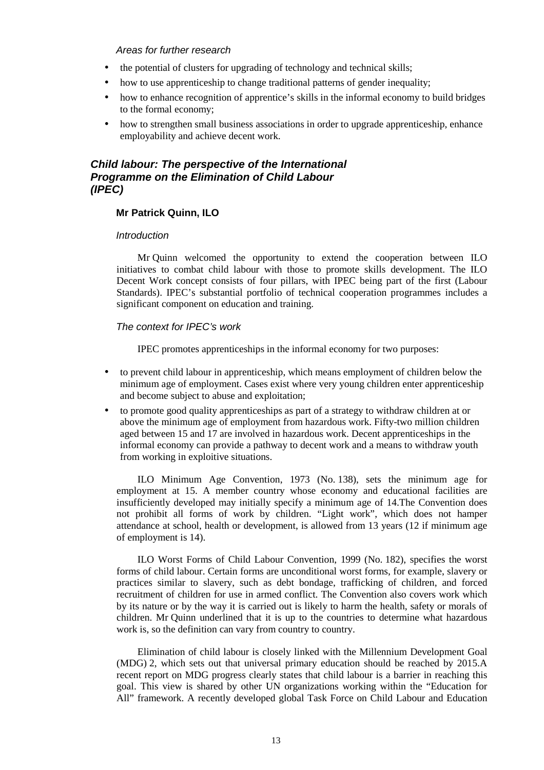*Areas for further research*

- the potential of clusters for upgrading of technology and technical skills;
- how to use apprenticeship to change traditional patterns of gender inequality;
- how to enhance recognition of apprentice's skills in the informal economy to build bridges to the formal economy;
- how to strengthen small business associations in order to upgrade apprenticeship, enhance employability and achieve decent work.

## *Child labour: The perspective of the International Programme on the Elimination of Child Labour (IPEC)*

**Mr Patrick Quinn, ILO**

*Introduction*

Mr Quinn welcomed the opportunity to extend the cooperation between ILO initiatives to combat child labour with those to promote skills development. The ILO Decent Work concept consists of four pillars, with IPEC being part of the first (Labour Standards). IPEC's substantial portfolio of technical cooperation programmes includes a significant component on education and training.

*The context for IPEC's work*

IPEC promotes apprenticeships in the informal economy for two purposes:

- to prevent child labour in apprenticeship, which means employment of children below the minimum age of employment. Cases exist where very young children enter apprenticeship and become subject to abuse and exploitation;
- to promote good quality apprenticeships as part of a strategy to withdraw children at or above the minimum age of employment from hazardous work. Fifty-two million children aged between 15 and 17 are involved in hazardous work. Decent apprenticeships in the informal economy can provide a pathway to decent work and a means to withdraw youth from working in exploitive situations.

ILO Minimum Age Convention, 1973 (No. 138), sets the minimum age for employment at 15. A member country whose economy and educational facilities are insufficiently developed may initially specify a minimum age of 14.The Convention does not prohibit all forms of work by children. "Light work", which does not hamper attendance at school, health or development, is allowed from 13 years (12 if minimum age of employment is 14).

ILO Worst Forms of Child Labour Convention, 1999 (No. 182), specifies the worst forms of child labour. Certain forms are unconditional worst forms, for example, slavery or practices similar to slavery, such as debt bondage, trafficking of children, and forced recruitment of children for use in armed conflict. The Convention also covers work which by its nature or by the way it is carried out is likely to harm the health, safety or morals of children. Mr Quinn underlined that it is up to the countries to determine what hazardous work is, so the definition can vary from country to country.

Elimination of child labour is closely linked with the Millennium Development Goal (MDG) 2, which sets out that universal primary education should be reached by 2015.A recent report on MDG progress clearly states that child labour is a barrier in reaching this goal. This view is shared by other UN organizations working within the "Education for All" framework. A recently developed global Task Force on Child Labour and Education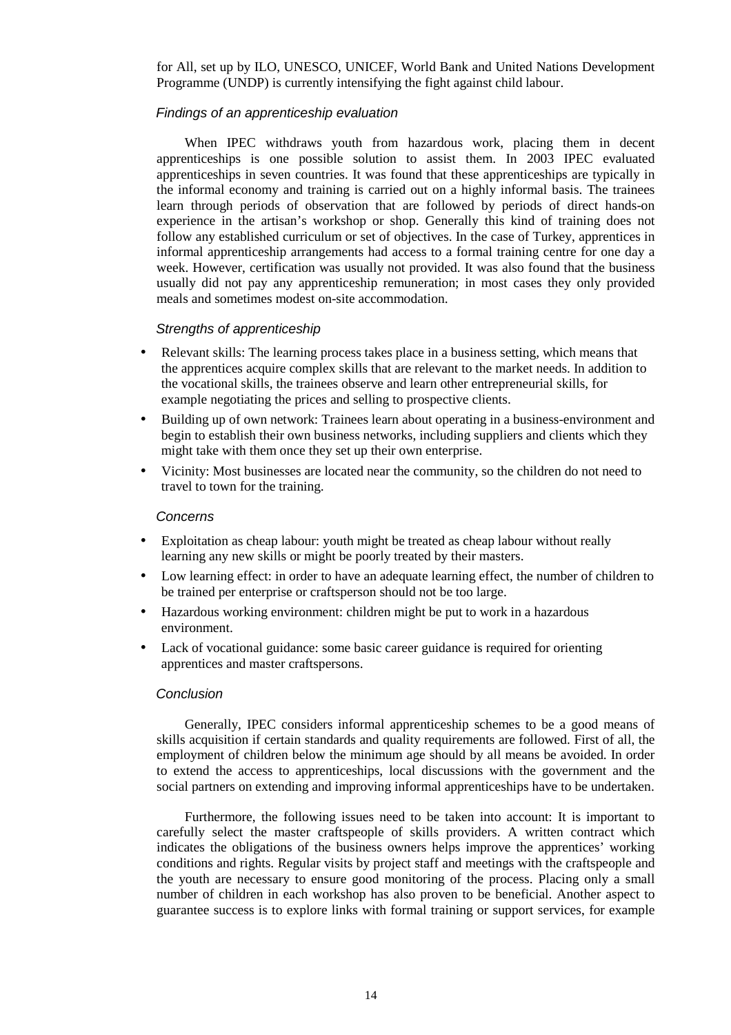for All, set up by ILO, UNESCO, UNICEF, World Bank and United Nations Development Programme (UNDP) is currently intensifying the fight against child labour.

#### *Findings of an apprenticeship evaluation*

When IPEC withdraws youth from hazardous work, placing them in decent apprenticeships is one possible solution to assist them. In 2003 IPEC evaluated apprenticeships in seven countries. It was found that these apprenticeships are typically in the informal economy and training is carried out on a highly informal basis. The trainees learn through periods of observation that are followed by periods of direct hands-on experience in the artisan's workshop or shop. Generally this kind of training does not follow any established curriculum or set of objectives. In the case of Turkey, apprentices in informal apprenticeship arrangements had access to a formal training centre for one day a week. However, certification was usually not provided. It was also found that the business usually did not pay any apprenticeship remuneration; in most cases they only provided meals and sometimes modest on-site accommodation.

#### *Strengths of apprenticeship*

- Relevant skills: The learning process takes place in a business setting, which means that the apprentices acquire complex skills that are relevant to the market needs. In addition to the vocational skills, the trainees observe and learn other entrepreneurial skills, for example negotiating the prices and selling to prospective clients.
- Building up of own network: Trainees learn about operating in a business-environment and begin to establish their own business networks, including suppliers and clients which they might take with them once they set up their own enterprise.
- Vicinity: Most businesses are located near the community, so the children do not need to travel to town for the training.

#### *Concerns*

- Exploitation as cheap labour: youth might be treated as cheap labour without really learning any new skills or might be poorly treated by their masters.
- Low learning effect: in order to have an adequate learning effect, the number of children to be trained per enterprise or craftsperson should not be too large.
- Hazardous working environment: children might be put to work in a hazardous environment.
- Lack of vocational guidance: some basic career guidance is required for orienting apprentices and master craftspersons.

#### *Conclusion*

Generally, IPEC considers informal apprenticeship schemes to be a good means of skills acquisition if certain standards and quality requirements are followed. First of all, the employment of children below the minimum age should by all means be avoided. In order to extend the access to apprenticeships, local discussions with the government and the social partners on extending and improving informal apprenticeships have to be undertaken.

Furthermore, the following issues need to be taken into account: It is important to carefully select the master craftspeople of skills providers. A written contract which indicates the obligations of the business owners helps improve the apprentices' working conditions and rights. Regular visits by project staff and meetings with the craftspeople and the youth are necessary to ensure good monitoring of the process. Placing only a small number of children in each workshop has also proven to be beneficial. Another aspect to guarantee success is to explore links with formal training or support services, for example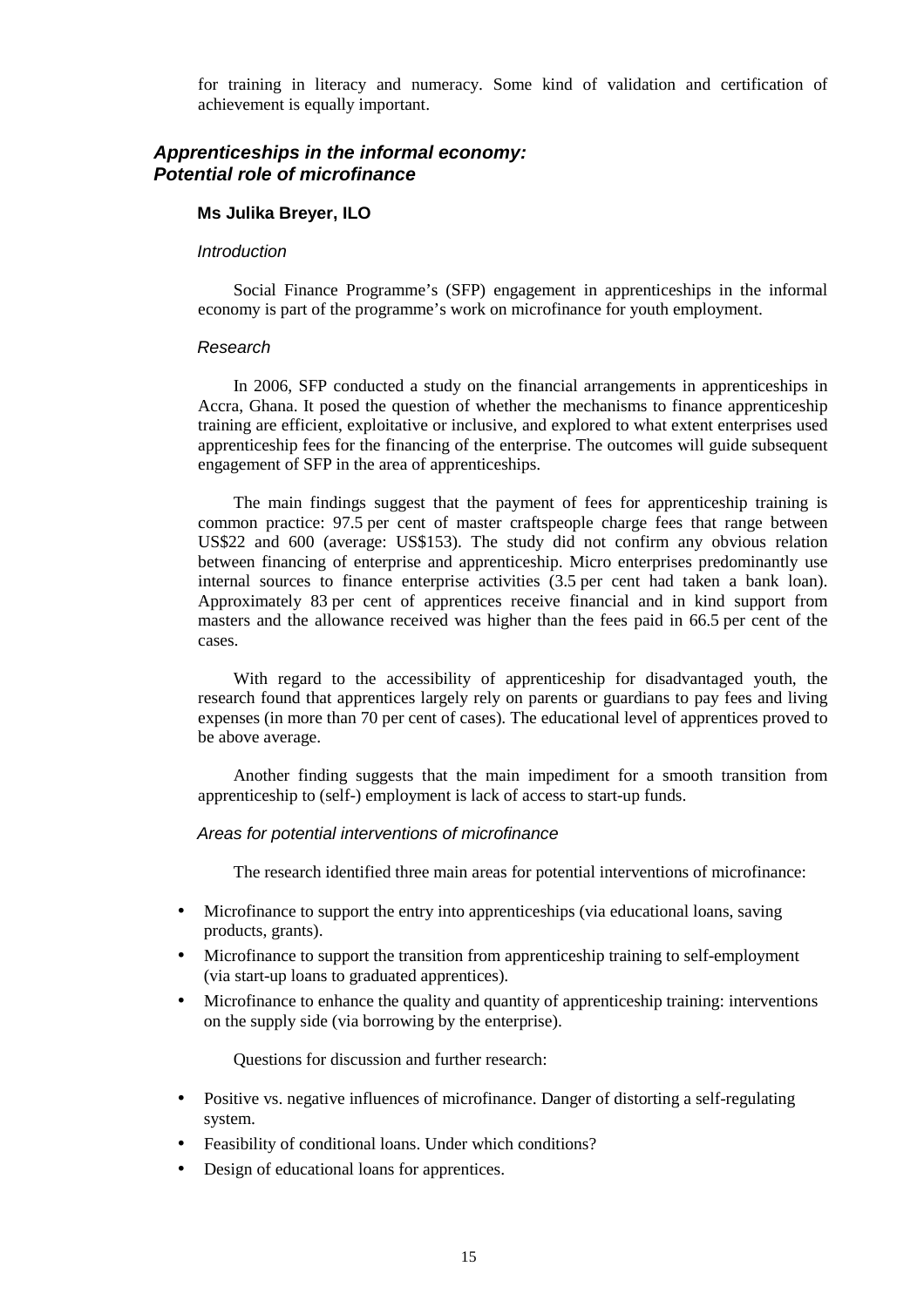for training in literacy and numeracy. Some kind of validation and certification of achievement is equally important.

## *Apprenticeships in the informal economy: Potential role of microfinance*

### Ms Julika Breyer, ILO

*Introduction*

Social Finance Programme's (SFP) engagement in apprenticeships in the informal economy is part of the programme's work on microfinance for youth employment.

*Research*

In 2006, SFP conducted a study on the financial arrangements in apprenticeships in Accra, Ghana. It posed the question of whether the mechanisms to finance apprenticeship training are efficient, exploitative or inclusive, and explored to what extent enterprises used apprenticeship fees for the financing of the enterprise. The outcomes will guide subsequent engagement of SFP in the area of apprenticeships.

The main findings suggest that the payment of fees for apprenticeship training is common practice: 97.5 per cent of master craftspeople charge fees that range between US$22 and 600 (average: US$153). The study did not confirm any obvious relation between financing of enterprise and apprenticeship. Micro enterprises predominantly use internal sources to finance enterprise activities (3.5 per cent had taken a bank loan). Approximately 83 per cent of apprentices receive financial and in kind support from masters and the allowance received was higher than the fees paid in 66.5 per cent of the cases.

With regard to the accessibility of apprenticeship for disadvantaged youth, the research found that apprentices largely rely on parents or guardians to pay fees and living expenses (in more than 70 per cent of cases). The educational level of apprentices proved to be above average.

Another finding suggests that the main impediment for a smooth transition from apprenticeship to (self-) employment is lack of access to start-up funds.

*Areas for potential interventions of microfinance*

The research identified three main areas for potential interventions of microfinance:

- Microfinance to support the entry into apprenticeships (via educational loans, saving products, grants).
- Microfinance to support the transition from apprenticeship training to self-employment (via start-up loans to graduated apprentices).
- Microfinance to enhance the quality and quantity of apprenticeship training: interventions on the supply side (via borrowing by the enterprise).

Questions for discussion and further research:

- Positive vs. negative influences of microfinance. Danger of distorting a self-regulating system.
- Feasibility of conditional loans. Under which conditions?
- Design of educational loans for apprentices.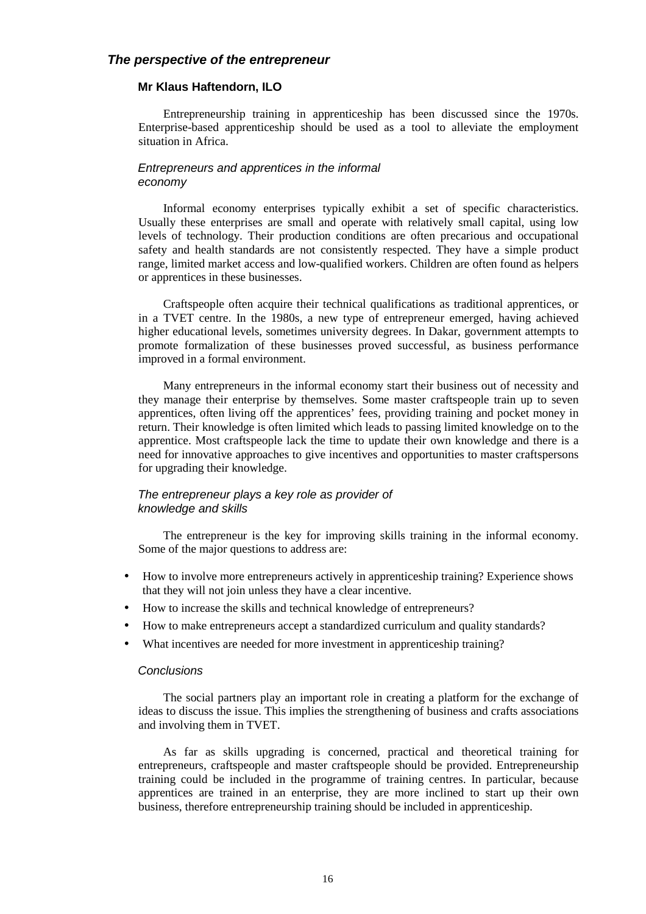### *The perspective of the entrepreneur*

**Mr Klaus Haftendorn, ILO**

Entrepreneurship training in apprenticeship has been discussed since the 1970s. Enterprise-based apprenticeship should be used as a tool to alleviate the employment situation in Africa.

#### *Entrepreneurs and apprentices in the informal economy*

Informal economy enterprises typically exhibit a set of specific characteristics. Usually these enterprises are small and operate with relatively small capital, using low levels of technology. Their production conditions are often precarious and occupational safety and health standards are not consistently respected. They have a simple product range, limited market access and low-qualified workers. Children are often found as helpers or apprentices in these businesses.

Craftspeople often acquire their technical qualifications as traditional apprentices, or in a TVET centre. In the 1980s, a new type of entrepreneur emerged, having achieved higher educational levels, sometimes university degrees. In Dakar, government attempts to promote formalization of these businesses proved successful, as business performance improved in a formal environment.

Many entrepreneurs in the informal economy start their business out of necessity and they manage their enterprise by themselves. Some master craftspeople train up to seven apprentices, often living off the apprentices' fees, providing training and pocket money in return. Their knowledge is often limited which leads to passing limited knowledge on to the apprentice. Most craftspeople lack the time to update their own knowledge and there is a need for innovative approaches to give incentives and opportunities to master craftspersons for upgrading their knowledge.

#### *The entrepreneur plays a key role as provider of knowledge and skills*

The entrepreneur is the key for improving skills training in the informal economy. Some of the major questions to address are:

- How to involve more entrepreneurs actively in apprenticeship training? Experience shows that they will not join unless they have a clear incentive.
- How to increase the skills and technical knowledge of entrepreneurs?
- How to make entrepreneurs accept a standardized curriculum and quality standards?
- What incentives are needed for more investment in apprenticeship training?

#### *Conclusions*

The social partners play an important role in creating a platform for the exchange of ideas to discuss the issue. This implies the strengthening of business and crafts associations and involving them in TVET.

As far as skills upgrading is concerned, practical and theoretical training for entrepreneurs, craftspeople and master craftspeople should be provided. Entrepreneurship training could be included in the programme of training centres. In particular, because apprentices are trained in an enterprise, they are more inclined to start up their own business, therefore entrepreneurship training should be included in apprenticeship.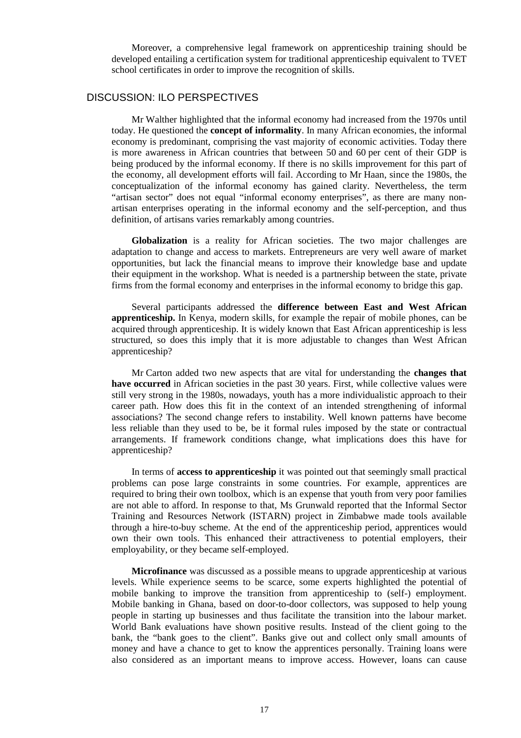Moreover, a comprehensive legal framework on apprenticeship training should be developed entailing a certification system for traditional apprenticeship equivalent to TVET school certificates in order to improve the recognition of skills.

## DISCUSSION: ILO PERSPECTIVES

Mr Walther highlighted that the informal economy had increased from the 1970s until today. He questioned the **concept of informality**. In many African economies, the informal economy is predominant, comprising the vast majority of economic activities. Today there is more awareness in African countries that between 50 and 60 per cent of their GDP is being produced by the informal economy. If there is no skills improvement for this part of the economy, all development efforts will fail. According to Mr Haan, since the 1980s, the conceptualization of the informal economy has gained clarity. Nevertheless, the term "artisan sector" does not equal "informal economy enterprises", as there are many non-artisan enterprises operating in the informal economy and the self-perception, and thus definition, of artisans varies remarkably among countries.

**Globalization** is a reality for African societies. The two major challenges are adaptation to change and access to markets. Entrepreneurs are very well aware of market opportunities, but lack the financial means to improve their knowledge base and update their equipment in the workshop. What is needed is a partnership between the state, private firms from the formal economy and enterprises in the informal economy to bridge this gap.

Several participants addressed the **difference between East and West African apprenticeship.** In Kenya, modern skills, for example the repair of mobile phones, can be acquired through apprenticeship. It is widely known that East African apprenticeship is less structured, so does this imply that it is more adjustable to changes than West African apprenticeship?

Mr Carton added two new aspects that are vital for understanding the **changes that have occurred** in African societies in the past 30 years. First, while collective values were still very strong in the 1980s, nowadays, youth has a more individualistic approach to their career path. How does this fit in the context of an intended strengthening of informal associations? The second change refers to instability. Well known patterns have become less reliable than they used to be, be it formal rules imposed by the state or contractual arrangements. If framework conditions change, what implications does this have for apprenticeship?

In terms of **access to apprenticeship** it was pointed out that seemingly small practical problems can pose large constraints in some countries. For example, apprentices are required to bring their own toolbox, which is an expense that youth from very poor families are not able to afford. In response to that, Ms Grunwald reported that the Informal Sector Training and Resources Network (ISTARN) project in Zimbabwe made tools available through a hire-to-buy scheme. At the end of the apprenticeship period, apprentices would own their own tools. This enhanced their attractiveness to potential employers, their employability, or they became self-employed.

**Microfinance** was discussed as a possible means to upgrade apprenticeship at various levels. While experience seems to be scarce, some experts highlighted the potential of mobile banking to improve the transition from apprenticeship to (self-) employment. Mobile banking in Ghana, based on door-to-door collectors, was supposed to help young people in starting up businesses and thus facilitate the transition into the labour market. World Bank evaluations have shown positive results. Instead of the client going to the bank, the "bank goes to the client". Banks give out and collect only small amounts of money and have a chance to get to know the apprentices personally. Training loans were also considered as an important means to improve access. However, loans can cause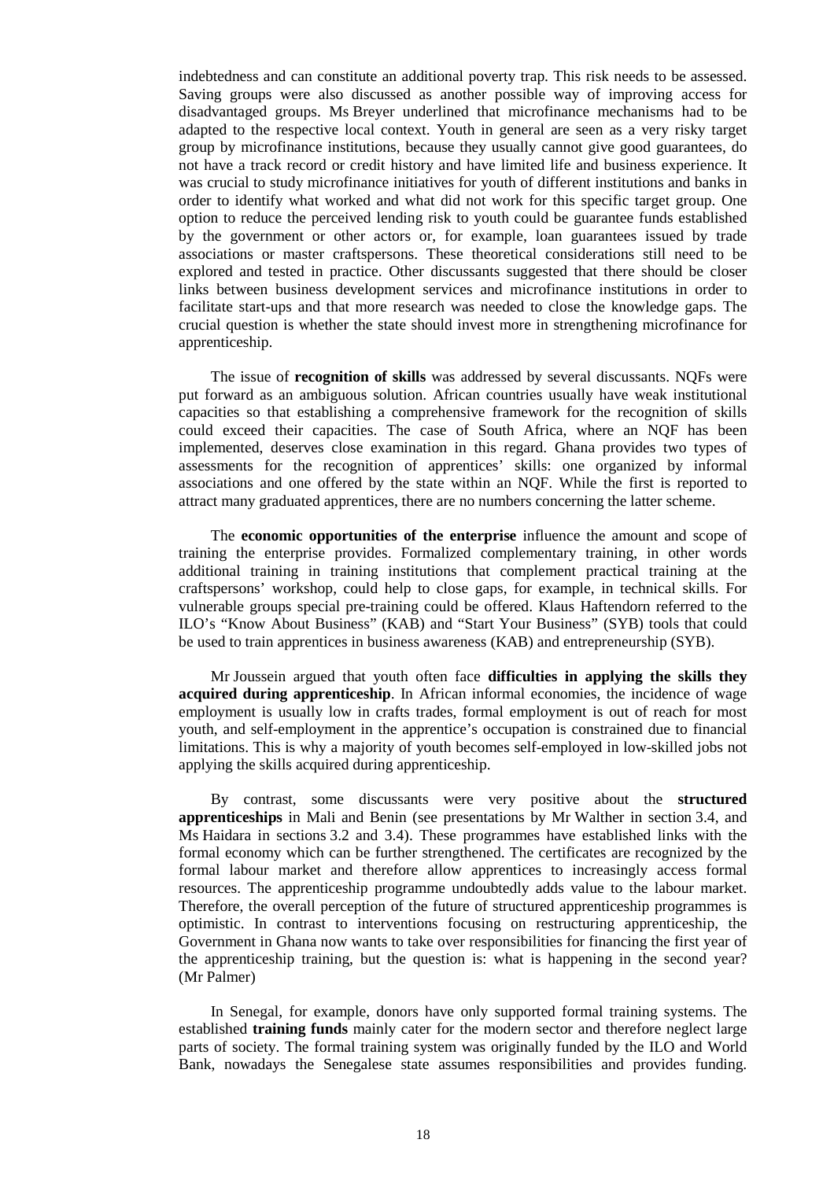indebtedness and can constitute an additional poverty trap. This risk needs to be assessed. Saving groups were also discussed as another possible way of improving access for disadvantaged groups. Ms Breyer underlined that microfinance mechanisms had to be adapted to the respective local context. Youth in general are seen as a very risky target group by microfinance institutions, because they usually cannot give good guarantees, do not have a track record or credit history and have limited life and business experience. It was crucial to study microfinance initiatives for youth of different institutions and banks in order to identify what worked and what did not work for this specific target group. One option to reduce the perceived lending risk to youth could be guarantee funds established by the government or other actors or, for example, loan guarantees issued by trade associations or master craftspersons. These theoretical considerations still need to be explored and tested in practice. Other discussants suggested that there should be closer links between business development services and microfinance institutions in order to facilitate start-ups and that more research was needed to close the knowledge gaps. The crucial question is whether the state should invest more in strengthening microfinance for apprenticeship.

The issue of **recognition of skills** was addressed by several discussants. NQFs were put forward as an ambiguous solution. African countries usually have weak institutional capacities so that establishing a comprehensive framework for the recognition of skills could exceed their capacities. The case of South Africa, where an NQF has been implemented, deserves close examination in this regard. Ghana provides two types of assessments for the recognition of apprentices' skills: one organized by informal associations and one offered by the state within an NQF. While the first is reported to attract many graduated apprentices, there are no numbers concerning the latter scheme.

The **economic opportunities of the enterprise** influence the amount and scope of training the enterprise provides. Formalized complementary training, in other words additional training in training institutions that complement practical training at the craftspersons' workshop, could help to close gaps, for example, in technical skills. For vulnerable groups special pre-training could be offered. Klaus Haftendorn referred to the ILO's "Know About Business" (KAB) and "Start Your Business" (SYB) tools that could be used to train apprentices in business awareness (KAB) and entrepreneurship (SYB).

Mr Joussein argued that youth often face **difficulties in applying the skills they acquired during apprenticeship**. In African informal economies, the incidence of wage employment is usually low in crafts trades, formal employment is out of reach for most youth, and self-employment in the apprentice's occupation is constrained due to financial limitations. This is why a majority of youth becomes self-employed in low-skilled jobs not applying the skills acquired during apprenticeship.

By contrast, some discussants were very positive about the **structured apprenticeships** in Mali and Benin (see presentations by Mr Walther in section 3.4, and Ms Haidara in sections 3.2 and 3.4). These programmes have established links with the formal economy which can be further strengthened. The certificates are recognized by the formal labour market and therefore allow apprentices to increasingly access formal resources. The apprenticeship programme undoubtedly adds value to the labour market. Therefore, the overall perception of the future of structured apprenticeship programmes is optimistic. In contrast to interventions focusing on restructuring apprenticeship, the Government in Ghana now wants to take over responsibilities for financing the first year of the apprenticeship training, but the question is: what is happening in the second year? (Mr Palmer)

In Senegal, for example, donors have only supported formal training systems. The established **training funds** mainly cater for the modern sector and therefore neglect large parts of society. The formal training system was originally funded by the ILO and World Bank, nowadays the Senegalese state assumes responsibilities and provides funding.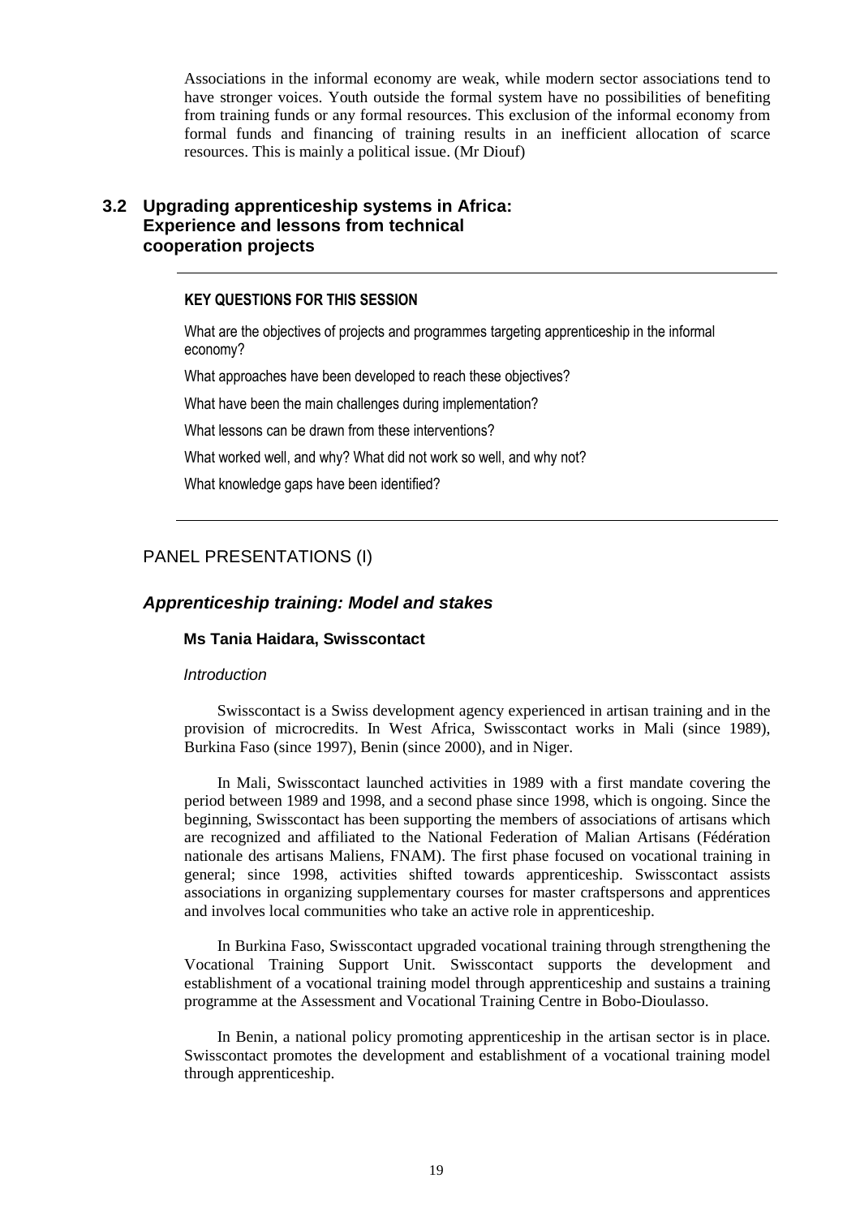Associations in the informal economy are weak, while modern sector associations tend to have stronger voices. Youth outside the formal system have no possibilities of benefiting from training funds or any formal resources. This exclusion of the informal economy from formal funds and financing of training results in an inefficient allocation of scarce resources. This is mainly a political issue. (Mr Diouf)

## 3.2 Upgrading apprenticeship systems in Africa: Experience and lessons from technical cooperation projects

---

**KEY QUESTIONS FOR THIS SESSION**

What are the objectives of projects and programmes targeting apprenticeship in the informal economy?

What approaches have been developed to reach these objectives?

What have been the main challenges during implementation?

What lessons can be drawn from these interventions?

What worked well, and why? What did not work so well, and why not?

What knowledge gaps have been identified?

---

### PANEL PRESENTATIONS (I)

### ***Apprenticeship training: Model and stakes***

**Ms Tania Haidara, Swisscontact**

*Introduction*

Swisscontact is a Swiss development agency experienced in artisan training and in the provision of microcredits. In West Africa, Swisscontact works in Mali (since 1989), Burkina Faso (since 1997), Benin (since 2000), and in Niger.

In Mali, Swisscontact launched activities in 1989 with a first mandate covering the period between 1989 and 1998, and a second phase since 1998, which is ongoing. Since the beginning, Swisscontact has been supporting the members of associations of artisans which are recognized and affiliated to the National Federation of Malian Artisans (Fédération nationale des artisans Maliens, FNAM). The first phase focused on vocational training in general; since 1998, activities shifted towards apprenticeship. Swisscontact assists associations in organizing supplementary courses for master craftspersons and apprentices and involves local communities who take an active role in apprenticeship.

In Burkina Faso, Swisscontact upgraded vocational training through strengthening the Vocational Training Support Unit. Swisscontact supports the development and establishment of a vocational training model through apprenticeship and sustains a training programme at the Assessment and Vocational Training Centre in Bobo-Dioulasso.

In Benin, a national policy promoting apprenticeship in the artisan sector is in place. Swisscontact promotes the development and establishment of a vocational training model through apprenticeship.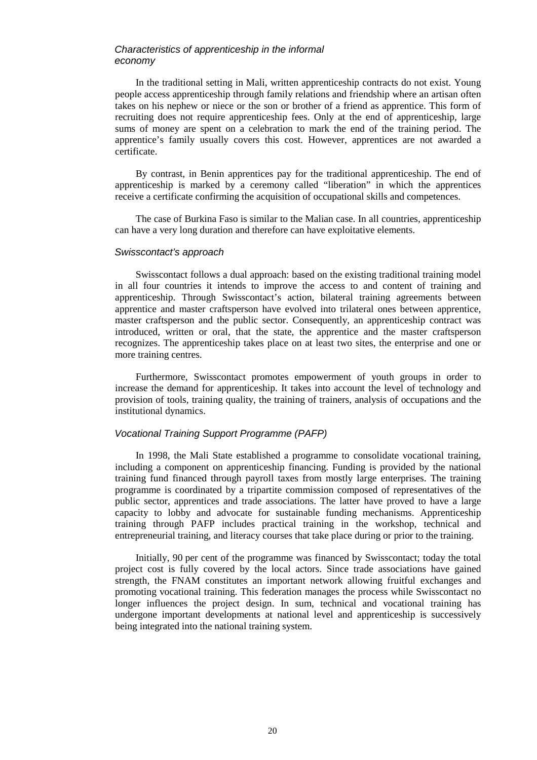### *Characteristics of apprenticeship in the informal economy*

In the traditional setting in Mali, written apprenticeship contracts do not exist. Young people access apprenticeship through family relations and friendship where an artisan often takes on his nephew or niece or the son or brother of a friend as apprentice. This form of recruiting does not require apprenticeship fees. Only at the end of apprenticeship, large sums of money are spent on a celebration to mark the end of the training period. The apprentice's family usually covers this cost. However, apprentices are not awarded a certificate.

By contrast, in Benin apprentices pay for the traditional apprenticeship. The end of apprenticeship is marked by a ceremony called "liberation" in which the apprentices receive a certificate confirming the acquisition of occupational skills and competences.

The case of Burkina Faso is similar to the Malian case. In all countries, apprenticeship can have a very long duration and therefore can have exploitative elements.

### *Swisscontact's approach*

Swisscontact follows a dual approach: based on the existing traditional training model in all four countries it intends to improve the access to and content of training and apprenticeship. Through Swisscontact's action, bilateral training agreements between apprentice and master craftsperson have evolved into trilateral ones between apprentice, master craftsperson and the public sector. Consequently, an apprenticeship contract was introduced, written or oral, that the state, the apprentice and the master craftsperson recognizes. The apprenticeship takes place on at least two sites, the enterprise and one or more training centres.

Furthermore, Swisscontact promotes empowerment of youth groups in order to increase the demand for apprenticeship. It takes into account the level of technology and provision of tools, training quality, the training of trainers, analysis of occupations and the institutional dynamics.

### *Vocational Training Support Programme (PAFP)*

In 1998, the Mali State established a programme to consolidate vocational training, including a component on apprenticeship financing. Funding is provided by the national training fund financed through payroll taxes from mostly large enterprises. The training programme is coordinated by a tripartite commission composed of representatives of the public sector, apprentices and trade associations. The latter have proved to have a large capacity to lobby and advocate for sustainable funding mechanisms. Apprenticeship training through PAFP includes practical training in the workshop, technical and entrepreneurial training, and literacy courses that take place during or prior to the training.

Initially, 90 per cent of the programme was financed by Swisscontact; today the total project cost is fully covered by the local actors. Since trade associations have gained strength, the FNAM constitutes an important network allowing fruitful exchanges and promoting vocational training. This federation manages the process while Swisscontact no longer influences the project design. In sum, technical and vocational training has undergone important developments at national level and apprenticeship is successively being integrated into the national training system.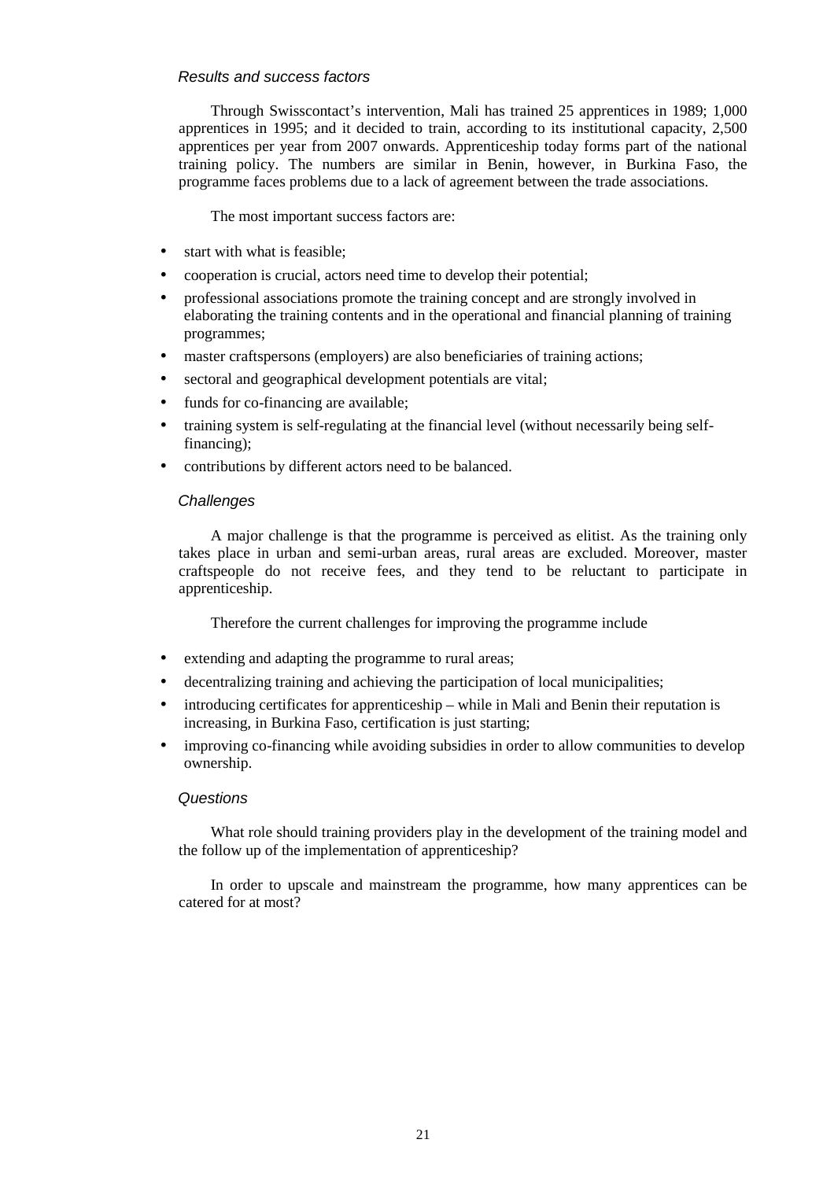*Results and success factors*

Through Swisscontact's intervention, Mali has trained 25 apprentices in 1989; 1,000 apprentices in 1995; and it decided to train, according to its institutional capacity, 2,500 apprentices per year from 2007 onwards. Apprenticeship today forms part of the national training policy. The numbers are similar in Benin, however, in Burkina Faso, the programme faces problems due to a lack of agreement between the trade associations.

The most important success factors are:

- start with what is feasible;
- cooperation is crucial, actors need time to develop their potential;
- professional associations promote the training concept and are strongly involved in elaborating the training contents and in the operational and financial planning of training programmes;
- master craftspersons (employers) are also beneficiaries of training actions;
- sectoral and geographical development potentials are vital;
- funds for co-financing are available;
- training system is self-regulating at the financial level (without necessarily being self-financing);
- contributions by different actors need to be balanced.

*Challenges*

A major challenge is that the programme is perceived as elitist. As the training only takes place in urban and semi-urban areas, rural areas are excluded. Moreover, master craftspeople do not receive fees, and they tend to be reluctant to participate in apprenticeship.

Therefore the current challenges for improving the programme include

- extending and adapting the programme to rural areas;
- decentralizing training and achieving the participation of local municipalities;
- introducing certificates for apprenticeship – while in Mali and Benin their reputation is increasing, in Burkina Faso, certification is just starting;
- improving co-financing while avoiding subsidies in order to allow communities to develop ownership.

*Questions*

What role should training providers play in the development of the training model and the follow up of the implementation of apprenticeship?

In order to upscale and mainstream the programme, how many apprentices can be catered for at most?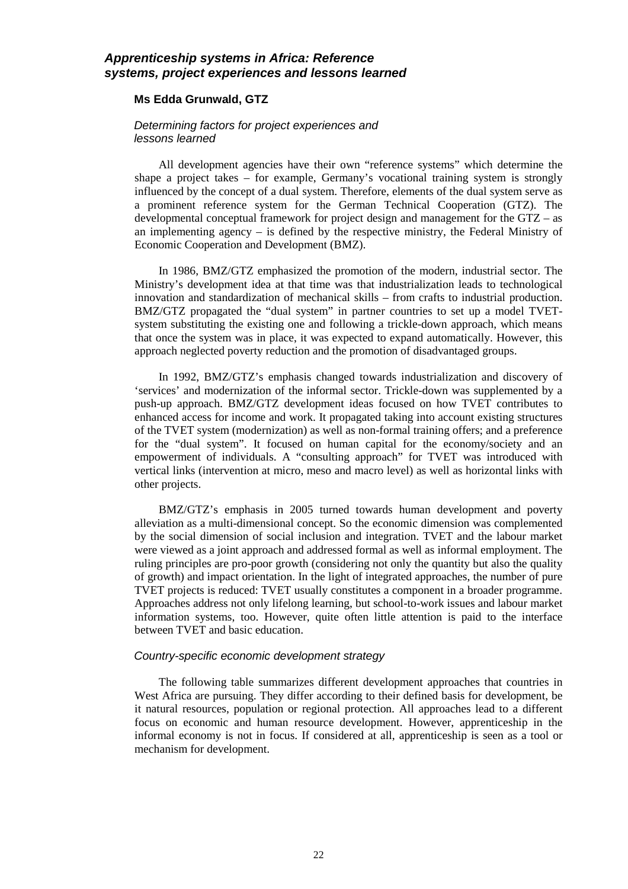### *Apprenticeship systems in Africa: Reference systems, project experiences and lessons learned*

**Ms Edda Grunwald, GTZ**

*Determining factors for project experiences and lessons learned*

All development agencies have their own "reference systems" which determine the shape a project takes – for example, Germany's vocational training system is strongly influenced by the concept of a dual system. Therefore, elements of the dual system serve as a prominent reference system for the German Technical Cooperation (GTZ). The developmental conceptual framework for project design and management for the GTZ – as an implementing agency – is defined by the respective ministry, the Federal Ministry of Economic Cooperation and Development (BMZ).

In 1986, BMZ/GTZ emphasized the promotion of the modern, industrial sector. The Ministry's development idea at that time was that industrialization leads to technological innovation and standardization of mechanical skills – from crafts to industrial production. BMZ/GTZ propagated the "dual system" in partner countries to set up a model TVET-system substituting the existing one and following a trickle-down approach, which means that once the system was in place, it was expected to expand automatically. However, this approach neglected poverty reduction and the promotion of disadvantaged groups.

In 1992, BMZ/GTZ's emphasis changed towards industrialization and discovery of 'services' and modernization of the informal sector. Trickle-down was supplemented by a push-up approach. BMZ/GTZ development ideas focused on how TVET contributes to enhanced access for income and work. It propagated taking into account existing structures of the TVET system (modernization) as well as non-formal training offers; and a preference for the "dual system". It focused on human capital for the economy/society and an empowerment of individuals. A "consulting approach" for TVET was introduced with vertical links (intervention at micro, meso and macro level) as well as horizontal links with other projects.

BMZ/GTZ's emphasis in 2005 turned towards human development and poverty alleviation as a multi-dimensional concept. So the economic dimension was complemented by the social dimension of social inclusion and integration. TVET and the labour market were viewed as a joint approach and addressed formal as well as informal employment. The ruling principles are pro-poor growth (considering not only the quantity but also the quality of growth) and impact orientation. In the light of integrated approaches, the number of pure TVET projects is reduced: TVET usually constitutes a component in a broader programme. Approaches address not only lifelong learning, but school-to-work issues and labour market information systems, too. However, quite often little attention is paid to the interface between TVET and basic education.

*Country-specific economic development strategy*

The following table summarizes different development approaches that countries in West Africa are pursuing. They differ according to their defined basis for development, be it natural resources, population or regional protection. All approaches lead to a different focus on economic and human resource development. However, apprenticeship in the informal economy is not in focus. If considered at all, apprenticeship is seen as a tool or mechanism for development.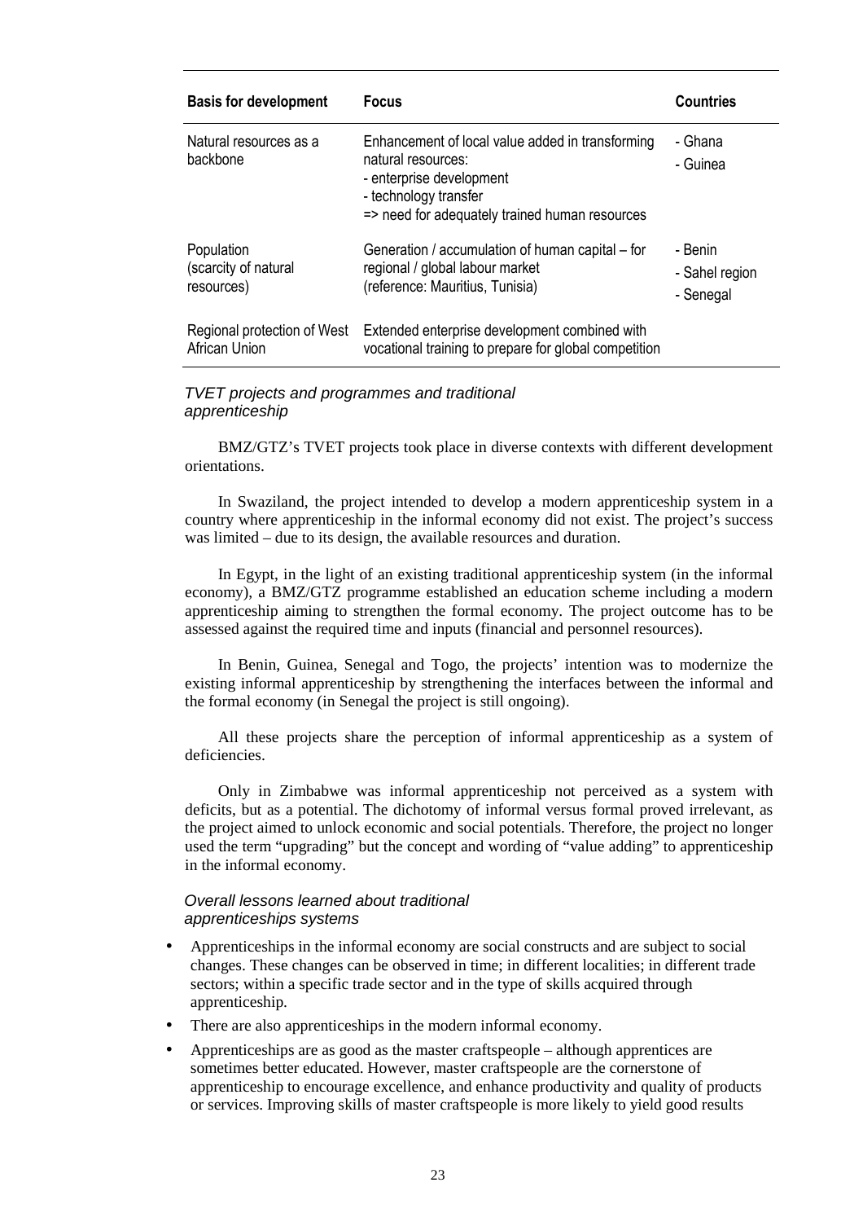| Basis for development | Focus | Countries |
|---|---|---|
| Natural resources as a backbone | Enhancement of local value added in transforming natural resources:<br>- enterprise development<br>- technology transfer<br>=> need for adequately trained human resources | - Ghana<br>- Guinea |
| Population (scarcity of natural resources) | Generation / accumulation of human capital – for regional / global labour market (reference: Mauritius, Tunisia) | - Benin<br>- Sahel region<br>- Senegal |
| Regional protection of West African Union | Extended enterprise development combined with vocational training to prepare for global competition | |

### *TVET projects and programmes and traditional apprenticeship*

BMZ/GTZ's TVET projects took place in diverse contexts with different development orientations.

In Swaziland, the project intended to develop a modern apprenticeship system in a country where apprenticeship in the informal economy did not exist. The project's success was limited – due to its design, the available resources and duration.

In Egypt, in the light of an existing traditional apprenticeship system (in the informal economy), a BMZ/GTZ programme established an education scheme including a modern apprenticeship aiming to strengthen the formal economy. The project outcome has to be assessed against the required time and inputs (financial and personnel resources).

In Benin, Guinea, Senegal and Togo, the projects' intention was to modernize the existing informal apprenticeship by strengthening the interfaces between the informal and the formal economy (in Senegal the project is still ongoing).

All these projects share the perception of informal apprenticeship as a system of deficiencies.

Only in Zimbabwe was informal apprenticeship not perceived as a system with deficits, but as a potential. The dichotomy of informal versus formal proved irrelevant, as the project aimed to unlock economic and social potentials. Therefore, the project no longer used the term "upgrading" but the concept and wording of "value adding" to apprenticeship in the informal economy.

### *Overall lessons learned about traditional apprenticeships systems*

- Apprenticeships in the informal economy are social constructs and are subject to social changes. These changes can be observed in time; in different localities; in different trade sectors; within a specific trade sector and in the type of skills acquired through apprenticeship.
- There are also apprenticeships in the modern informal economy.
- Apprenticeships are as good as the master craftspeople – although apprentices are sometimes better educated. However, master craftspeople are the cornerstone of apprenticeship to encourage excellence, and enhance productivity and quality of products or services. Improving skills of master craftspeople is more likely to yield good results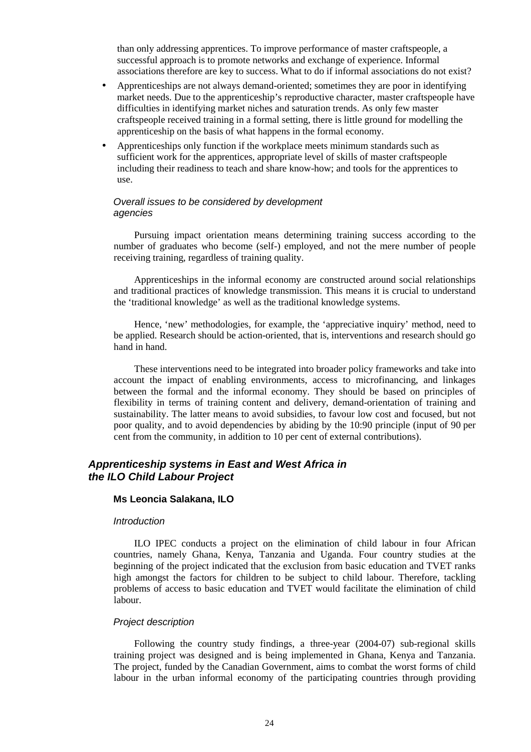than only addressing apprentices. To improve performance of master craftspeople, a successful approach is to promote networks and exchange of experience. Informal associations therefore are key to success. What to do if informal associations do not exist?

- Apprenticeships are not always demand-oriented; sometimes they are poor in identifying market needs. Due to the apprenticeship's reproductive character, master craftspeople have difficulties in identifying market niches and saturation trends. As only few master craftspeople received training in a formal setting, there is little ground for modelling the apprenticeship on the basis of what happens in the formal economy.
- Apprenticeships only function if the workplace meets minimum standards such as sufficient work for the apprentices, appropriate level of skills of master craftspeople including their readiness to teach and share know-how; and tools for the apprentices to use.

*Overall issues to be considered by development agencies*

Pursuing impact orientation means determining training success according to the number of graduates who become (self-) employed, and not the mere number of people receiving training, regardless of training quality.

Apprenticeships in the informal economy are constructed around social relationships and traditional practices of knowledge transmission. This means it is crucial to understand the 'traditional knowledge' as well as the traditional knowledge systems.

Hence, 'new' methodologies, for example, the 'appreciative inquiry' method, need to be applied. Research should be action-oriented, that is, interventions and research should go hand in hand.

These interventions need to be integrated into broader policy frameworks and take into account the impact of enabling environments, access to microfinancing, and linkages between the formal and the informal economy. They should be based on principles of flexibility in terms of training content and delivery, demand-orientation of training and sustainability. The latter means to avoid subsidies, to favour low cost and focused, but not poor quality, and to avoid dependencies by abiding by the 10:90 principle (input of 90 per cent from the community, in addition to 10 per cent of external contributions).

## *Apprenticeship systems in East and West Africa in the ILO Child Labour Project*

**Ms Leoncia Salakana, ILO**

*Introduction*

ILO IPEC conducts a project on the elimination of child labour in four African countries, namely Ghana, Kenya, Tanzania and Uganda. Four country studies at the beginning of the project indicated that the exclusion from basic education and TVET ranks high amongst the factors for children to be subject to child labour. Therefore, tackling problems of access to basic education and TVET would facilitate the elimination of child labour.

*Project description*

Following the country study findings, a three-year (2004-07) sub-regional skills training project was designed and is being implemented in Ghana, Kenya and Tanzania. The project, funded by the Canadian Government, aims to combat the worst forms of child labour in the urban informal economy of the participating countries through providing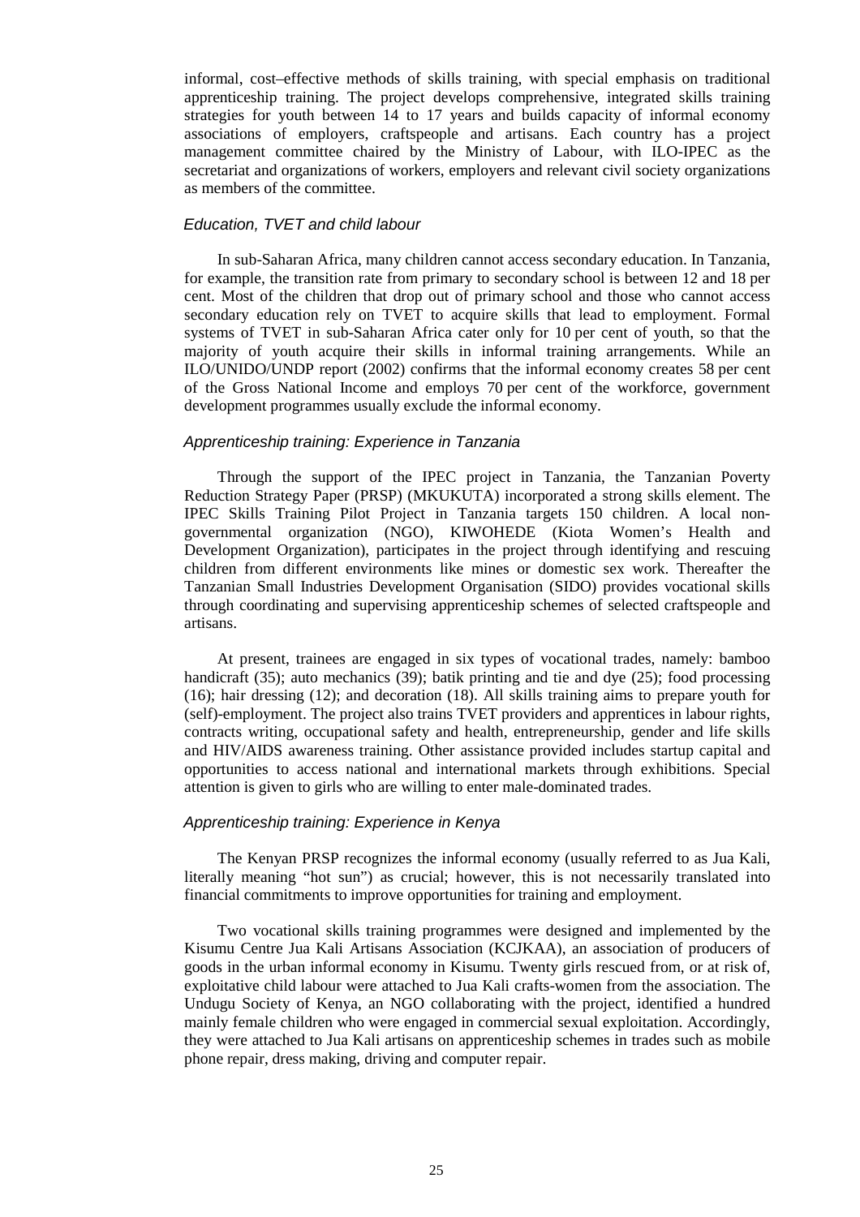informal, cost–effective methods of skills training, with special emphasis on traditional apprenticeship training. The project develops comprehensive, integrated skills training strategies for youth between 14 to 17 years and builds capacity of informal economy associations of employers, craftspeople and artisans. Each country has a project management committee chaired by the Ministry of Labour, with ILO-IPEC as the secretariat and organizations of workers, employers and relevant civil society organizations as members of the committee.

### *Education, TVET and child labour*

In sub-Saharan Africa, many children cannot access secondary education. In Tanzania, for example, the transition rate from primary to secondary school is between 12 and 18 per cent. Most of the children that drop out of primary school and those who cannot access secondary education rely on TVET to acquire skills that lead to employment. Formal systems of TVET in sub-Saharan Africa cater only for 10 per cent of youth, so that the majority of youth acquire their skills in informal training arrangements. While an ILO/UNIDO/UNDP report (2002) confirms that the informal economy creates 58 per cent of the Gross National Income and employs 70 per cent of the workforce, government development programmes usually exclude the informal economy.

### *Apprenticeship training: Experience in Tanzania*

Through the support of the IPEC project in Tanzania, the Tanzanian Poverty Reduction Strategy Paper (PRSP) (MKUKUTA) incorporated a strong skills element. The IPEC Skills Training Pilot Project in Tanzania targets 150 children. A local non-governmental organization (NGO), KIWOHEDE (Kiota Women's Health and Development Organization), participates in the project through identifying and rescuing children from different environments like mines or domestic sex work. Thereafter the Tanzanian Small Industries Development Organisation (SIDO) provides vocational skills through coordinating and supervising apprenticeship schemes of selected craftspeople and artisans.

At present, trainees are engaged in six types of vocational trades, namely: bamboo handicraft (35); auto mechanics (39); batik printing and tie and dye (25); food processing (16); hair dressing (12); and decoration (18). All skills training aims to prepare youth for (self)-employment. The project also trains TVET providers and apprentices in labour rights, contracts writing, occupational safety and health, entrepreneurship, gender and life skills and HIV/AIDS awareness training. Other assistance provided includes startup capital and opportunities to access national and international markets through exhibitions. Special attention is given to girls who are willing to enter male-dominated trades.

### *Apprenticeship training: Experience in Kenya*

The Kenyan PRSP recognizes the informal economy (usually referred to as Jua Kali, literally meaning "hot sun") as crucial; however, this is not necessarily translated into financial commitments to improve opportunities for training and employment.

Two vocational skills training programmes were designed and implemented by the Kisumu Centre Jua Kali Artisans Association (KCJKAA), an association of producers of goods in the urban informal economy in Kisumu. Twenty girls rescued from, or at risk of, exploitative child labour were attached to Jua Kali crafts-women from the association. The Undugu Society of Kenya, an NGO collaborating with the project, identified a hundred mainly female children who were engaged in commercial sexual exploitation. Accordingly, they were attached to Jua Kali artisans on apprenticeship schemes in trades such as mobile phone repair, dress making, driving and computer repair.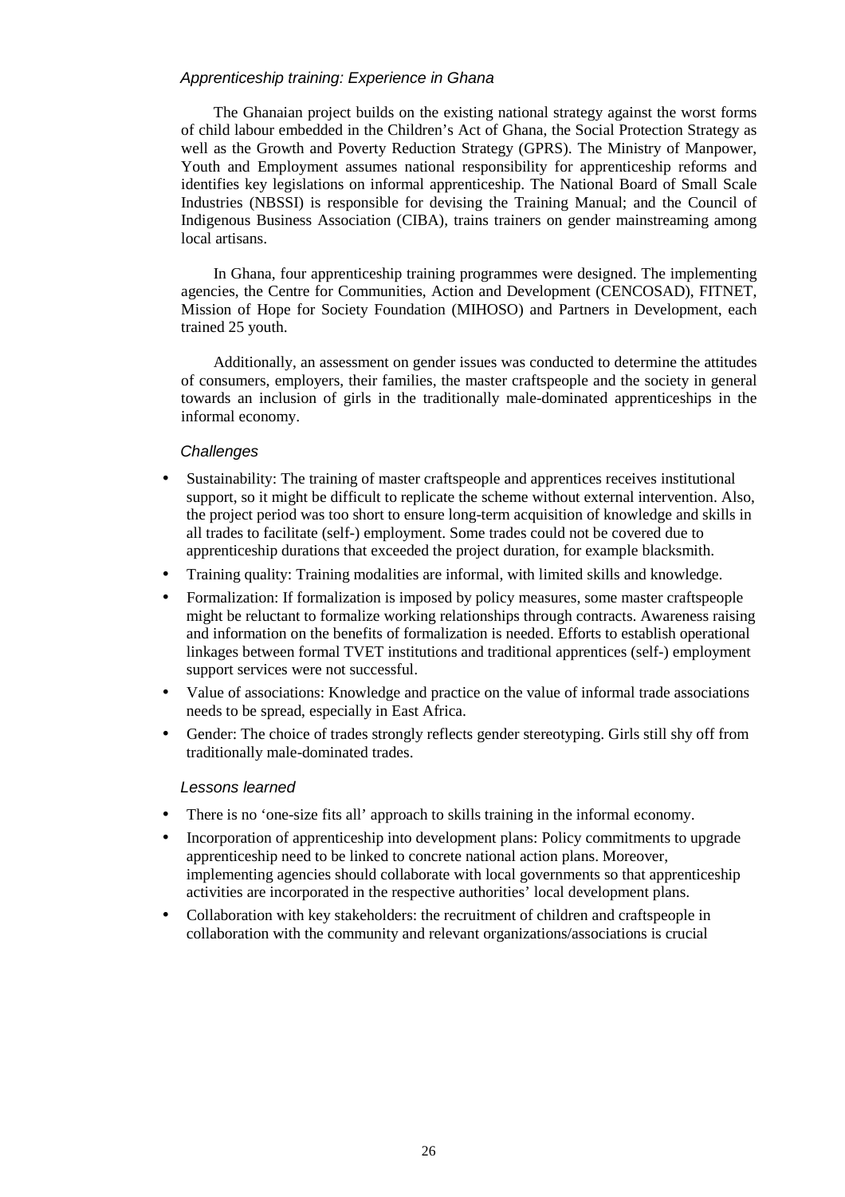*Apprenticeship training: Experience in Ghana*

The Ghanaian project builds on the existing national strategy against the worst forms of child labour embedded in the Children's Act of Ghana, the Social Protection Strategy as well as the Growth and Poverty Reduction Strategy (GPRS). The Ministry of Manpower, Youth and Employment assumes national responsibility for apprenticeship reforms and identifies key legislations on informal apprenticeship. The National Board of Small Scale Industries (NBSSI) is responsible for devising the Training Manual; and the Council of Indigenous Business Association (CIBA), trains trainers on gender mainstreaming among local artisans.

In Ghana, four apprenticeship training programmes were designed. The implementing agencies, the Centre for Communities, Action and Development (CENCOSAD), FITNET, Mission of Hope for Society Foundation (MIHOSO) and Partners in Development, each trained 25 youth.

Additionally, an assessment on gender issues was conducted to determine the attitudes of consumers, employers, their families, the master craftspeople and the society in general towards an inclusion of girls in the traditionally male-dominated apprenticeships in the informal economy.

*Challenges*

- Sustainability: The training of master craftspeople and apprentices receives institutional support, so it might be difficult to replicate the scheme without external intervention. Also, the project period was too short to ensure long-term acquisition of knowledge and skills in all trades to facilitate (self-) employment. Some trades could not be covered due to apprenticeship durations that exceeded the project duration, for example blacksmith.
- Training quality: Training modalities are informal, with limited skills and knowledge.
- Formalization: If formalization is imposed by policy measures, some master craftspeople might be reluctant to formalize working relationships through contracts. Awareness raising and information on the benefits of formalization is needed. Efforts to establish operational linkages between formal TVET institutions and traditional apprentices (self-) employment support services were not successful.
- Value of associations: Knowledge and practice on the value of informal trade associations needs to be spread, especially in East Africa.
- Gender: The choice of trades strongly reflects gender stereotyping. Girls still shy off from traditionally male-dominated trades.

*Lessons learned*

- There is no 'one-size fits all' approach to skills training in the informal economy.
- Incorporation of apprenticeship into development plans: Policy commitments to upgrade apprenticeship need to be linked to concrete national action plans. Moreover, implementing agencies should collaborate with local governments so that apprenticeship activities are incorporated in the respective authorities' local development plans.
- Collaboration with key stakeholders: the recruitment of children and craftspeople in collaboration with the community and relevant organizations/associations is crucial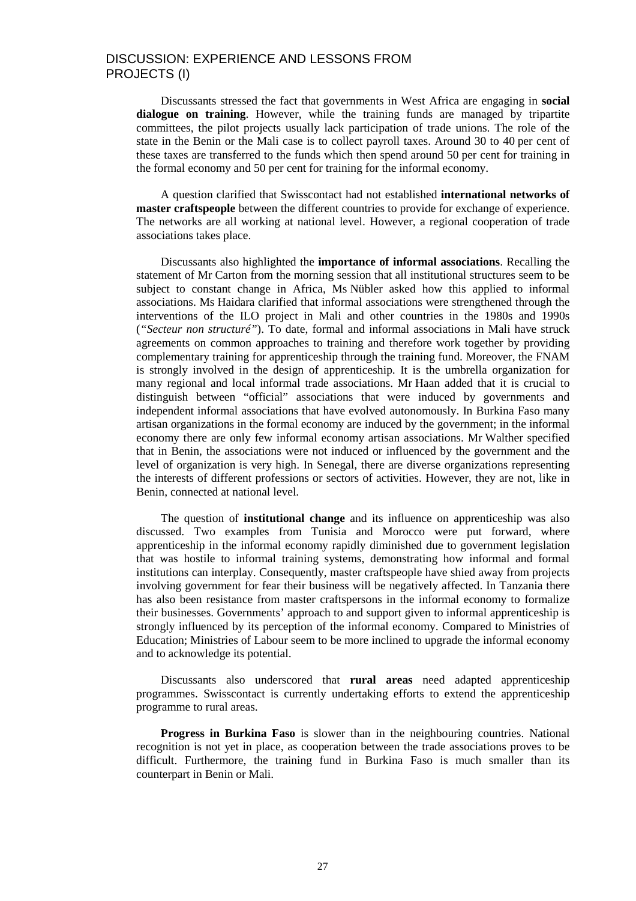## DISCUSSION: EXPERIENCE AND LESSONS FROM PROJECTS (I)

Discussants stressed the fact that governments in West Africa are engaging in **social dialogue on training**. However, while the training funds are managed by tripartite committees, the pilot projects usually lack participation of trade unions. The role of the state in the Benin or the Mali case is to collect payroll taxes. Around 30 to 40 per cent of these taxes are transferred to the funds which then spend around 50 per cent for training in the formal economy and 50 per cent for training for the informal economy.

A question clarified that Swisscontact had not established **international networks of master craftspeople** between the different countries to provide for exchange of experience. The networks are all working at national level. However, a regional cooperation of trade associations takes place.

Discussants also highlighted the **importance of informal associations**. Recalling the statement of Mr Carton from the morning session that all institutional structures seem to be subject to constant change in Africa, Ms Nübler asked how this applied to informal associations. Ms Haidara clarified that informal associations were strengthened through the interventions of the ILO project in Mali and other countries in the 1980s and 1990s (*"Secteur non structuré"*). To date, formal and informal associations in Mali have struck agreements on common approaches to training and therefore work together by providing complementary training for apprenticeship through the training fund. Moreover, the FNAM is strongly involved in the design of apprenticeship. It is the umbrella organization for many regional and local informal trade associations. Mr Haan added that it is crucial to distinguish between "official" associations that were induced by governments and independent informal associations that have evolved autonomously. In Burkina Faso many artisan organizations in the formal economy are induced by the government; in the informal economy there are only few informal economy artisan associations. Mr Walther specified that in Benin, the associations were not induced or influenced by the government and the level of organization is very high. In Senegal, there are diverse organizations representing the interests of different professions or sectors of activities. However, they are not, like in Benin, connected at national level.

The question of **institutional change** and its influence on apprenticeship was also discussed. Two examples from Tunisia and Morocco were put forward, where apprenticeship in the informal economy rapidly diminished due to government legislation that was hostile to informal training systems, demonstrating how informal and formal institutions can interplay. Consequently, master craftspeople have shied away from projects involving government for fear their business will be negatively affected. In Tanzania there has also been resistance from master craftspersons in the informal economy to formalize their businesses. Governments' approach to and support given to informal apprenticeship is strongly influenced by its perception of the informal economy. Compared to Ministries of Education; Ministries of Labour seem to be more inclined to upgrade the informal economy and to acknowledge its potential.

Discussants also underscored that **rural areas** need adapted apprenticeship programmes. Swisscontact is currently undertaking efforts to extend the apprenticeship programme to rural areas.

**Progress in Burkina Faso** is slower than in the neighbouring countries. National recognition is not yet in place, as cooperation between the trade associations proves to be difficult. Furthermore, the training fund in Burkina Faso is much smaller than its counterpart in Benin or Mali.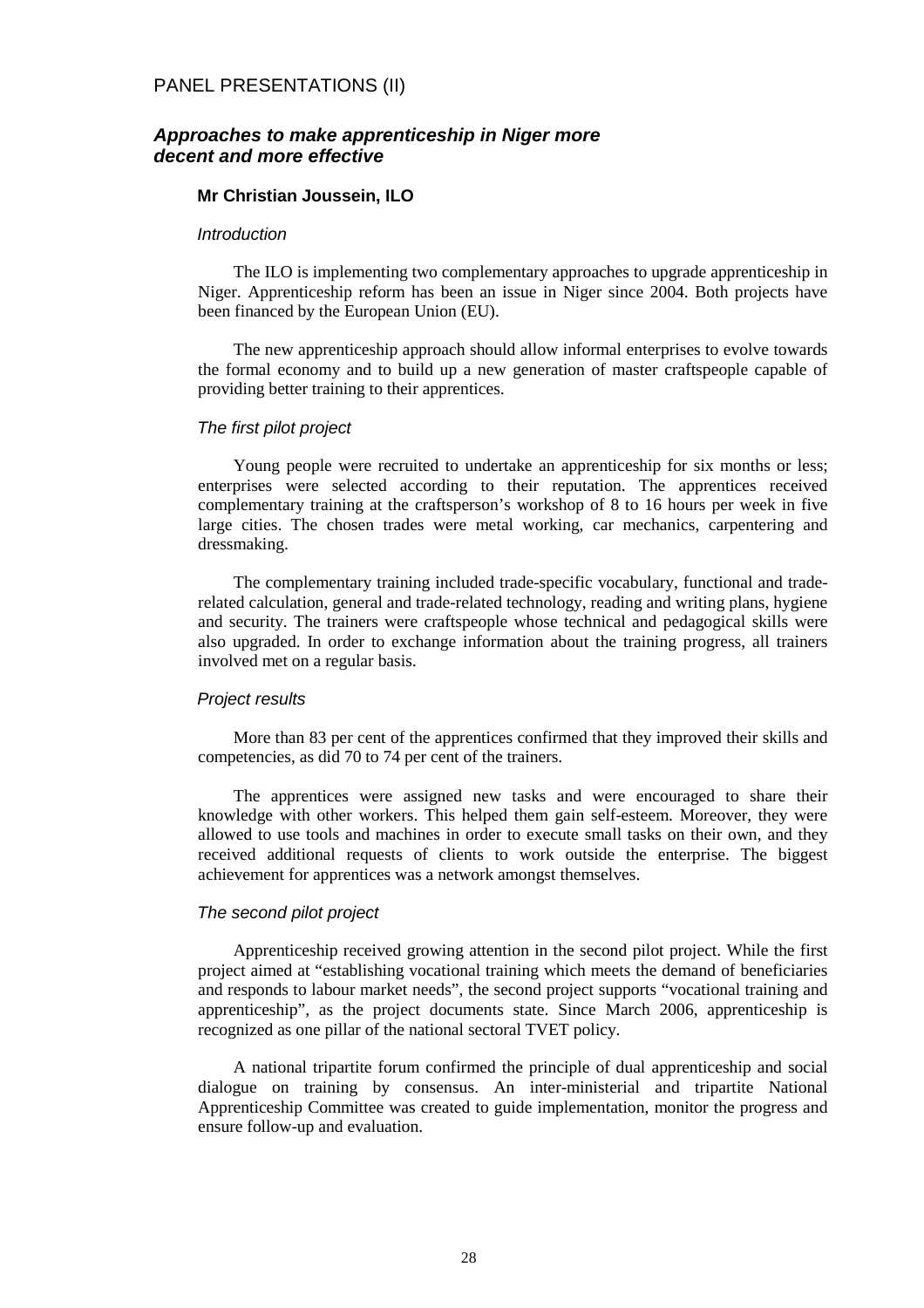## PANEL PRESENTATIONS (II)

### *Approaches to make apprenticeship in Niger more decent and more effective*

**Mr Christian Joussein, ILO**

*Introduction*

The ILO is implementing two complementary approaches to upgrade apprenticeship in Niger. Apprenticeship reform has been an issue in Niger since 2004. Both projects have been financed by the European Union (EU).

The new apprenticeship approach should allow informal enterprises to evolve towards the formal economy and to build up a new generation of master craftspeople capable of providing better training to their apprentices.

*The first pilot project*

Young people were recruited to undertake an apprenticeship for six months or less; enterprises were selected according to their reputation. The apprentices received complementary training at the craftsperson's workshop of 8 to 16 hours per week in five large cities. The chosen trades were metal working, car mechanics, carpentering and dressmaking.

The complementary training included trade-specific vocabulary, functional and trade-related calculation, general and trade-related technology, reading and writing plans, hygiene and security. The trainers were craftspeople whose technical and pedagogical skills were also upgraded. In order to exchange information about the training progress, all trainers involved met on a regular basis.

*Project results*

More than 83 per cent of the apprentices confirmed that they improved their skills and competencies, as did 70 to 74 per cent of the trainers.

The apprentices were assigned new tasks and were encouraged to share their knowledge with other workers. This helped them gain self-esteem. Moreover, they were allowed to use tools and machines in order to execute small tasks on their own, and they received additional requests of clients to work outside the enterprise. The biggest achievement for apprentices was a network amongst themselves.

*The second pilot project*

Apprenticeship received growing attention in the second pilot project. While the first project aimed at "establishing vocational training which meets the demand of beneficiaries and responds to labour market needs", the second project supports "vocational training and apprenticeship", as the project documents state. Since March 2006, apprenticeship is recognized as one pillar of the national sectoral TVET policy.

A national tripartite forum confirmed the principle of dual apprenticeship and social dialogue on training by consensus. An inter-ministerial and tripartite National Apprenticeship Committee was created to guide implementation, monitor the progress and ensure follow-up and evaluation.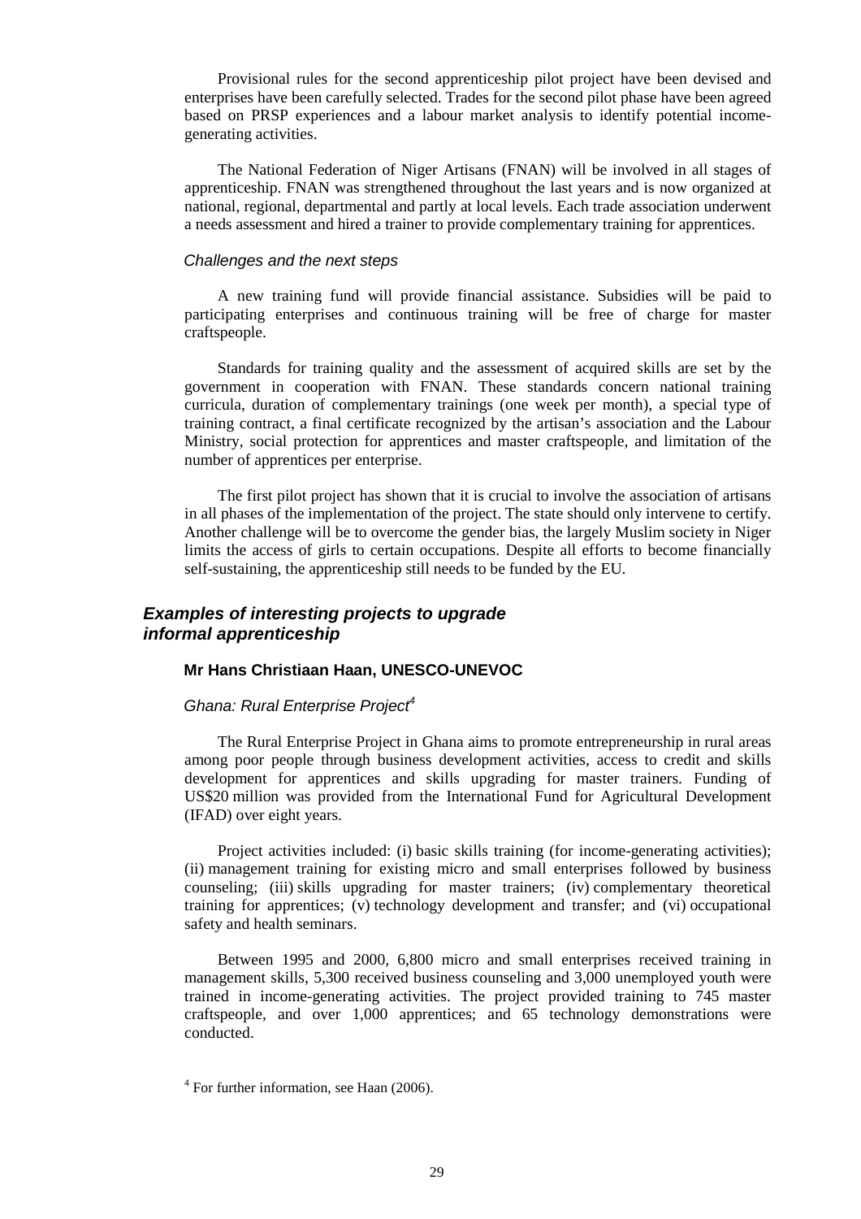Provisional rules for the second apprenticeship pilot project have been devised and enterprises have been carefully selected. Trades for the second pilot phase have been agreed based on PRSP experiences and a labour market analysis to identify potential income-generating activities.

The National Federation of Niger Artisans (FNAN) will be involved in all stages of apprenticeship. FNAN was strengthened throughout the last years and is now organized at national, regional, departmental and partly at local levels. Each trade association underwent a needs assessment and hired a trainer to provide complementary training for apprentices.

#### *Challenges and the next steps*

A new training fund will provide financial assistance. Subsidies will be paid to participating enterprises and continuous training will be free of charge for master craftspeople.

Standards for training quality and the assessment of acquired skills are set by the government in cooperation with FNAN. These standards concern national training curricula, duration of complementary trainings (one week per month), a special type of training contract, a final certificate recognized by the artisan's association and the Labour Ministry, social protection for apprentices and master craftspeople, and limitation of the number of apprentices per enterprise.

The first pilot project has shown that it is crucial to involve the association of artisans in all phases of the implementation of the project. The state should only intervene to certify. Another challenge will be to overcome the gender bias, the largely Muslim society in Niger limits the access of girls to certain occupations. Despite all efforts to become financially self-sustaining, the apprenticeship still needs to be funded by the EU.

## ***Examples of interesting projects to upgrade informal apprenticeship***

### **Mr Hans Christiaan Haan, UNESCO-UNEVOC**

#### *Ghana: Rural Enterprise Project*[4]

The Rural Enterprise Project in Ghana aims to promote entrepreneurship in rural areas among poor people through business development activities, access to credit and skills development for apprentices and skills upgrading for master trainers. Funding of US$20 million was provided from the International Fund for Agricultural Development (IFAD) over eight years.

Project activities included: (i) basic skills training (for income-generating activities); (ii) management training for existing micro and small enterprises followed by business counseling; (iii) skills upgrading for master trainers; (iv) complementary theoretical training for apprentices; (v) technology development and transfer; and (vi) occupational safety and health seminars.

Between 1995 and 2000, 6,800 micro and small enterprises received training in management skills, 5,300 received business counseling and 3,000 unemployed youth were trained in income-generating activities. The project provided training to 745 master craftspeople, and over 1,000 apprentices; and 65 technology demonstrations were conducted.

[4] For further information, see Haan (2006).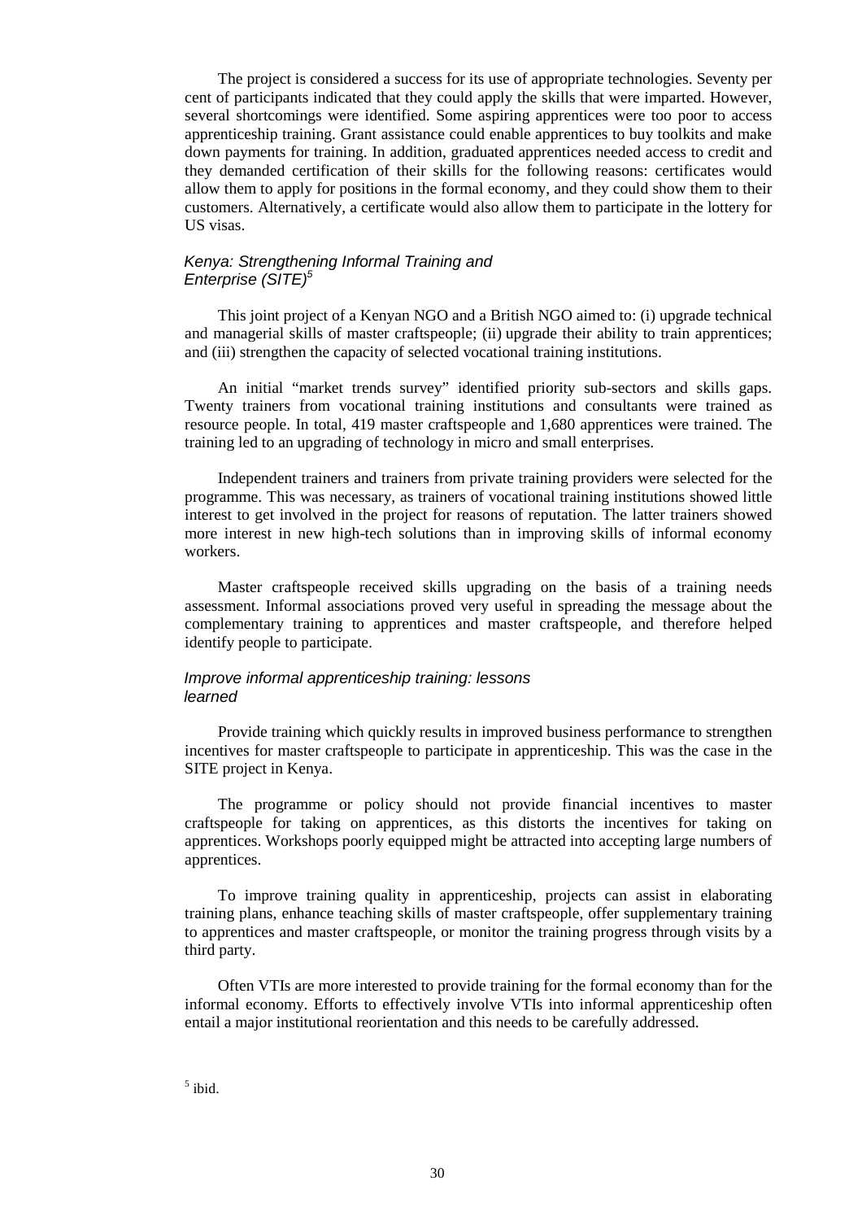The project is considered a success for its use of appropriate technologies. Seventy per cent of participants indicated that they could apply the skills that were imparted. However, several shortcomings were identified. Some aspiring apprentices were too poor to access apprenticeship training. Grant assistance could enable apprentices to buy toolkits and make down payments for training. In addition, graduated apprentices needed access to credit and they demanded certification of their skills for the following reasons: certificates would allow them to apply for positions in the formal economy, and they could show them to their customers. Alternatively, a certificate would also allow them to participate in the lottery for US visas.

### *Kenya: Strengthening Informal Training and Enterprise (SITE)*[5]

This joint project of a Kenyan NGO and a British NGO aimed to: (i) upgrade technical and managerial skills of master craftspeople; (ii) upgrade their ability to train apprentices; and (iii) strengthen the capacity of selected vocational training institutions.

An initial "market trends survey" identified priority sub-sectors and skills gaps. Twenty trainers from vocational training institutions and consultants were trained as resource people. In total, 419 master craftspeople and 1,680 apprentices were trained. The training led to an upgrading of technology in micro and small enterprises.

Independent trainers and trainers from private training providers were selected for the programme. This was necessary, as trainers of vocational training institutions showed little interest to get involved in the project for reasons of reputation. The latter trainers showed more interest in new high-tech solutions than in improving skills of informal economy workers.

Master craftspeople received skills upgrading on the basis of a training needs assessment. Informal associations proved very useful in spreading the message about the complementary training to apprentices and master craftspeople, and therefore helped identify people to participate.

### *Improve informal apprenticeship training: lessons learned*

Provide training which quickly results in improved business performance to strengthen incentives for master craftspeople to participate in apprenticeship. This was the case in the SITE project in Kenya.

The programme or policy should not provide financial incentives to master craftspeople for taking on apprentices, as this distorts the incentives for taking on apprentices. Workshops poorly equipped might be attracted into accepting large numbers of apprentices.

To improve training quality in apprenticeship, projects can assist in elaborating training plans, enhance teaching skills of master craftspeople, offer supplementary training to apprentices and master craftspeople, or monitor the training progress through visits by a third party.

Often VTIs are more interested to provide training for the formal economy than for the informal economy. Efforts to effectively involve VTIs into informal apprenticeship often entail a major institutional reorientation and this needs to be carefully addressed.

[5] ibid.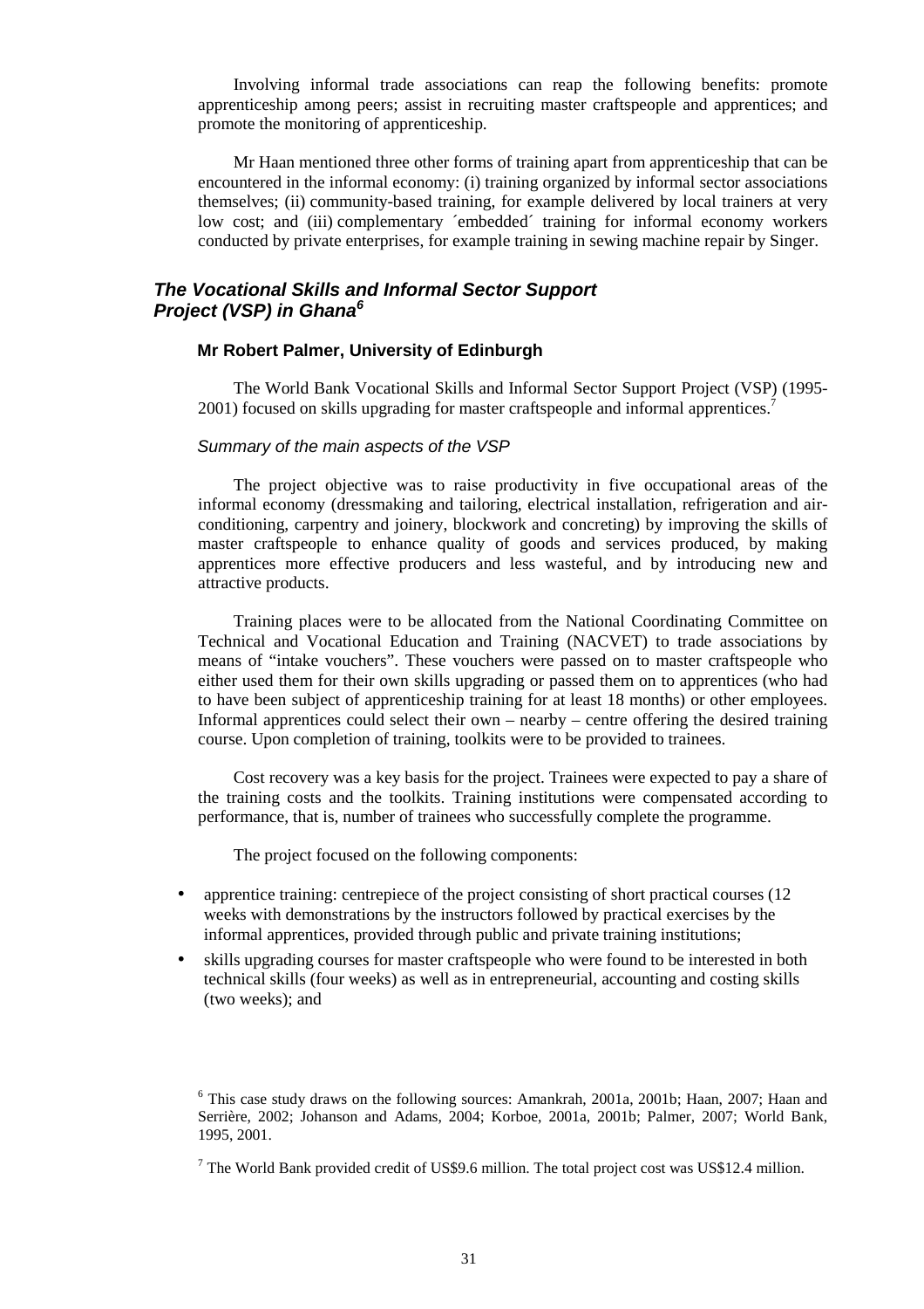Involving informal trade associations can reap the following benefits: promote apprenticeship among peers; assist in recruiting master craftspeople and apprentices; and promote the monitoring of apprenticeship.

Mr Haan mentioned three other forms of training apart from apprenticeship that can be encountered in the informal economy: (i) training organized by informal sector associations themselves; (ii) community-based training, for example delivered by local trainers at very low cost; and (iii) complementary ´embedded´ training for informal economy workers conducted by private enterprises, for example training in sewing machine repair by Singer.

## *The Vocational Skills and Informal Sector Support Project (VSP) in Ghana*[6]

### Mr Robert Palmer, University of Edinburgh

The World Bank Vocational Skills and Informal Sector Support Project (VSP) (1995-2001) focused on skills upgrading for master craftspeople and informal apprentices.[7]

#### *Summary of the main aspects of the VSP*

The project objective was to raise productivity in five occupational areas of the informal economy (dressmaking and tailoring, electrical installation, refrigeration and air-conditioning, carpentry and joinery, blockwork and concreting) by improving the skills of master craftspeople to enhance quality of goods and services produced, by making apprentices more effective producers and less wasteful, and by introducing new and attractive products.

Training places were to be allocated from the National Coordinating Committee on Technical and Vocational Education and Training (NACVET) to trade associations by means of "intake vouchers". These vouchers were passed on to master craftspeople who either used them for their own skills upgrading or passed them on to apprentices (who had to have been subject of apprenticeship training for at least 18 months) or other employees. Informal apprentices could select their own – nearby – centre offering the desired training course. Upon completion of training, toolkits were to be provided to trainees.

Cost recovery was a key basis for the project. Trainees were expected to pay a share of the training costs and the toolkits. Training institutions were compensated according to performance, that is, number of trainees who successfully complete the programme.

The project focused on the following components:

- apprentice training: centrepiece of the project consisting of short practical courses (12 weeks with demonstrations by the instructors followed by practical exercises by the informal apprentices, provided through public and private training institutions;
- skills upgrading courses for master craftspeople who were found to be interested in both technical skills (four weeks) as well as in entrepreneurial, accounting and costing skills (two weeks); and

---

[6] This case study draws on the following sources: Amankrah, 2001a, 2001b; Haan, 2007; Haan and Serrière, 2002; Johanson and Adams, 2004; Korboe, 2001a, 2001b; Palmer, 2007; World Bank, 1995, 2001.

[7] The World Bank provided credit of US$9.6 million. The total project cost was US$12.4 million.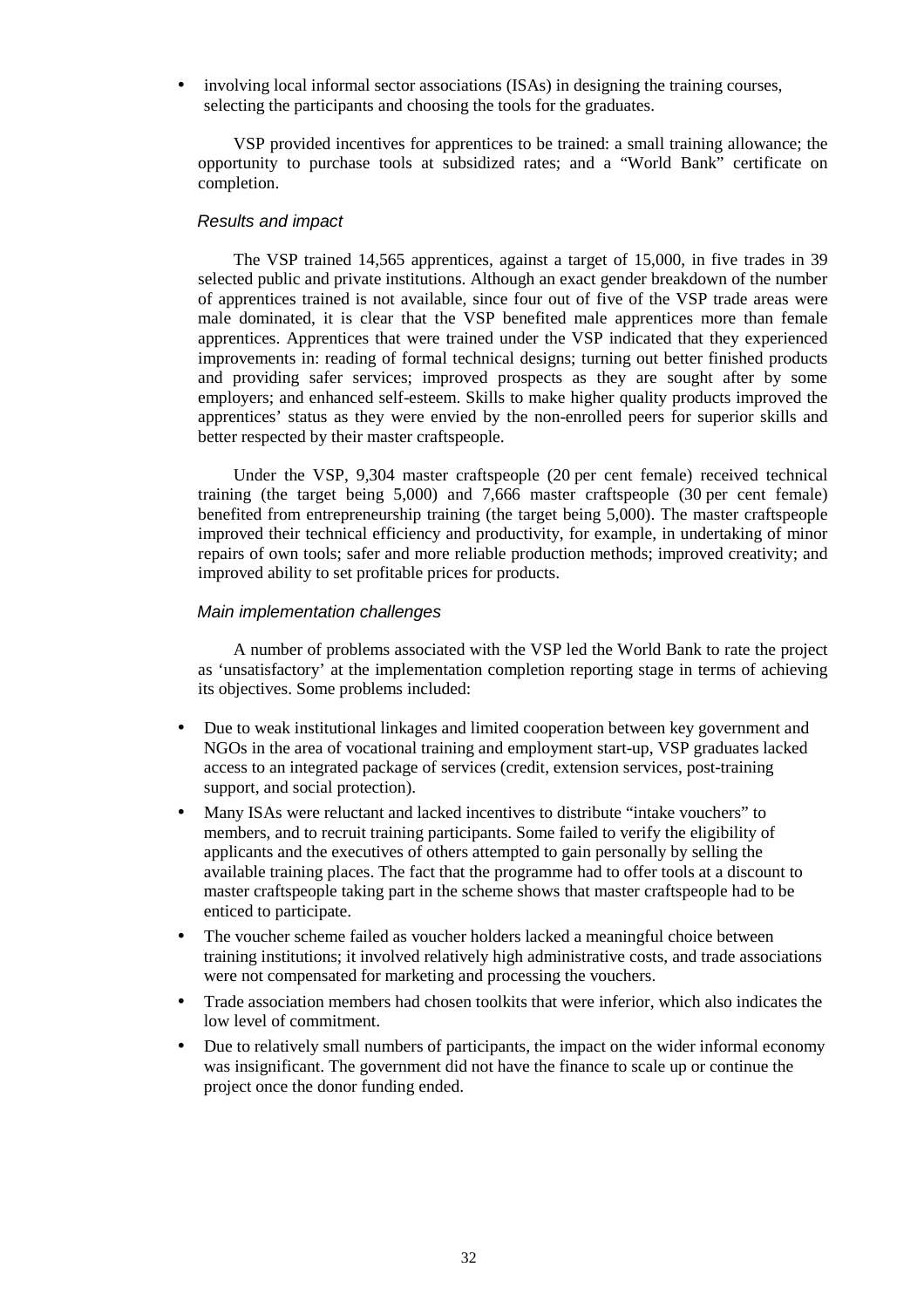- involving local informal sector associations (ISAs) in designing the training courses, selecting the participants and choosing the tools for the graduates.

VSP provided incentives for apprentices to be trained: a small training allowance; the opportunity to purchase tools at subsidized rates; and a "World Bank" certificate on completion.

### *Results and impact*

The VSP trained 14,565 apprentices, against a target of 15,000, in five trades in 39 selected public and private institutions. Although an exact gender breakdown of the number of apprentices trained is not available, since four out of five of the VSP trade areas were male dominated, it is clear that the VSP benefited male apprentices more than female apprentices. Apprentices that were trained under the VSP indicated that they experienced improvements in: reading of formal technical designs; turning out better finished products and providing safer services; improved prospects as they are sought after by some employers; and enhanced self-esteem. Skills to make higher quality products improved the apprentices' status as they were envied by the non-enrolled peers for superior skills and better respected by their master craftspeople.

Under the VSP, 9,304 master craftspeople (20 per cent female) received technical training (the target being 5,000) and 7,666 master craftspeople (30 per cent female) benefited from entrepreneurship training (the target being 5,000). The master craftspeople improved their technical efficiency and productivity, for example, in undertaking of minor repairs of own tools; safer and more reliable production methods; improved creativity; and improved ability to set profitable prices for products.

### *Main implementation challenges*

A number of problems associated with the VSP led the World Bank to rate the project as 'unsatisfactory' at the implementation completion reporting stage in terms of achieving its objectives. Some problems included:

- Due to weak institutional linkages and limited cooperation between key government and NGOs in the area of vocational training and employment start-up, VSP graduates lacked access to an integrated package of services (credit, extension services, post-training support, and social protection).
- Many ISAs were reluctant and lacked incentives to distribute "intake vouchers" to members, and to recruit training participants. Some failed to verify the eligibility of applicants and the executives of others attempted to gain personally by selling the available training places. The fact that the programme had to offer tools at a discount to master craftspeople taking part in the scheme shows that master craftspeople had to be enticed to participate.
- The voucher scheme failed as voucher holders lacked a meaningful choice between training institutions; it involved relatively high administrative costs, and trade associations were not compensated for marketing and processing the vouchers.
- Trade association members had chosen toolkits that were inferior, which also indicates the low level of commitment.
- Due to relatively small numbers of participants, the impact on the wider informal economy was insignificant. The government did not have the finance to scale up or continue the project once the donor funding ended.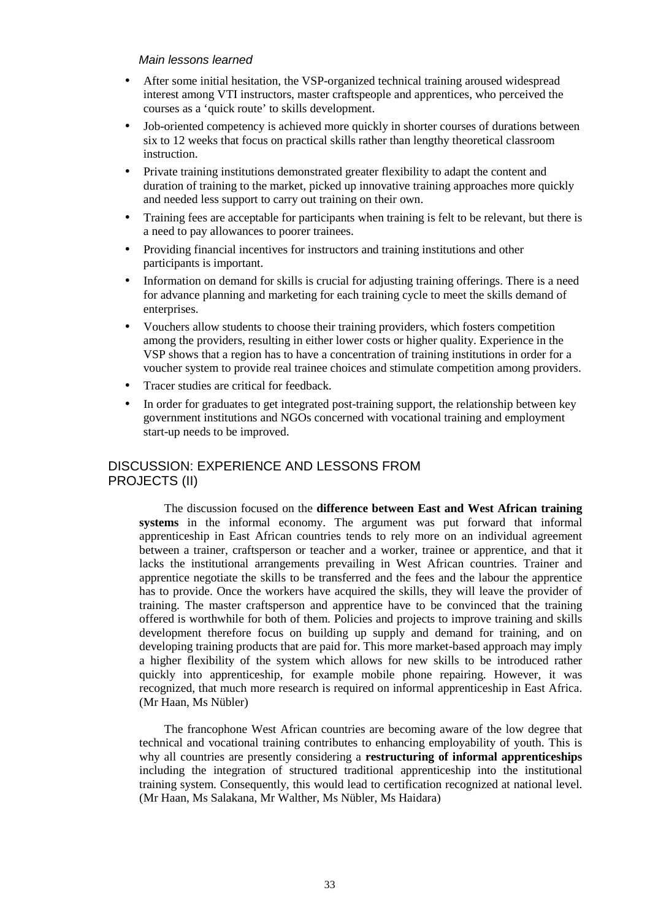*Main lessons learned*

- After some initial hesitation, the VSP-organized technical training aroused widespread interest among VTI instructors, master craftspeople and apprentices, who perceived the courses as a 'quick route' to skills development.
- Job-oriented competency is achieved more quickly in shorter courses of durations between six to 12 weeks that focus on practical skills rather than lengthy theoretical classroom instruction.
- Private training institutions demonstrated greater flexibility to adapt the content and duration of training to the market, picked up innovative training approaches more quickly and needed less support to carry out training on their own.
- Training fees are acceptable for participants when training is felt to be relevant, but there is a need to pay allowances to poorer trainees.
- Providing financial incentives for instructors and training institutions and other participants is important.
- Information on demand for skills is crucial for adjusting training offerings. There is a need for advance planning and marketing for each training cycle to meet the skills demand of enterprises.
- Vouchers allow students to choose their training providers, which fosters competition among the providers, resulting in either lower costs or higher quality. Experience in the VSP shows that a region has to have a concentration of training institutions in order for a voucher system to provide real trainee choices and stimulate competition among providers.
- Tracer studies are critical for feedback.
- In order for graduates to get integrated post-training support, the relationship between key government institutions and NGOs concerned with vocational training and employment start-up needs to be improved.

## DISCUSSION: EXPERIENCE AND LESSONS FROM PROJECTS (II)

The discussion focused on the **difference between East and West African training systems** in the informal economy. The argument was put forward that informal apprenticeship in East African countries tends to rely more on an individual agreement between a trainer, craftsperson or teacher and a worker, trainee or apprentice, and that it lacks the institutional arrangements prevailing in West African countries. Trainer and apprentice negotiate the skills to be transferred and the fees and the labour the apprentice has to provide. Once the workers have acquired the skills, they will leave the provider of training. The master craftsperson and apprentice have to be convinced that the training offered is worthwhile for both of them. Policies and projects to improve training and skills development therefore focus on building up supply and demand for training, and on developing training products that are paid for. This more market-based approach may imply a higher flexibility of the system which allows for new skills to be introduced rather quickly into apprenticeship, for example mobile phone repairing. However, it was recognized, that much more research is required on informal apprenticeship in East Africa. (Mr Haan, Ms Nübler)

The francophone West African countries are becoming aware of the low degree that technical and vocational training contributes to enhancing employability of youth. This is why all countries are presently considering a **restructuring of informal apprenticeships** including the integration of structured traditional apprenticeship into the institutional training system. Consequently, this would lead to certification recognized at national level. (Mr Haan, Ms Salakana, Mr Walther, Ms Nübler, Ms Haidara)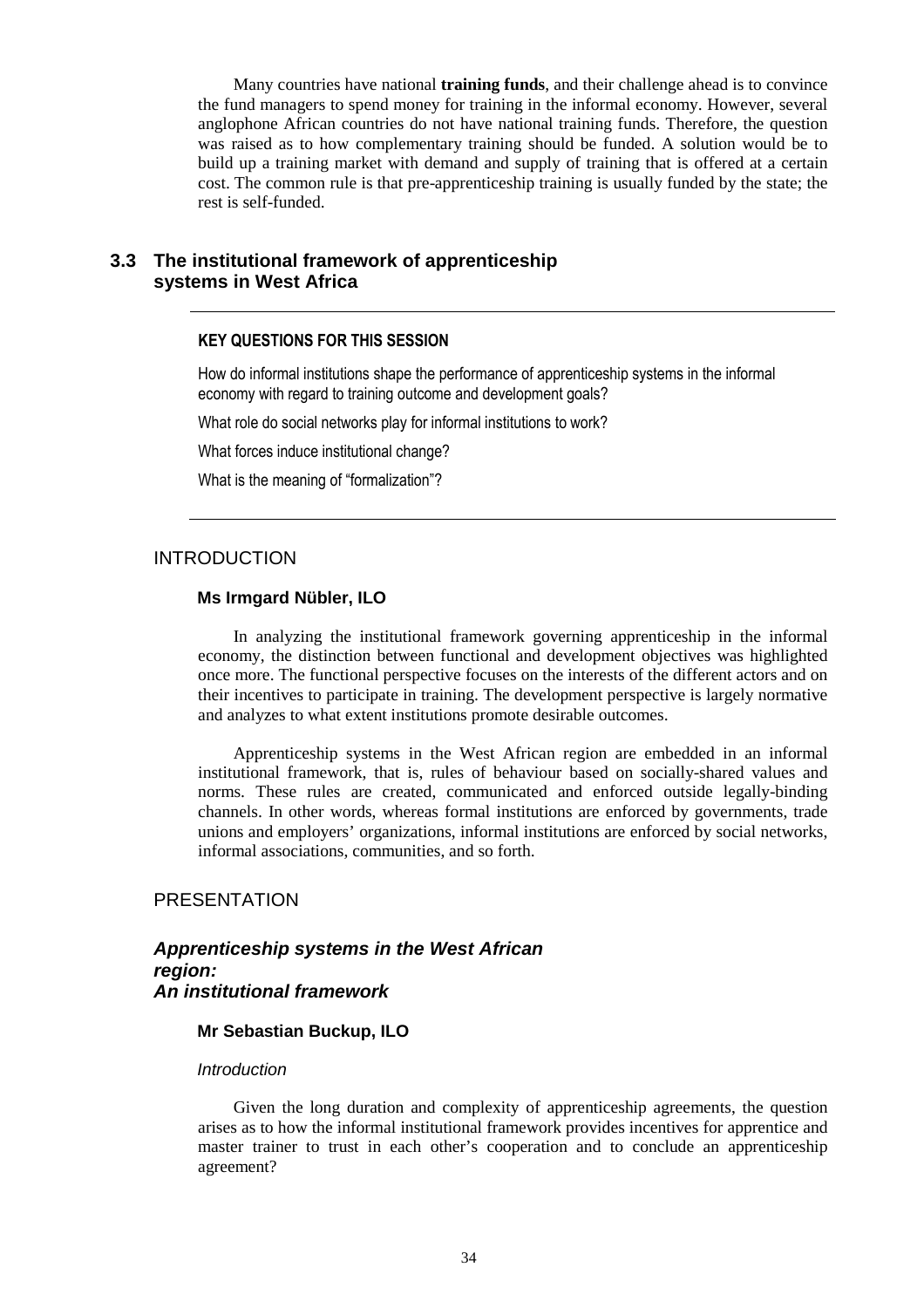Many countries have national **training funds**, and their challenge ahead is to convince the fund managers to spend money for training in the informal economy. However, several anglophone African countries do not have national training funds. Therefore, the question was raised as to how complementary training should be funded. A solution would be to build up a training market with demand and supply of training that is offered at a certain cost. The common rule is that pre-apprenticeship training is usually funded by the state; the rest is self-funded.

## 3.3 The institutional framework of apprenticeship systems in West Africa

---

**KEY QUESTIONS FOR THIS SESSION**

How do informal institutions shape the performance of apprenticeship systems in the informal economy with regard to training outcome and development goals?

What role do social networks play for informal institutions to work?

What forces induce institutional change?

What is the meaning of "formalization"?

---

### INTRODUCTION

**Ms Irmgard Nübler, ILO**

In analyzing the institutional framework governing apprenticeship in the informal economy, the distinction between functional and development objectives was highlighted once more. The functional perspective focuses on the interests of the different actors and on their incentives to participate in training. The development perspective is largely normative and analyzes to what extent institutions promote desirable outcomes.

Apprenticeship systems in the West African region are embedded in an informal institutional framework, that is, rules of behaviour based on socially-shared values and norms. These rules are created, communicated and enforced outside legally-binding channels. In other words, whereas formal institutions are enforced by governments, trade unions and employers' organizations, informal institutions are enforced by social networks, informal associations, communities, and so forth.

### PRESENTATION

#### *Apprenticeship systems in the West African region: An institutional framework*

**Mr Sebastian Buckup, ILO**

*Introduction*

Given the long duration and complexity of apprenticeship agreements, the question arises as to how the informal institutional framework provides incentives for apprentice and master trainer to trust in each other's cooperation and to conclude an apprenticeship agreement?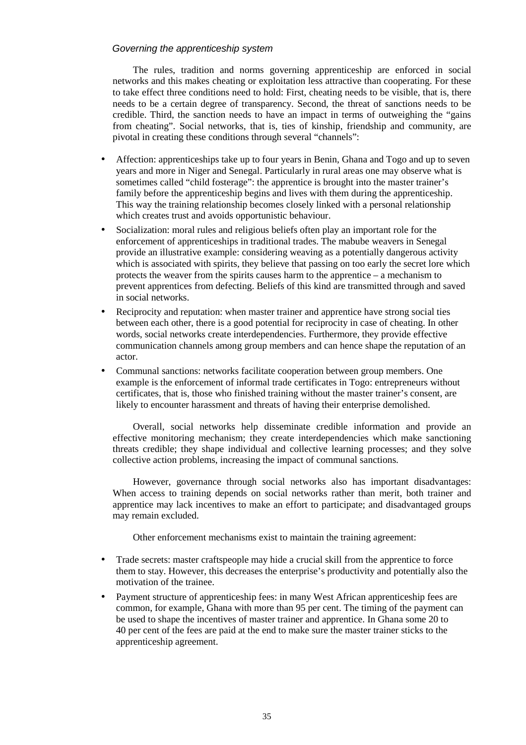### *Governing the apprenticeship system*

The rules, tradition and norms governing apprenticeship are enforced in social networks and this makes cheating or exploitation less attractive than cooperating. For these to take effect three conditions need to hold: First, cheating needs to be visible, that is, there needs to be a certain degree of transparency. Second, the threat of sanctions needs to be credible. Third, the sanction needs to have an impact in terms of outweighing the "gains from cheating". Social networks, that is, ties of kinship, friendship and community, are pivotal in creating these conditions through several "channels":

- Affection: apprenticeships take up to four years in Benin, Ghana and Togo and up to seven years and more in Niger and Senegal. Particularly in rural areas one may observe what is sometimes called "child fosterage": the apprentice is brought into the master trainer's family before the apprenticeship begins and lives with them during the apprenticeship. This way the training relationship becomes closely linked with a personal relationship which creates trust and avoids opportunistic behaviour.
- Socialization: moral rules and religious beliefs often play an important role for the enforcement of apprenticeships in traditional trades. The mabube weavers in Senegal provide an illustrative example: considering weaving as a potentially dangerous activity which is associated with spirits, they believe that passing on too early the secret lore which protects the weaver from the spirits causes harm to the apprentice – a mechanism to prevent apprentices from defecting. Beliefs of this kind are transmitted through and saved in social networks.
- Reciprocity and reputation: when master trainer and apprentice have strong social ties between each other, there is a good potential for reciprocity in case of cheating. In other words, social networks create interdependencies. Furthermore, they provide effective communication channels among group members and can hence shape the reputation of an actor.
- Communal sanctions: networks facilitate cooperation between group members. One example is the enforcement of informal trade certificates in Togo: entrepreneurs without certificates, that is, those who finished training without the master trainer's consent, are likely to encounter harassment and threats of having their enterprise demolished.

Overall, social networks help disseminate credible information and provide an effective monitoring mechanism; they create interdependencies which make sanctioning threats credible; they shape individual and collective learning processes; and they solve collective action problems, increasing the impact of communal sanctions.

However, governance through social networks also has important disadvantages: When access to training depends on social networks rather than merit, both trainer and apprentice may lack incentives to make an effort to participate; and disadvantaged groups may remain excluded.

Other enforcement mechanisms exist to maintain the training agreement:

- Trade secrets: master craftspeople may hide a crucial skill from the apprentice to force them to stay. However, this decreases the enterprise's productivity and potentially also the motivation of the trainee.
- Payment structure of apprenticeship fees: in many West African apprenticeship fees are common, for example, Ghana with more than 95 per cent. The timing of the payment can be used to shape the incentives of master trainer and apprentice. In Ghana some 20 to 40 per cent of the fees are paid at the end to make sure the master trainer sticks to the apprenticeship agreement.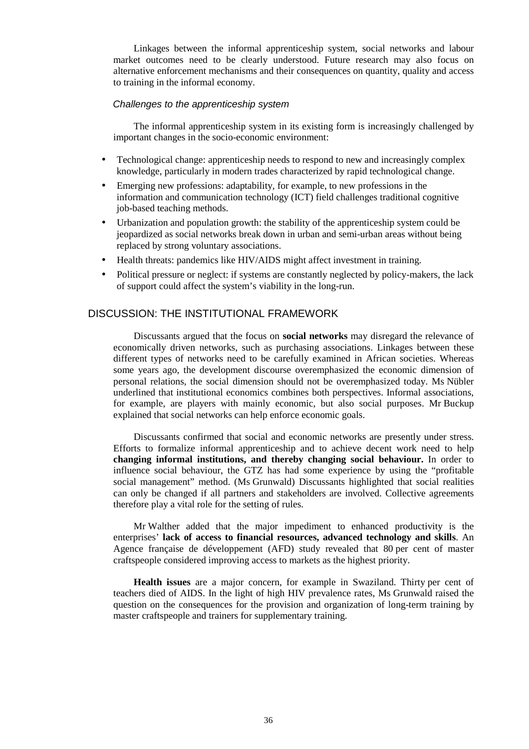Linkages between the informal apprenticeship system, social networks and labour market outcomes need to be clearly understood. Future research may also focus on alternative enforcement mechanisms and their consequences on quantity, quality and access to training in the informal economy.

### *Challenges to the apprenticeship system*

The informal apprenticeship system in its existing form is increasingly challenged by important changes in the socio-economic environment:

- Technological change: apprenticeship needs to respond to new and increasingly complex knowledge, particularly in modern trades characterized by rapid technological change.
- Emerging new professions: adaptability, for example, to new professions in the information and communication technology (ICT) field challenges traditional cognitive job-based teaching methods.
- Urbanization and population growth: the stability of the apprenticeship system could be jeopardized as social networks break down in urban and semi-urban areas without being replaced by strong voluntary associations.
- Health threats: pandemics like HIV/AIDS might affect investment in training.
- Political pressure or neglect: if systems are constantly neglected by policy-makers, the lack of support could affect the system's viability in the long-run.

## DISCUSSION: THE INSTITUTIONAL FRAMEWORK

Discussants argued that the focus on **social networks** may disregard the relevance of economically driven networks, such as purchasing associations. Linkages between these different types of networks need to be carefully examined in African societies. Whereas some years ago, the development discourse overemphasized the economic dimension of personal relations, the social dimension should not be overemphasized today. Ms Nübler underlined that institutional economics combines both perspectives. Informal associations, for example, are players with mainly economic, but also social purposes. Mr Buckup explained that social networks can help enforce economic goals.

Discussants confirmed that social and economic networks are presently under stress. Efforts to formalize informal apprenticeship and to achieve decent work need to help **changing informal institutions, and thereby changing social behaviour.** In order to influence social behaviour, the GTZ has had some experience by using the "profitable social management" method. (Ms Grunwald) Discussants highlighted that social realities can only be changed if all partners and stakeholders are involved. Collective agreements therefore play a vital role for the setting of rules.

Mr Walther added that the major impediment to enhanced productivity is the enterprises' **lack of access to financial resources, advanced technology and skills**. An Agence française de développement (AFD) study revealed that 80 per cent of master craftspeople considered improving access to markets as the highest priority.

**Health issues** are a major concern, for example in Swaziland. Thirty per cent of teachers died of AIDS. In the light of high HIV prevalence rates, Ms Grunwald raised the question on the consequences for the provision and organization of long-term training by master craftspeople and trainers for supplementary training.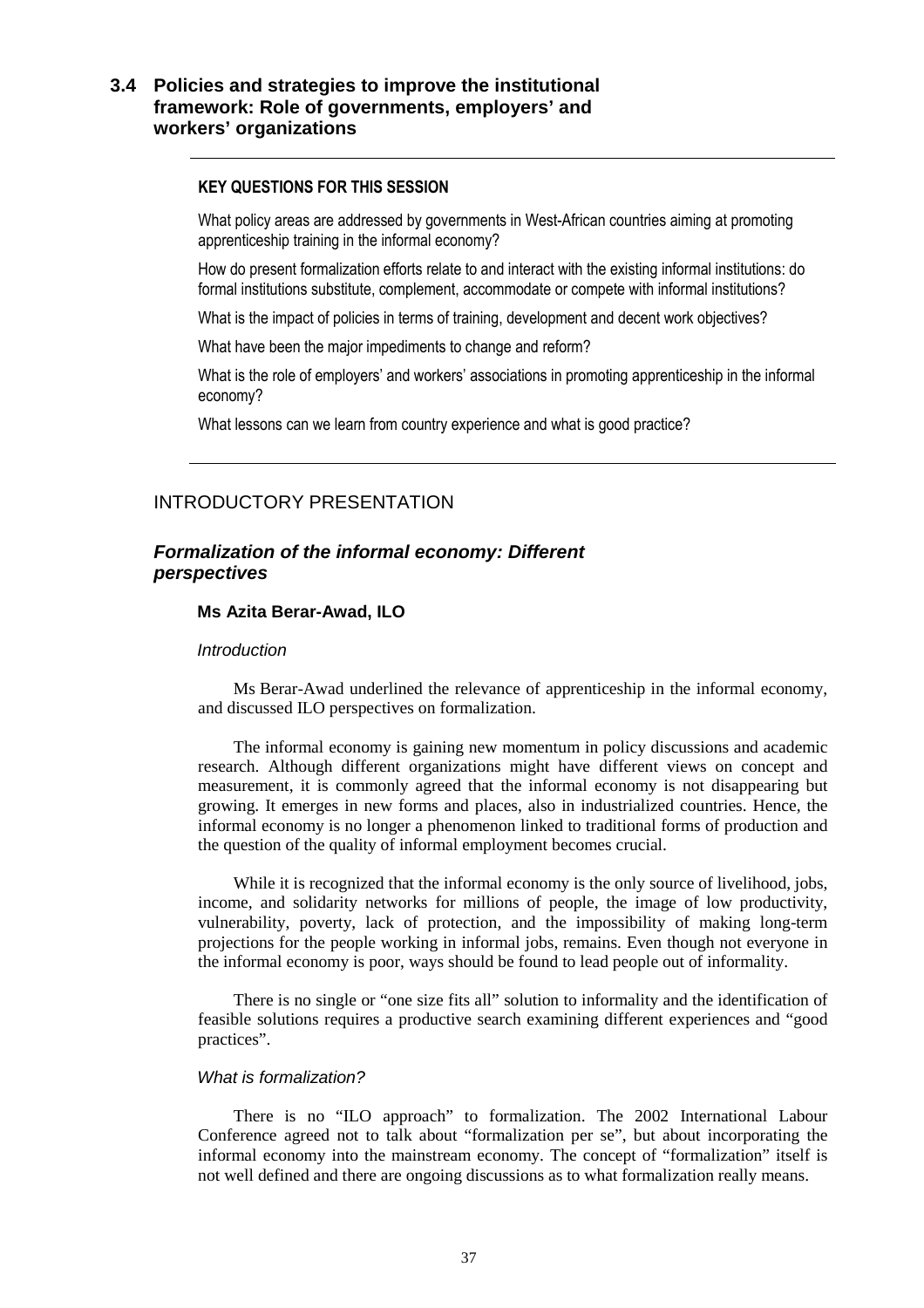## 3.4 Policies and strategies to improve the institutional framework: Role of governments, employers' and workers' organizations

---

**KEY QUESTIONS FOR THIS SESSION**

What policy areas are addressed by governments in West-African countries aiming at promoting apprenticeship training in the informal economy?

How do present formalization efforts relate to and interact with the existing informal institutions: do formal institutions substitute, complement, accommodate or compete with informal institutions?

What is the impact of policies in terms of training, development and decent work objectives?

What have been the major impediments to change and reform?

What is the role of employers' and workers' associations in promoting apprenticeship in the informal economy?

What lessons can we learn from country experience and what is good practice?

---

### INTRODUCTORY PRESENTATION

### *Formalization of the informal economy: Different perspectives*

**Ms Azita Berar-Awad, ILO**

*Introduction*

Ms Berar-Awad underlined the relevance of apprenticeship in the informal economy, and discussed ILO perspectives on formalization.

The informal economy is gaining new momentum in policy discussions and academic research. Although different organizations might have different views on concept and measurement, it is commonly agreed that the informal economy is not disappearing but growing. It emerges in new forms and places, also in industrialized countries. Hence, the informal economy is no longer a phenomenon linked to traditional forms of production and the question of the quality of informal employment becomes crucial.

While it is recognized that the informal economy is the only source of livelihood, jobs, income, and solidarity networks for millions of people, the image of low productivity, vulnerability, poverty, lack of protection, and the impossibility of making long-term projections for the people working in informal jobs, remains. Even though not everyone in the informal economy is poor, ways should be found to lead people out of informality.

There is no single or "one size fits all" solution to informality and the identification of feasible solutions requires a productive search examining different experiences and "good practices".

*What is formalization?*

There is no "ILO approach" to formalization. The 2002 International Labour Conference agreed not to talk about "formalization per se", but about incorporating the informal economy into the mainstream economy. The concept of "formalization" itself is not well defined and there are ongoing discussions as to what formalization really means.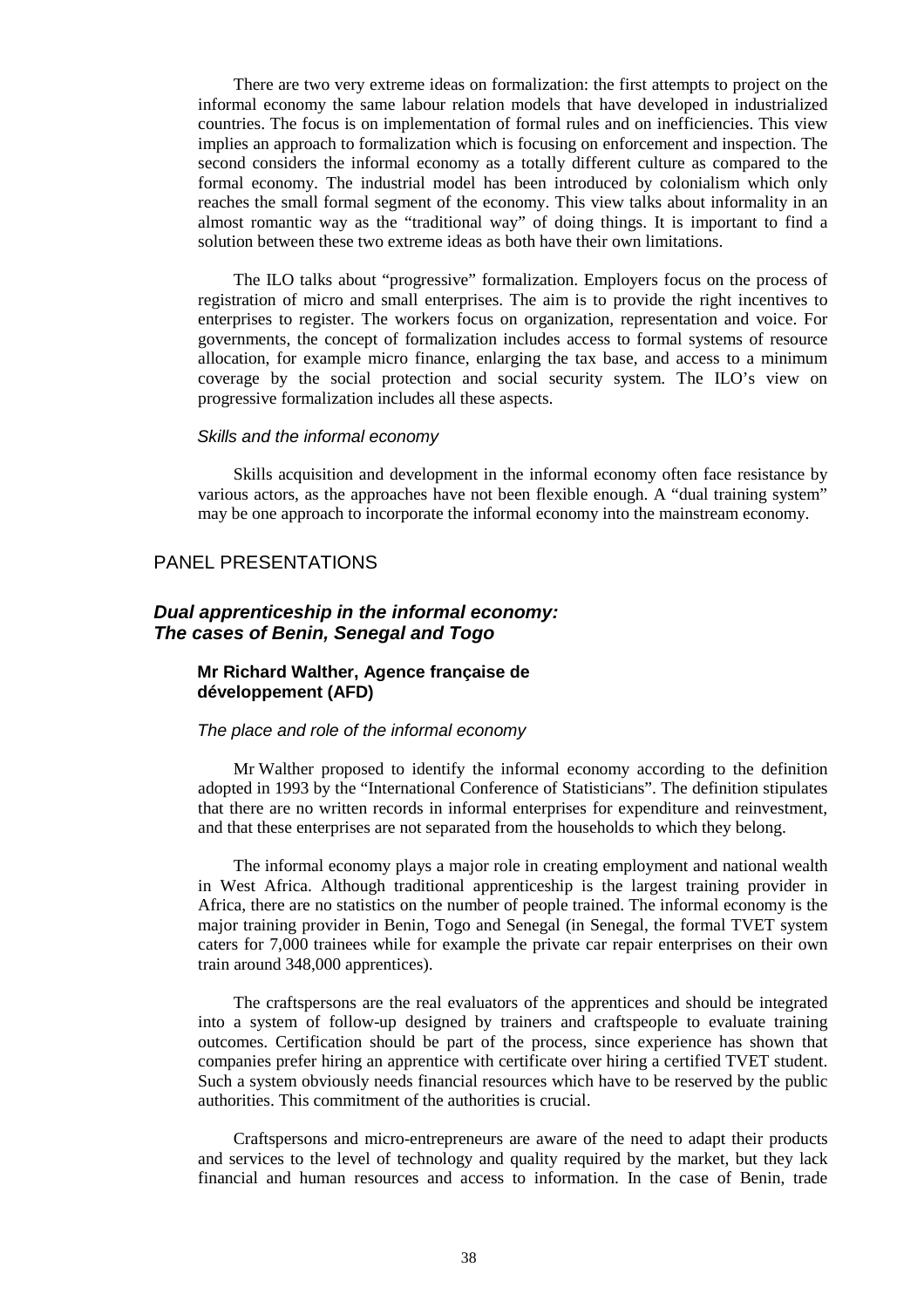There are two very extreme ideas on formalization: the first attempts to project on the informal economy the same labour relation models that have developed in industrialized countries. The focus is on implementation of formal rules and on inefficiencies. This view implies an approach to formalization which is focusing on enforcement and inspection. The second considers the informal economy as a totally different culture as compared to the formal economy. The industrial model has been introduced by colonialism which only reaches the small formal segment of the economy. This view talks about informality in an almost romantic way as the "traditional way" of doing things. It is important to find a solution between these two extreme ideas as both have their own limitations.

The ILO talks about "progressive" formalization. Employers focus on the process of registration of micro and small enterprises. The aim is to provide the right incentives to enterprises to register. The workers focus on organization, representation and voice. For governments, the concept of formalization includes access to formal systems of resource allocation, for example micro finance, enlarging the tax base, and access to a minimum coverage by the social protection and social security system. The ILO's view on progressive formalization includes all these aspects.

*Skills and the informal economy*

Skills acquisition and development in the informal economy often face resistance by various actors, as the approaches have not been flexible enough. A "dual training system" may be one approach to incorporate the informal economy into the mainstream economy.

## PANEL PRESENTATIONS

### *Dual apprenticeship in the informal economy: The cases of Benin, Senegal and Togo*

#### Mr Richard Walther, Agence française de développement (AFD)

*The place and role of the informal economy*

Mr Walther proposed to identify the informal economy according to the definition adopted in 1993 by the "International Conference of Statisticians". The definition stipulates that there are no written records in informal enterprises for expenditure and reinvestment, and that these enterprises are not separated from the households to which they belong.

The informal economy plays a major role in creating employment and national wealth in West Africa. Although traditional apprenticeship is the largest training provider in Africa, there are no statistics on the number of people trained. The informal economy is the major training provider in Benin, Togo and Senegal (in Senegal, the formal TVET system caters for 7,000 trainees while for example the private car repair enterprises on their own train around 348,000 apprentices).

The craftspersons are the real evaluators of the apprentices and should be integrated into a system of follow-up designed by trainers and craftspeople to evaluate training outcomes. Certification should be part of the process, since experience has shown that companies prefer hiring an apprentice with certificate over hiring a certified TVET student. Such a system obviously needs financial resources which have to be reserved by the public authorities. This commitment of the authorities is crucial.

Craftspersons and micro-entrepreneurs are aware of the need to adapt their products and services to the level of technology and quality required by the market, but they lack financial and human resources and access to information. In the case of Benin, trade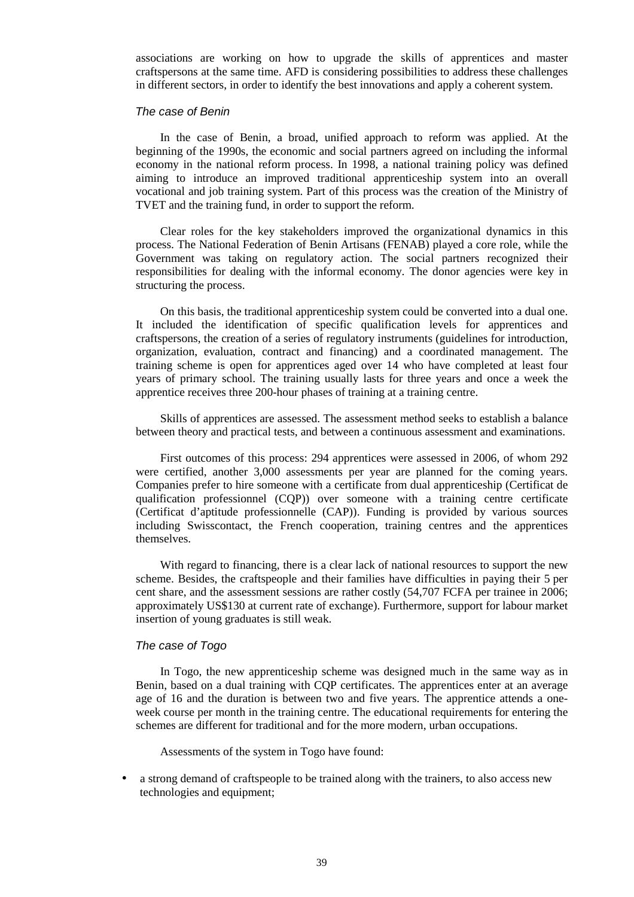associations are working on how to upgrade the skills of apprentices and master craftspersons at the same time. AFD is considering possibilities to address these challenges in different sectors, in order to identify the best innovations and apply a coherent system.

*The case of Benin*

In the case of Benin, a broad, unified approach to reform was applied. At the beginning of the 1990s, the economic and social partners agreed on including the informal economy in the national reform process. In 1998, a national training policy was defined aiming to introduce an improved traditional apprenticeship system into an overall vocational and job training system. Part of this process was the creation of the Ministry of TVET and the training fund, in order to support the reform.

Clear roles for the key stakeholders improved the organizational dynamics in this process. The National Federation of Benin Artisans (FENAB) played a core role, while the Government was taking on regulatory action. The social partners recognized their responsibilities for dealing with the informal economy. The donor agencies were key in structuring the process.

On this basis, the traditional apprenticeship system could be converted into a dual one. It included the identification of specific qualification levels for apprentices and craftspersons, the creation of a series of regulatory instruments (guidelines for introduction, organization, evaluation, contract and financing) and a coordinated management. The training scheme is open for apprentices aged over 14 who have completed at least four years of primary school. The training usually lasts for three years and once a week the apprentice receives three 200-hour phases of training at a training centre.

Skills of apprentices are assessed. The assessment method seeks to establish a balance between theory and practical tests, and between a continuous assessment and examinations.

First outcomes of this process: 294 apprentices were assessed in 2006, of whom 292 were certified, another 3,000 assessments per year are planned for the coming years. Companies prefer to hire someone with a certificate from dual apprenticeship (Certificat de qualification professionnel (CQP)) over someone with a training centre certificate (Certificat d'aptitude professionnelle (CAP)). Funding is provided by various sources including Swisscontact, the French cooperation, training centres and the apprentices themselves.

With regard to financing, there is a clear lack of national resources to support the new scheme. Besides, the craftspeople and their families have difficulties in paying their 5 per cent share, and the assessment sessions are rather costly (54,707 FCFA per trainee in 2006; approximately US$130 at current rate of exchange). Furthermore, support for labour market insertion of young graduates is still weak.

*The case of Togo*

In Togo, the new apprenticeship scheme was designed much in the same way as in Benin, based on a dual training with CQP certificates. The apprentices enter at an average age of 16 and the duration is between two and five years. The apprentice attends a one-week course per month in the training centre. The educational requirements for entering the schemes are different for traditional and for the more modern, urban occupations.

Assessments of the system in Togo have found:

- a strong demand of craftspeople to be trained along with the trainers, to also access new technologies and equipment;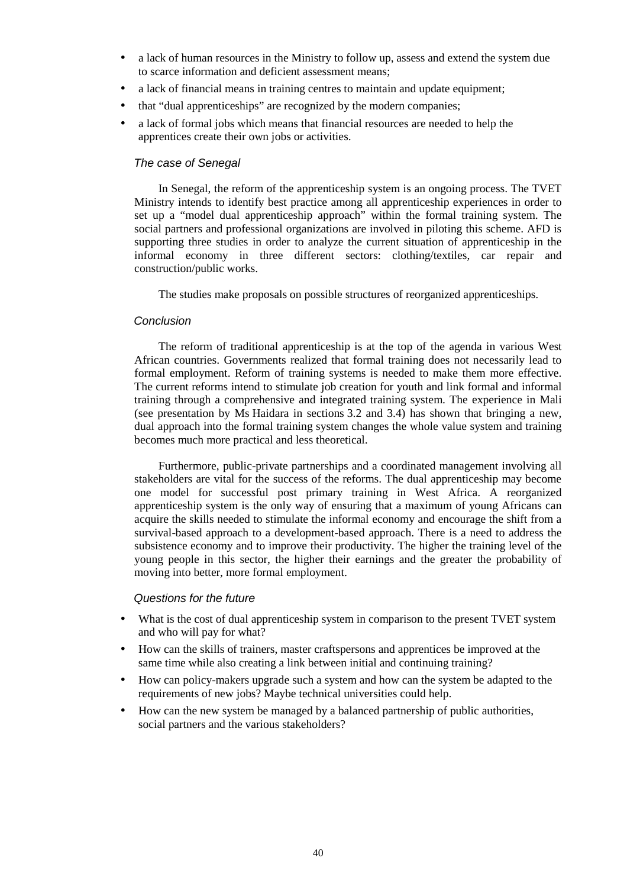- a lack of human resources in the Ministry to follow up, assess and extend the system due to scarce information and deficient assessment means;
- a lack of financial means in training centres to maintain and update equipment;
- that "dual apprenticeships" are recognized by the modern companies;
- a lack of formal jobs which means that financial resources are needed to help the apprentices create their own jobs or activities.

*The case of Senegal*

In Senegal, the reform of the apprenticeship system is an ongoing process. The TVET Ministry intends to identify best practice among all apprenticeship experiences in order to set up a "model dual apprenticeship approach" within the formal training system. The social partners and professional organizations are involved in piloting this scheme. AFD is supporting three studies in order to analyze the current situation of apprenticeship in the informal economy in three different sectors: clothing/textiles, car repair and construction/public works.

The studies make proposals on possible structures of reorganized apprenticeships.

*Conclusion*

The reform of traditional apprenticeship is at the top of the agenda in various West African countries. Governments realized that formal training does not necessarily lead to formal employment. Reform of training systems is needed to make them more effective. The current reforms intend to stimulate job creation for youth and link formal and informal training through a comprehensive and integrated training system. The experience in Mali (see presentation by Ms Haidara in sections 3.2 and 3.4) has shown that bringing a new, dual approach into the formal training system changes the whole value system and training becomes much more practical and less theoretical.

Furthermore, public-private partnerships and a coordinated management involving all stakeholders are vital for the success of the reforms. The dual apprenticeship may become one model for successful post primary training in West Africa. A reorganized apprenticeship system is the only way of ensuring that a maximum of young Africans can acquire the skills needed to stimulate the informal economy and encourage the shift from a survival-based approach to a development-based approach. There is a need to address the subsistence economy and to improve their productivity. The higher the training level of the young people in this sector, the higher their earnings and the greater the probability of moving into better, more formal employment.

*Questions for the future*

- What is the cost of dual apprenticeship system in comparison to the present TVET system and who will pay for what?
- How can the skills of trainers, master craftspersons and apprentices be improved at the same time while also creating a link between initial and continuing training?
- How can policy-makers upgrade such a system and how can the system be adapted to the requirements of new jobs? Maybe technical universities could help.
- How can the new system be managed by a balanced partnership of public authorities, social partners and the various stakeholders?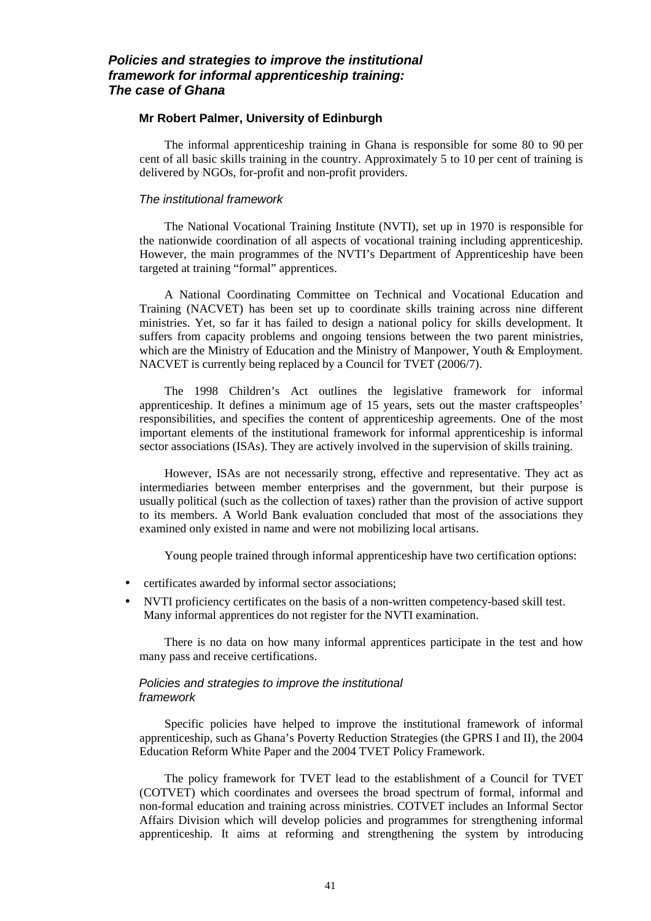## *Policies and strategies to improve the institutional framework for informal apprenticeship training: The case of Ghana*

**Mr Robert Palmer, University of Edinburgh**

The informal apprenticeship training in Ghana is responsible for some 80 to 90 per cent of all basic skills training in the country. Approximately 5 to 10 per cent of training is delivered by NGOs, for-profit and non-profit providers.

### *The institutional framework*

The National Vocational Training Institute (NVTI), set up in 1970 is responsible for the nationwide coordination of all aspects of vocational training including apprenticeship. However, the main programmes of the NVTI's Department of Apprenticeship have been targeted at training "formal" apprentices.

A National Coordinating Committee on Technical and Vocational Education and Training (NACVET) has been set up to coordinate skills training across nine different ministries. Yet, so far it has failed to design a national policy for skills development. It suffers from capacity problems and ongoing tensions between the two parent ministries, which are the Ministry of Education and the Ministry of Manpower, Youth & Employment. NACVET is currently being replaced by a Council for TVET (2006/7).

The 1998 Children's Act outlines the legislative framework for informal apprenticeship. It defines a minimum age of 15 years, sets out the master craftspeoples' responsibilities, and specifies the content of apprenticeship agreements. One of the most important elements of the institutional framework for informal apprenticeship is informal sector associations (ISAs). They are actively involved in the supervision of skills training.

However, ISAs are not necessarily strong, effective and representative. They act as intermediaries between member enterprises and the government, but their purpose is usually political (such as the collection of taxes) rather than the provision of active support to its members. A World Bank evaluation concluded that most of the associations they examined only existed in name and were not mobilizing local artisans.

Young people trained through informal apprenticeship have two certification options:

- certificates awarded by informal sector associations;
- NVTI proficiency certificates on the basis of a non-written competency-based skill test. Many informal apprentices do not register for the NVTI examination.

There is no data on how many informal apprentices participate in the test and how many pass and receive certifications.

### *Policies and strategies to improve the institutional framework*

Specific policies have helped to improve the institutional framework of informal apprenticeship, such as Ghana's Poverty Reduction Strategies (the GPRS I and II), the 2004 Education Reform White Paper and the 2004 TVET Policy Framework.

The policy framework for TVET lead to the establishment of a Council for TVET (COTVET) which coordinates and oversees the broad spectrum of formal, informal and non-formal education and training across ministries. COTVET includes an Informal Sector Affairs Division which will develop policies and programmes for strengthening informal apprenticeship. It aims at reforming and strengthening the system by introducing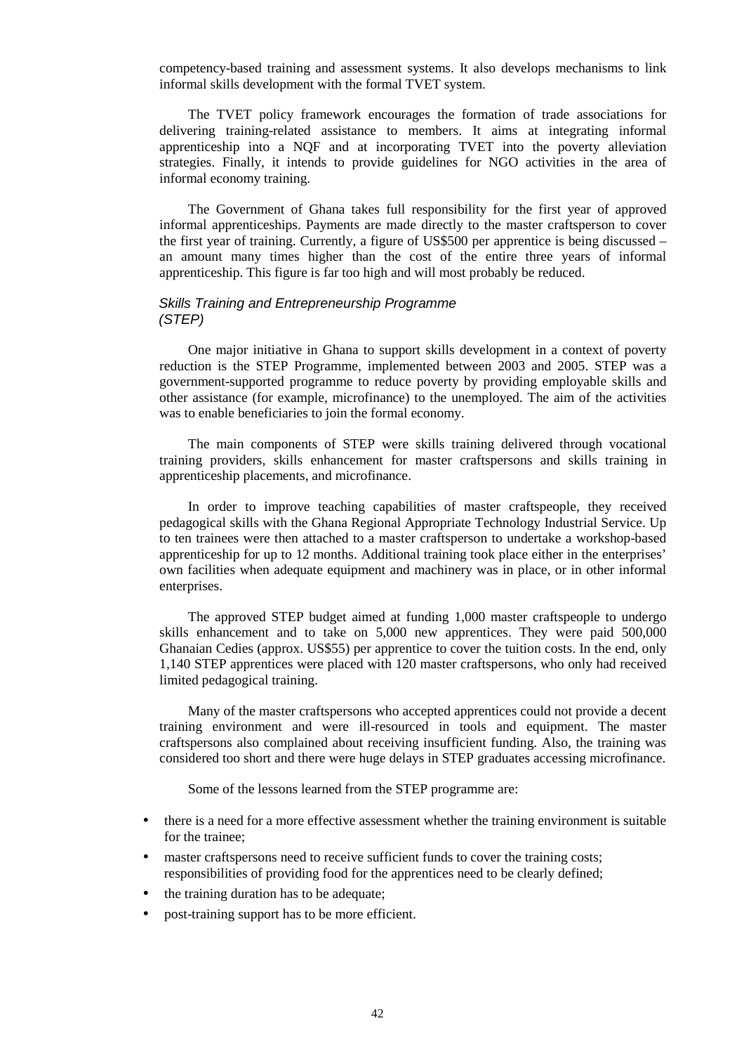competency-based training and assessment systems. It also develops mechanisms to link informal skills development with the formal TVET system.

The TVET policy framework encourages the formation of trade associations for delivering training-related assistance to members. It aims at integrating informal apprenticeship into a NQF and at incorporating TVET into the poverty alleviation strategies. Finally, it intends to provide guidelines for NGO activities in the area of informal economy training.

The Government of Ghana takes full responsibility for the first year of approved informal apprenticeships. Payments are made directly to the master craftsperson to cover the first year of training. Currently, a figure of US$500 per apprentice is being discussed – an amount many times higher than the cost of the entire three years of informal apprenticeship. This figure is far too high and will most probably be reduced.

### *Skills Training and Entrepreneurship Programme (STEP)*

One major initiative in Ghana to support skills development in a context of poverty reduction is the STEP Programme, implemented between 2003 and 2005. STEP was a government-supported programme to reduce poverty by providing employable skills and other assistance (for example, microfinance) to the unemployed. The aim of the activities was to enable beneficiaries to join the formal economy.

The main components of STEP were skills training delivered through vocational training providers, skills enhancement for master craftspersons and skills training in apprenticeship placements, and microfinance.

In order to improve teaching capabilities of master craftspeople, they received pedagogical skills with the Ghana Regional Appropriate Technology Industrial Service. Up to ten trainees were then attached to a master craftsperson to undertake a workshop-based apprenticeship for up to 12 months. Additional training took place either in the enterprises' own facilities when adequate equipment and machinery was in place, or in other informal enterprises.

The approved STEP budget aimed at funding 1,000 master craftspeople to undergo skills enhancement and to take on 5,000 new apprentices. They were paid 500,000 Ghanaian Cedies (approx. US$55) per apprentice to cover the tuition costs. In the end, only 1,140 STEP apprentices were placed with 120 master craftspersons, who only had received limited pedagogical training.

Many of the master craftspersons who accepted apprentices could not provide a decent training environment and were ill-resourced in tools and equipment. The master craftspersons also complained about receiving insufficient funding. Also, the training was considered too short and there were huge delays in STEP graduates accessing microfinance.

Some of the lessons learned from the STEP programme are:

- there is a need for a more effective assessment whether the training environment is suitable for the trainee;
- master craftspersons need to receive sufficient funds to cover the training costs; responsibilities of providing food for the apprentices need to be clearly defined;
- the training duration has to be adequate;
- post-training support has to be more efficient.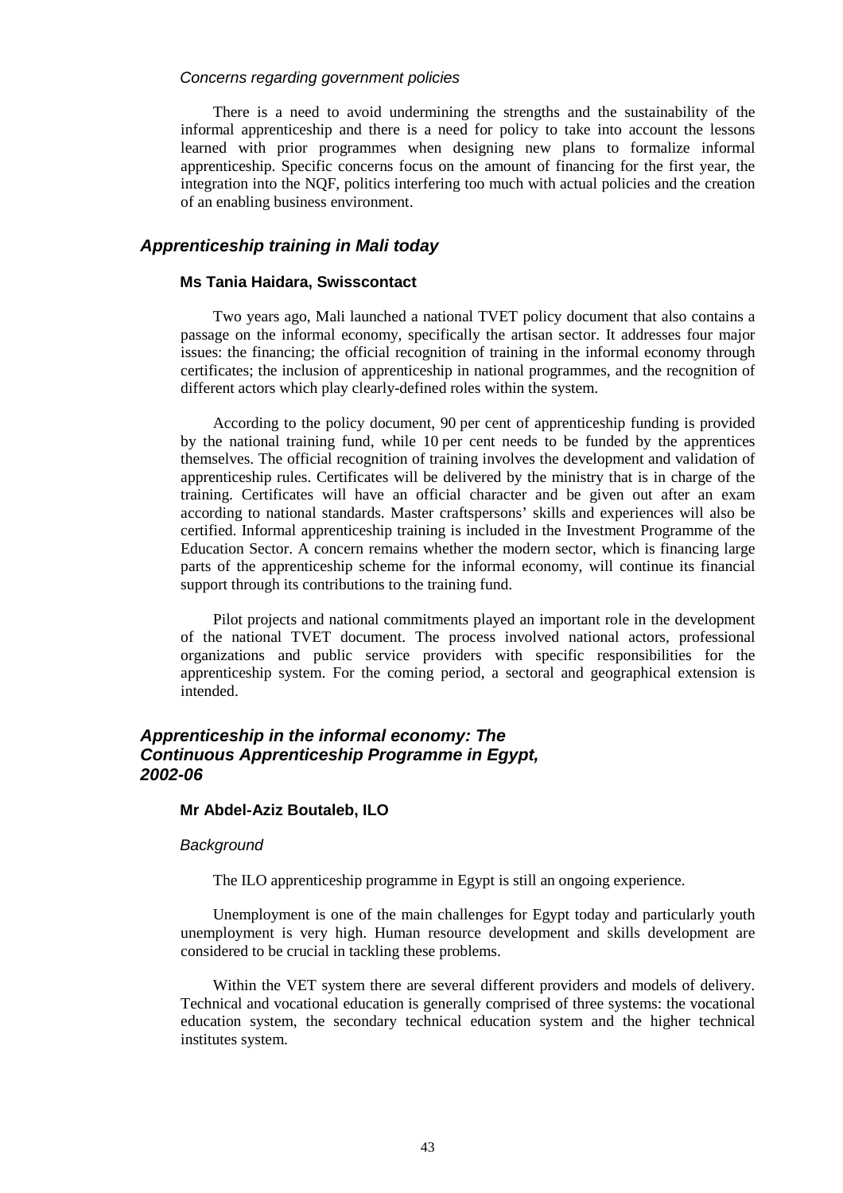*Concerns regarding government policies*

There is a need to avoid undermining the strengths and the sustainability of the informal apprenticeship and there is a need for policy to take into account the lessons learned with prior programmes when designing new plans to formalize informal apprenticeship. Specific concerns focus on the amount of financing for the first year, the integration into the NQF, politics interfering too much with actual policies and the creation of an enabling business environment.

## *Apprenticeship training in Mali today*

### Ms Tania Haidara, Swisscontact

Two years ago, Mali launched a national TVET policy document that also contains a passage on the informal economy, specifically the artisan sector. It addresses four major issues: the financing; the official recognition of training in the informal economy through certificates; the inclusion of apprenticeship in national programmes, and the recognition of different actors which play clearly-defined roles within the system.

According to the policy document, 90 per cent of apprenticeship funding is provided by the national training fund, while 10 per cent needs to be funded by the apprentices themselves. The official recognition of training involves the development and validation of apprenticeship rules. Certificates will be delivered by the ministry that is in charge of the training. Certificates will have an official character and be given out after an exam according to national standards. Master craftspersons' skills and experiences will also be certified. Informal apprenticeship training is included in the Investment Programme of the Education Sector. A concern remains whether the modern sector, which is financing large parts of the apprenticeship scheme for the informal economy, will continue its financial support through its contributions to the training fund.

Pilot projects and national commitments played an important role in the development of the national TVET document. The process involved national actors, professional organizations and public service providers with specific responsibilities for the apprenticeship system. For the coming period, a sectoral and geographical extension is intended.

## *Apprenticeship in the informal economy: The Continuous Apprenticeship Programme in Egypt, 2002-06*

### Mr Abdel-Aziz Boutaleb, ILO

*Background*

The ILO apprenticeship programme in Egypt is still an ongoing experience.

Unemployment is one of the main challenges for Egypt today and particularly youth unemployment is very high. Human resource development and skills development are considered to be crucial in tackling these problems.

Within the VET system there are several different providers and models of delivery. Technical and vocational education is generally comprised of three systems: the vocational education system, the secondary technical education system and the higher technical institutes system.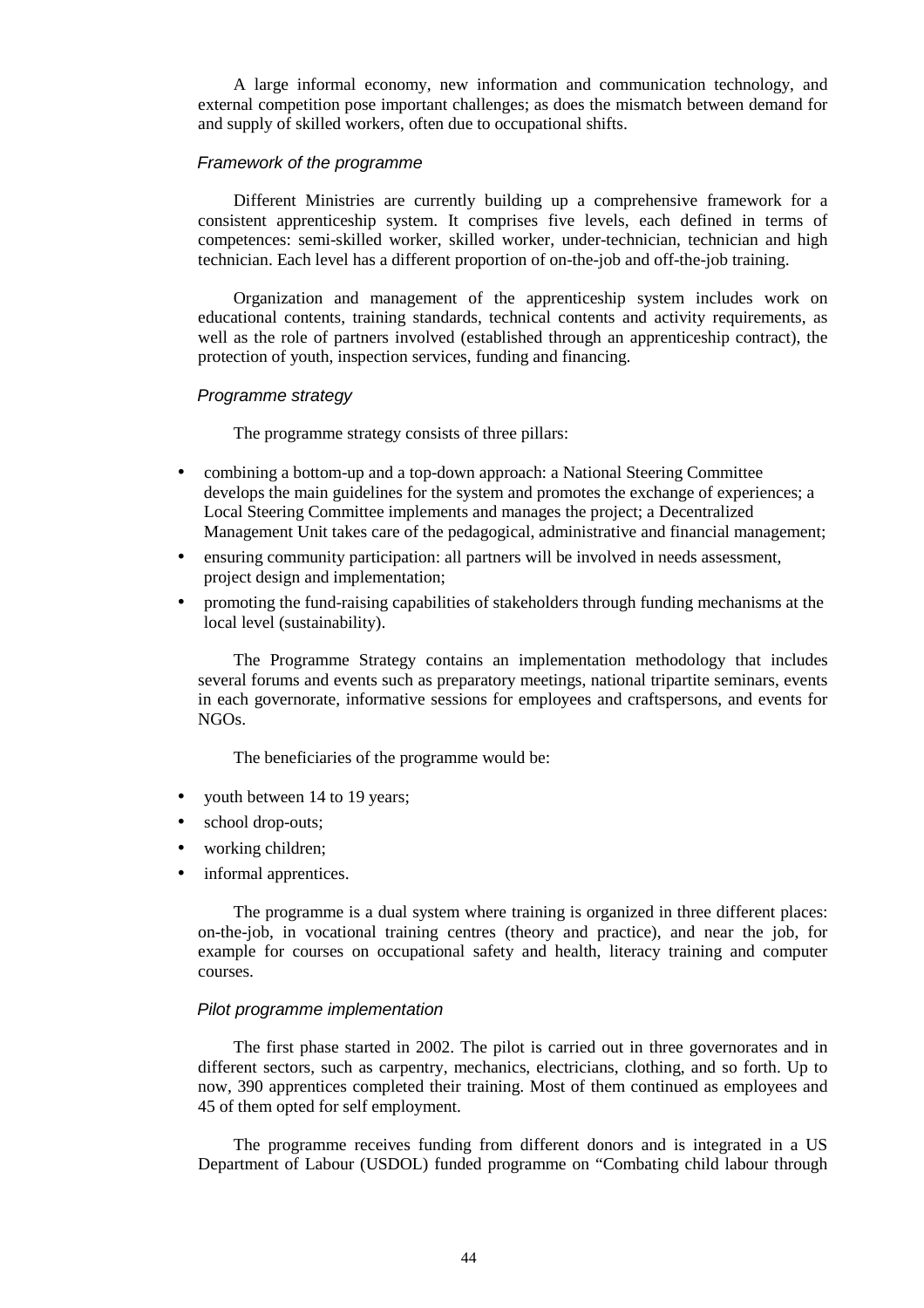A large informal economy, new information and communication technology, and external competition pose important challenges; as does the mismatch between demand for and supply of skilled workers, often due to occupational shifts.

*Framework of the programme*

Different Ministries are currently building up a comprehensive framework for a consistent apprenticeship system. It comprises five levels, each defined in terms of competences: semi-skilled worker, skilled worker, under-technician, technician and high technician. Each level has a different proportion of on-the-job and off-the-job training.

Organization and management of the apprenticeship system includes work on educational contents, training standards, technical contents and activity requirements, as well as the role of partners involved (established through an apprenticeship contract), the protection of youth, inspection services, funding and financing.

*Programme strategy*

The programme strategy consists of three pillars:

- combining a bottom-up and a top-down approach: a National Steering Committee develops the main guidelines for the system and promotes the exchange of experiences; a Local Steering Committee implements and manages the project; a Decentralized Management Unit takes care of the pedagogical, administrative and financial management;
- ensuring community participation: all partners will be involved in needs assessment, project design and implementation;
- promoting the fund-raising capabilities of stakeholders through funding mechanisms at the local level (sustainability).

The Programme Strategy contains an implementation methodology that includes several forums and events such as preparatory meetings, national tripartite seminars, events in each governorate, informative sessions for employees and craftspersons, and events for NGOs.

The beneficiaries of the programme would be:

- youth between 14 to 19 years;
- school drop-outs;
- working children;
- informal apprentices.

The programme is a dual system where training is organized in three different places: on-the-job, in vocational training centres (theory and practice), and near the job, for example for courses on occupational safety and health, literacy training and computer courses.

*Pilot programme implementation*

The first phase started in 2002. The pilot is carried out in three governorates and in different sectors, such as carpentry, mechanics, electricians, clothing, and so forth. Up to now, 390 apprentices completed their training. Most of them continued as employees and 45 of them opted for self employment.

The programme receives funding from different donors and is integrated in a US Department of Labour (USDOL) funded programme on "Combating child labour through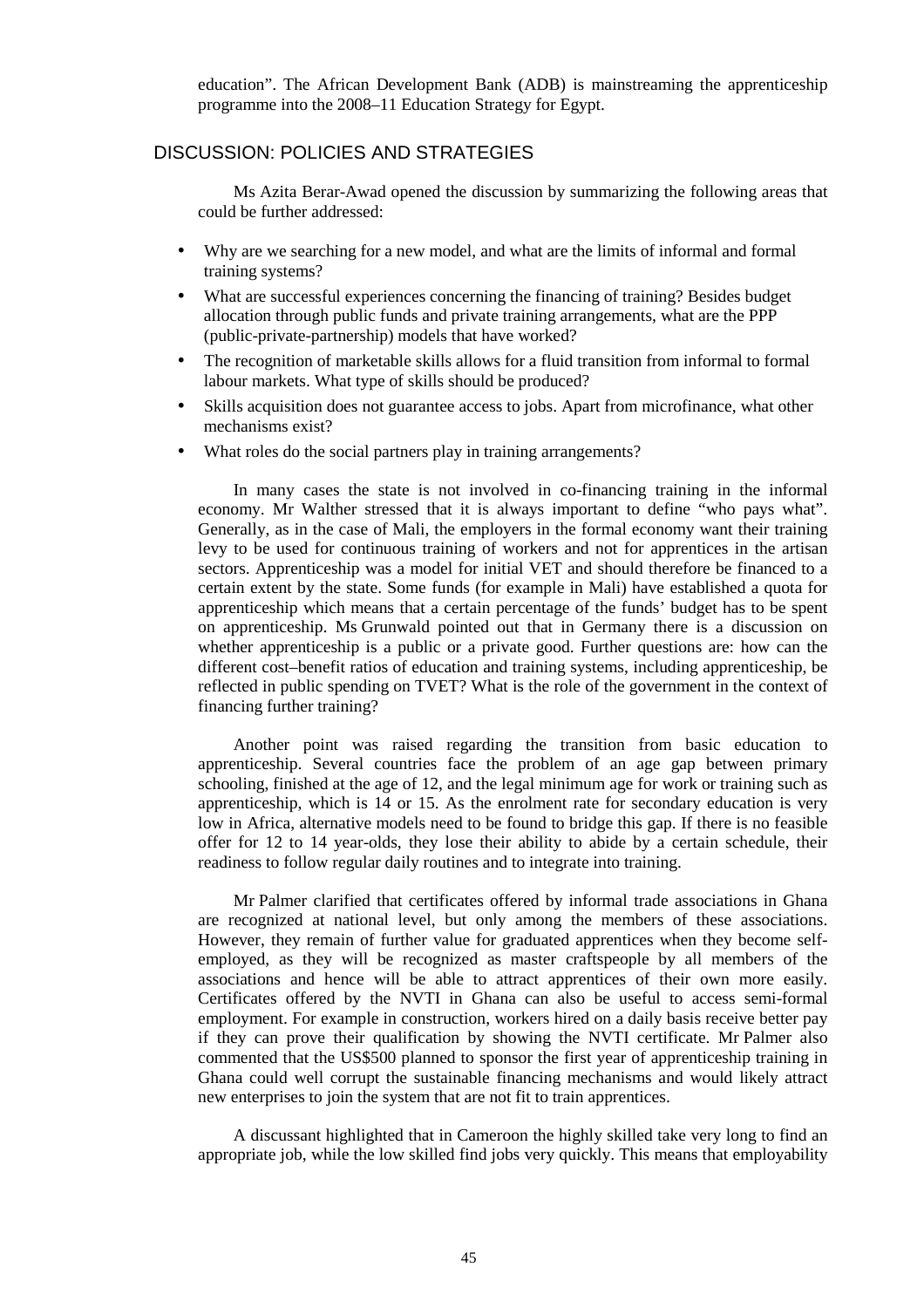education". The African Development Bank (ADB) is mainstreaming the apprenticeship programme into the 2008–11 Education Strategy for Egypt.

## DISCUSSION: POLICIES AND STRATEGIES

Ms Azita Berar-Awad opened the discussion by summarizing the following areas that could be further addressed:

- Why are we searching for a new model, and what are the limits of informal and formal training systems?
- What are successful experiences concerning the financing of training? Besides budget allocation through public funds and private training arrangements, what are the PPP (public-private-partnership) models that have worked?
- The recognition of marketable skills allows for a fluid transition from informal to formal labour markets. What type of skills should be produced?
- Skills acquisition does not guarantee access to jobs. Apart from microfinance, what other mechanisms exist?
- What roles do the social partners play in training arrangements?

In many cases the state is not involved in co-financing training in the informal economy. Mr Walther stressed that it is always important to define "who pays what". Generally, as in the case of Mali, the employers in the formal economy want their training levy to be used for continuous training of workers and not for apprentices in the artisan sectors. Apprenticeship was a model for initial VET and should therefore be financed to a certain extent by the state. Some funds (for example in Mali) have established a quota for apprenticeship which means that a certain percentage of the funds' budget has to be spent on apprenticeship. Ms Grunwald pointed out that in Germany there is a discussion on whether apprenticeship is a public or a private good. Further questions are: how can the different cost–benefit ratios of education and training systems, including apprenticeship, be reflected in public spending on TVET? What is the role of the government in the context of financing further training?

Another point was raised regarding the transition from basic education to apprenticeship. Several countries face the problem of an age gap between primary schooling, finished at the age of 12, and the legal minimum age for work or training such as apprenticeship, which is 14 or 15. As the enrolment rate for secondary education is very low in Africa, alternative models need to be found to bridge this gap. If there is no feasible offer for 12 to 14 year-olds, they lose their ability to abide by a certain schedule, their readiness to follow regular daily routines and to integrate into training.

Mr Palmer clarified that certificates offered by informal trade associations in Ghana are recognized at national level, but only among the members of these associations. However, they remain of further value for graduated apprentices when they become self-employed, as they will be recognized as master craftspeople by all members of the associations and hence will be able to attract apprentices of their own more easily. Certificates offered by the NVTI in Ghana can also be useful to access semi-formal employment. For example in construction, workers hired on a daily basis receive better pay if they can prove their qualification by showing the NVTI certificate. Mr Palmer also commented that the US$500 planned to sponsor the first year of apprenticeship training in Ghana could well corrupt the sustainable financing mechanisms and would likely attract new enterprises to join the system that are not fit to train apprentices.

A discussant highlighted that in Cameroon the highly skilled take very long to find an appropriate job, while the low skilled find jobs very quickly. This means that employability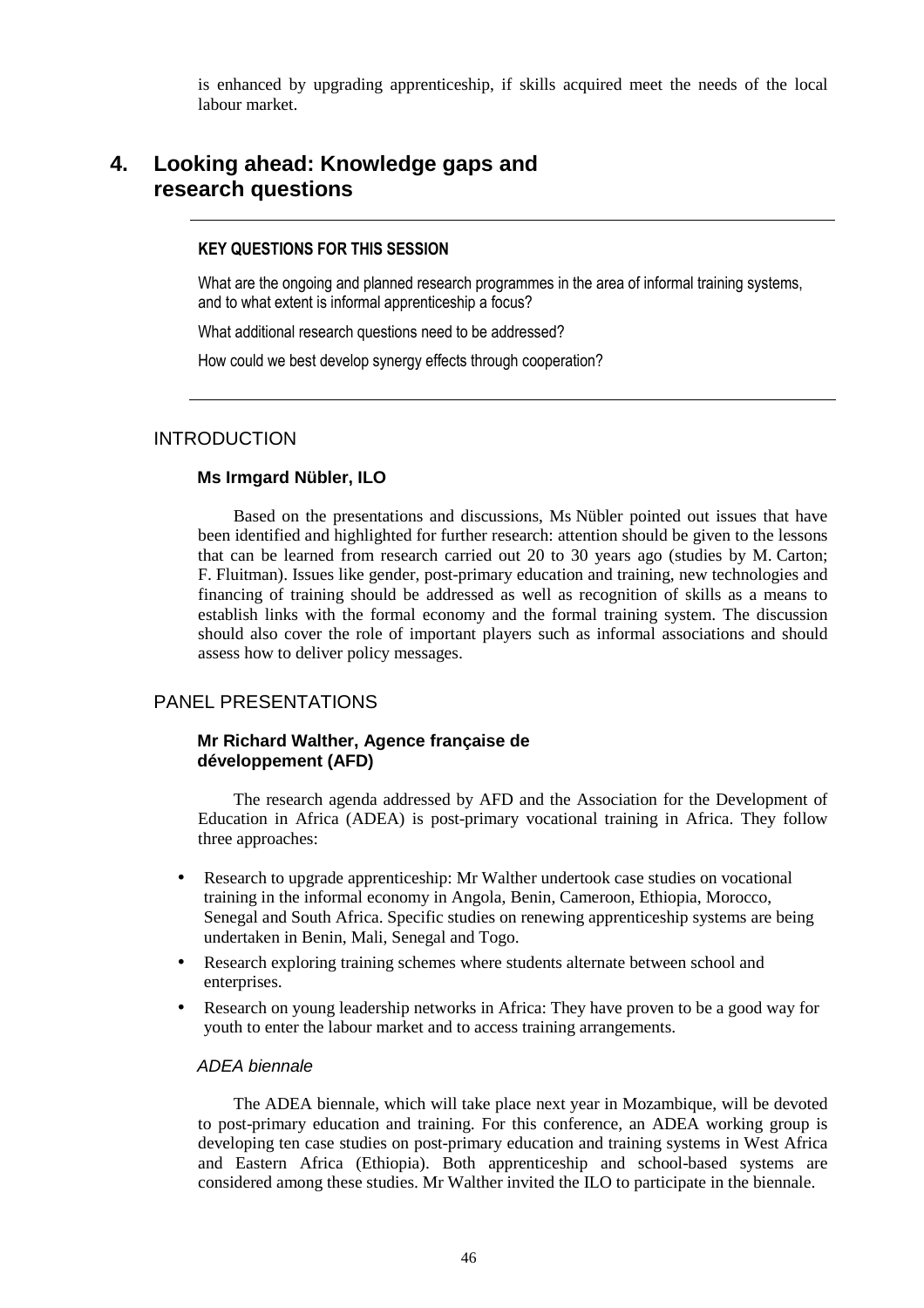is enhanced by upgrading apprenticeship, if skills acquired meet the needs of the local labour market.

## 4. Looking ahead: Knowledge gaps and research questions

**KEY QUESTIONS FOR THIS SESSION**

What are the ongoing and planned research programmes in the area of informal training systems, and to what extent is informal apprenticeship a focus?

What additional research questions need to be addressed?

How could we best develop synergy effects through cooperation?

### INTRODUCTION

#### Ms Irmgard Nübler, ILO

Based on the presentations and discussions, Ms Nübler pointed out issues that have been identified and highlighted for further research: attention should be given to the lessons that can be learned from research carried out 20 to 30 years ago (studies by M. Carton; F. Fluitman). Issues like gender, post-primary education and training, new technologies and financing of training should be addressed as well as recognition of skills as a means to establish links with the formal economy and the formal training system. The discussion should also cover the role of important players such as informal associations and should assess how to deliver policy messages.

### PANEL PRESENTATIONS

#### Mr Richard Walther, Agence française de développement (AFD)

The research agenda addressed by AFD and the Association for the Development of Education in Africa (ADEA) is post-primary vocational training in Africa. They follow three approaches:

- Research to upgrade apprenticeship: Mr Walther undertook case studies on vocational training in the informal economy in Angola, Benin, Cameroon, Ethiopia, Morocco, Senegal and South Africa. Specific studies on renewing apprenticeship systems are being undertaken in Benin, Mali, Senegal and Togo.
- Research exploring training schemes where students alternate between school and enterprises.
- Research on young leadership networks in Africa: They have proven to be a good way for youth to enter the labour market and to access training arrangements.

*ADEA biennale*

The ADEA biennale, which will take place next year in Mozambique, will be devoted to post-primary education and training. For this conference, an ADEA working group is developing ten case studies on post-primary education and training systems in West Africa and Eastern Africa (Ethiopia). Both apprenticeship and school-based systems are considered among these studies. Mr Walther invited the ILO to participate in the biennale.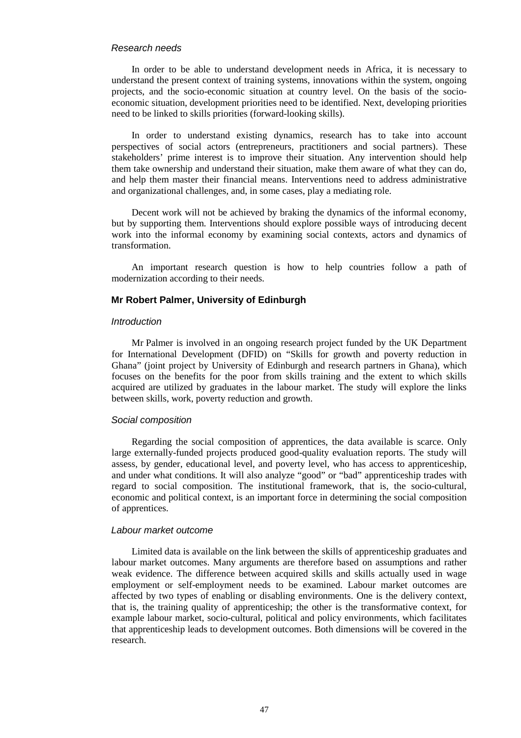*Research needs*

In order to be able to understand development needs in Africa, it is necessary to understand the present context of training systems, innovations within the system, ongoing projects, and the socio-economic situation at country level. On the basis of the socio-economic situation, development priorities need to be identified. Next, developing priorities need to be linked to skills priorities (forward-looking skills).

In order to understand existing dynamics, research has to take into account perspectives of social actors (entrepreneurs, practitioners and social partners). These stakeholders' prime interest is to improve their situation. Any intervention should help them take ownership and understand their situation, make them aware of what they can do, and help them master their financial means. Interventions need to address administrative and organizational challenges, and, in some cases, play a mediating role.

Decent work will not be achieved by braking the dynamics of the informal economy, but by supporting them. Interventions should explore possible ways of introducing decent work into the informal economy by examining social contexts, actors and dynamics of transformation.

An important research question is how to help countries follow a path of modernization according to their needs.

### Mr Robert Palmer, University of Edinburgh

*Introduction*

Mr Palmer is involved in an ongoing research project funded by the UK Department for International Development (DFID) on "Skills for growth and poverty reduction in Ghana" (joint project by University of Edinburgh and research partners in Ghana), which focuses on the benefits for the poor from skills training and the extent to which skills acquired are utilized by graduates in the labour market. The study will explore the links between skills, work, poverty reduction and growth.

*Social composition*

Regarding the social composition of apprentices, the data available is scarce. Only large externally-funded projects produced good-quality evaluation reports. The study will assess, by gender, educational level, and poverty level, who has access to apprenticeship, and under what conditions. It will also analyze "good" or "bad" apprenticeship trades with regard to social composition. The institutional framework, that is, the socio-cultural, economic and political context, is an important force in determining the social composition of apprentices.

*Labour market outcome*

Limited data is available on the link between the skills of apprenticeship graduates and labour market outcomes. Many arguments are therefore based on assumptions and rather weak evidence. The difference between acquired skills and skills actually used in wage employment or self-employment needs to be examined. Labour market outcomes are affected by two types of enabling or disabling environments. One is the delivery context, that is, the training quality of apprenticeship; the other is the transformative context, for example labour market, socio-cultural, political and policy environments, which facilitates that apprenticeship leads to development outcomes. Both dimensions will be covered in the research.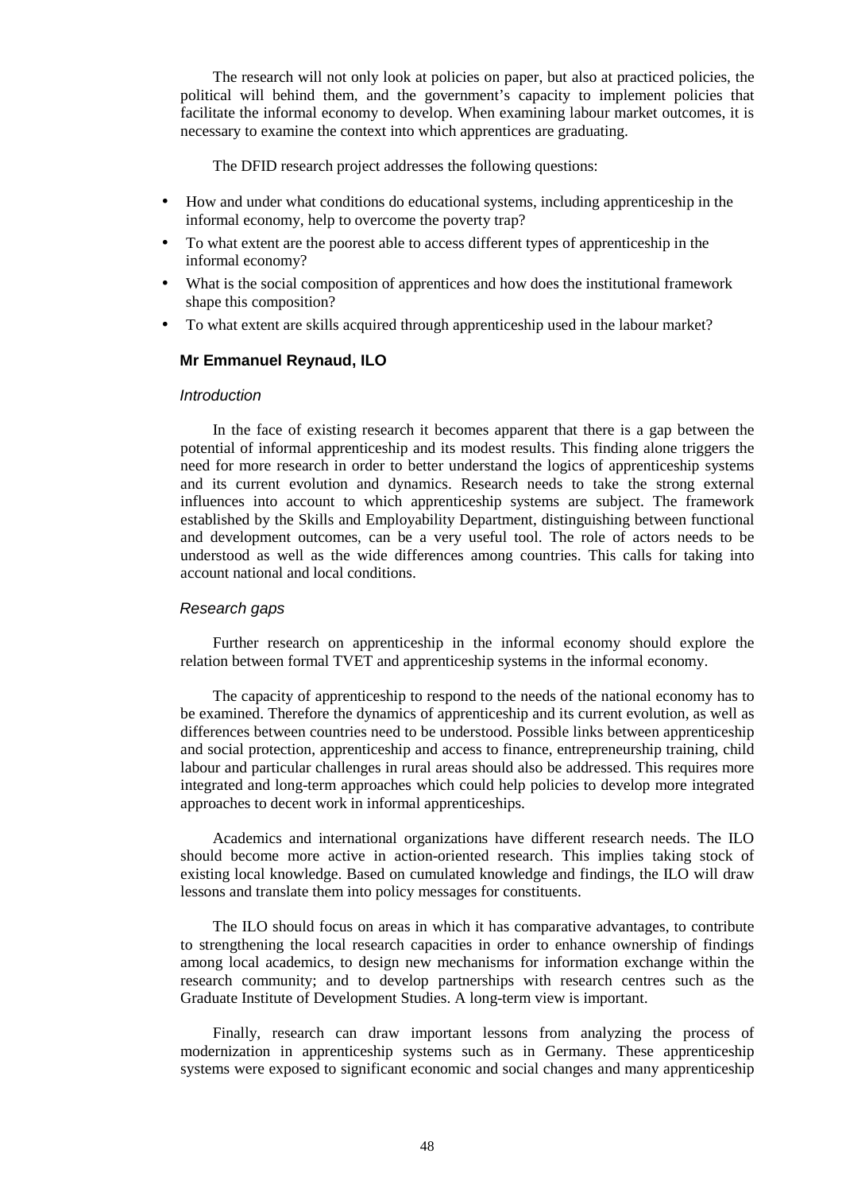The research will not only look at policies on paper, but also at practiced policies, the political will behind them, and the government's capacity to implement policies that facilitate the informal economy to develop. When examining labour market outcomes, it is necessary to examine the context into which apprentices are graduating.

The DFID research project addresses the following questions:

- How and under what conditions do educational systems, including apprenticeship in the informal economy, help to overcome the poverty trap?
- To what extent are the poorest able to access different types of apprenticeship in the informal economy?
- What is the social composition of apprentices and how does the institutional framework shape this composition?
- To what extent are skills acquired through apprenticeship used in the labour market?

### Mr Emmanuel Reynaud, ILO

*Introduction*

In the face of existing research it becomes apparent that there is a gap between the potential of informal apprenticeship and its modest results. This finding alone triggers the need for more research in order to better understand the logics of apprenticeship systems and its current evolution and dynamics. Research needs to take the strong external influences into account to which apprenticeship systems are subject. The framework established by the Skills and Employability Department, distinguishing between functional and development outcomes, can be a very useful tool. The role of actors needs to be understood as well as the wide differences among countries. This calls for taking into account national and local conditions.

*Research gaps*

Further research on apprenticeship in the informal economy should explore the relation between formal TVET and apprenticeship systems in the informal economy.

The capacity of apprenticeship to respond to the needs of the national economy has to be examined. Therefore the dynamics of apprenticeship and its current evolution, as well as differences between countries need to be understood. Possible links between apprenticeship and social protection, apprenticeship and access to finance, entrepreneurship training, child labour and particular challenges in rural areas should also be addressed. This requires more integrated and long-term approaches which could help policies to develop more integrated approaches to decent work in informal apprenticeships.

Academics and international organizations have different research needs. The ILO should become more active in action-oriented research. This implies taking stock of existing local knowledge. Based on cumulated knowledge and findings, the ILO will draw lessons and translate them into policy messages for constituents.

The ILO should focus on areas in which it has comparative advantages, to contribute to strengthening the local research capacities in order to enhance ownership of findings among local academics, to design new mechanisms for information exchange within the research community; and to develop partnerships with research centres such as the Graduate Institute of Development Studies. A long-term view is important.

Finally, research can draw important lessons from analyzing the process of modernization in apprenticeship systems such as in Germany. These apprenticeship systems were exposed to significant economic and social changes and many apprenticeship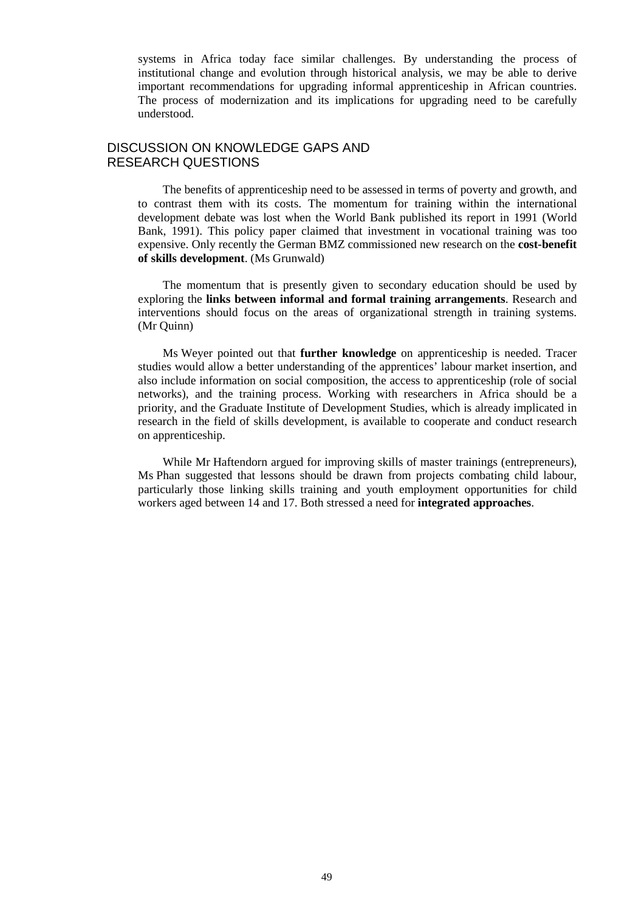systems in Africa today face similar challenges. By understanding the process of institutional change and evolution through historical analysis, we may be able to derive important recommendations for upgrading informal apprenticeship in African countries. The process of modernization and its implications for upgrading need to be carefully understood.

## DISCUSSION ON KNOWLEDGE GAPS AND RESEARCH QUESTIONS

The benefits of apprenticeship need to be assessed in terms of poverty and growth, and to contrast them with its costs. The momentum for training within the international development debate was lost when the World Bank published its report in 1991 (World Bank, 1991). This policy paper claimed that investment in vocational training was too expensive. Only recently the German BMZ commissioned new research on the **cost-benefit of skills development**. (Ms Grunwald)

The momentum that is presently given to secondary education should be used by exploring the **links between informal and formal training arrangements**. Research and interventions should focus on the areas of organizational strength in training systems. (Mr Quinn)

Ms Weyer pointed out that **further knowledge** on apprenticeship is needed. Tracer studies would allow a better understanding of the apprentices' labour market insertion, and also include information on social composition, the access to apprenticeship (role of social networks), and the training process. Working with researchers in Africa should be a priority, and the Graduate Institute of Development Studies, which is already implicated in research in the field of skills development, is available to cooperate and conduct research on apprenticeship.

While Mr Haftendorn argued for improving skills of master trainings (entrepreneurs), Ms Phan suggested that lessons should be drawn from projects combating child labour, particularly those linking skills training and youth employment opportunities for child workers aged between 14 and 17. Both stressed a need for **integrated approaches**.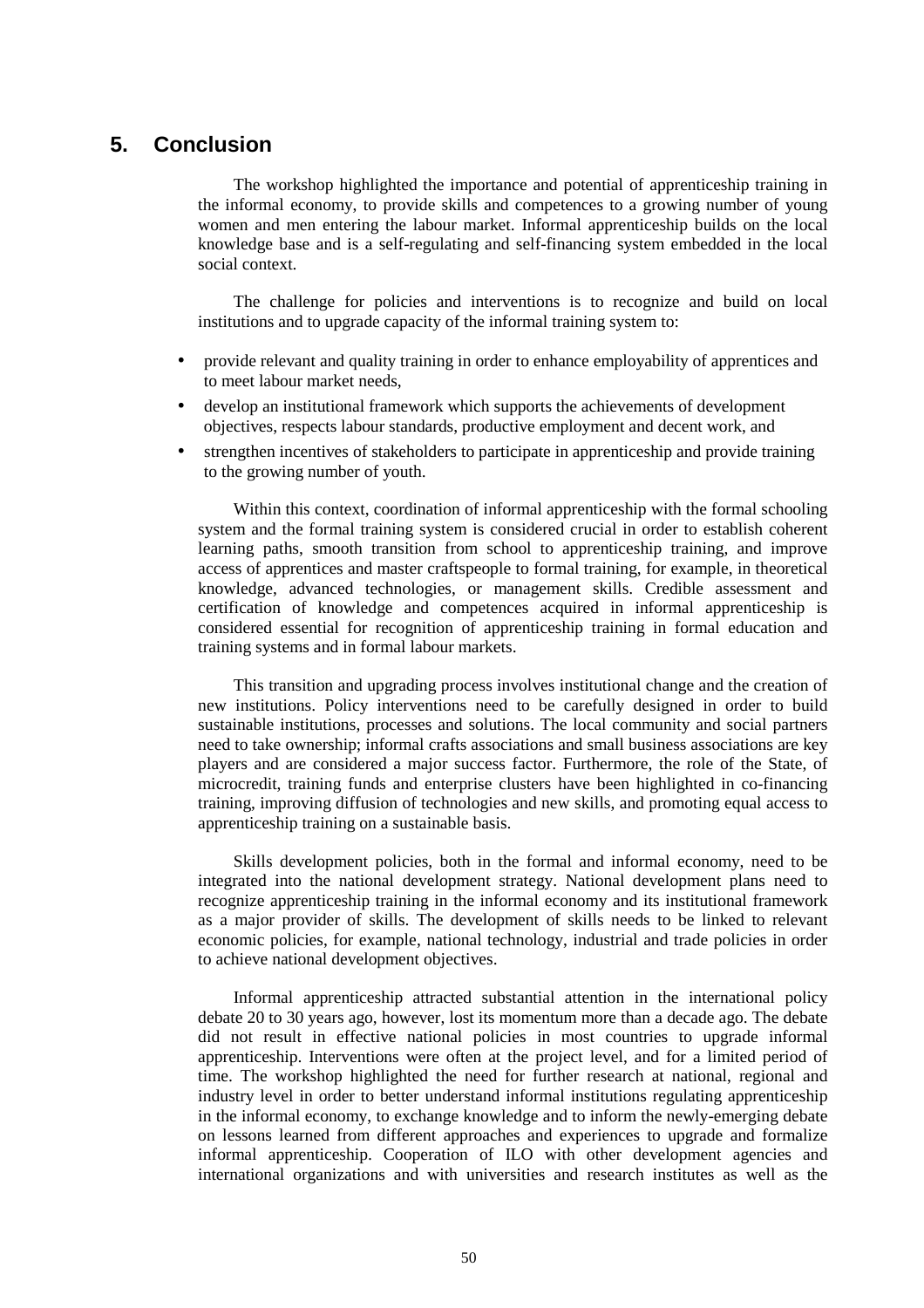## 5. Conclusion

The workshop highlighted the importance and potential of apprenticeship training in the informal economy, to provide skills and competences to a growing number of young women and men entering the labour market. Informal apprenticeship builds on the local knowledge base and is a self-regulating and self-financing system embedded in the local social context.

The challenge for policies and interventions is to recognize and build on local institutions and to upgrade capacity of the informal training system to:

- provide relevant and quality training in order to enhance employability of apprentices and to meet labour market needs,
- develop an institutional framework which supports the achievements of development objectives, respects labour standards, productive employment and decent work, and
- strengthen incentives of stakeholders to participate in apprenticeship and provide training to the growing number of youth.

Within this context, coordination of informal apprenticeship with the formal schooling system and the formal training system is considered crucial in order to establish coherent learning paths, smooth transition from school to apprenticeship training, and improve access of apprentices and master craftspeople to formal training, for example, in theoretical knowledge, advanced technologies, or management skills. Credible assessment and certification of knowledge and competences acquired in informal apprenticeship is considered essential for recognition of apprenticeship training in formal education and training systems and in formal labour markets.

This transition and upgrading process involves institutional change and the creation of new institutions. Policy interventions need to be carefully designed in order to build sustainable institutions, processes and solutions. The local community and social partners need to take ownership; informal crafts associations and small business associations are key players and are considered a major success factor. Furthermore, the role of the State, of microcredit, training funds and enterprise clusters have been highlighted in co-financing training, improving diffusion of technologies and new skills, and promoting equal access to apprenticeship training on a sustainable basis.

Skills development policies, both in the formal and informal economy, need to be integrated into the national development strategy. National development plans need to recognize apprenticeship training in the informal economy and its institutional framework as a major provider of skills. The development of skills needs to be linked to relevant economic policies, for example, national technology, industrial and trade policies in order to achieve national development objectives.

Informal apprenticeship attracted substantial attention in the international policy debate 20 to 30 years ago, however, lost its momentum more than a decade ago. The debate did not result in effective national policies in most countries to upgrade informal apprenticeship. Interventions were often at the project level, and for a limited period of time. The workshop highlighted the need for further research at national, regional and industry level in order to better understand informal institutions regulating apprenticeship in the informal economy, to exchange knowledge and to inform the newly-emerging debate on lessons learned from different approaches and experiences to upgrade and formalize informal apprenticeship. Cooperation of ILO with other development agencies and international organizations and with universities and research institutes as well as the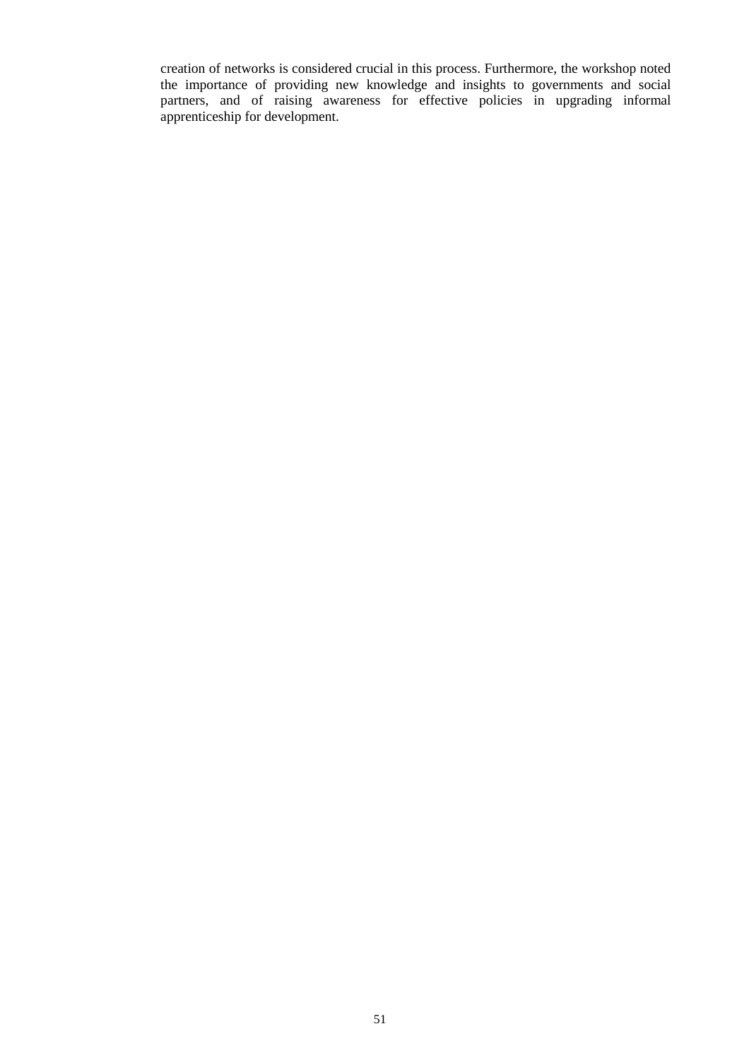creation of networks is considered crucial in this process. Furthermore, the workshop noted the importance of providing new knowledge and insights to governments and social partners, and of raising awareness for effective policies in upgrading informal apprenticeship for development.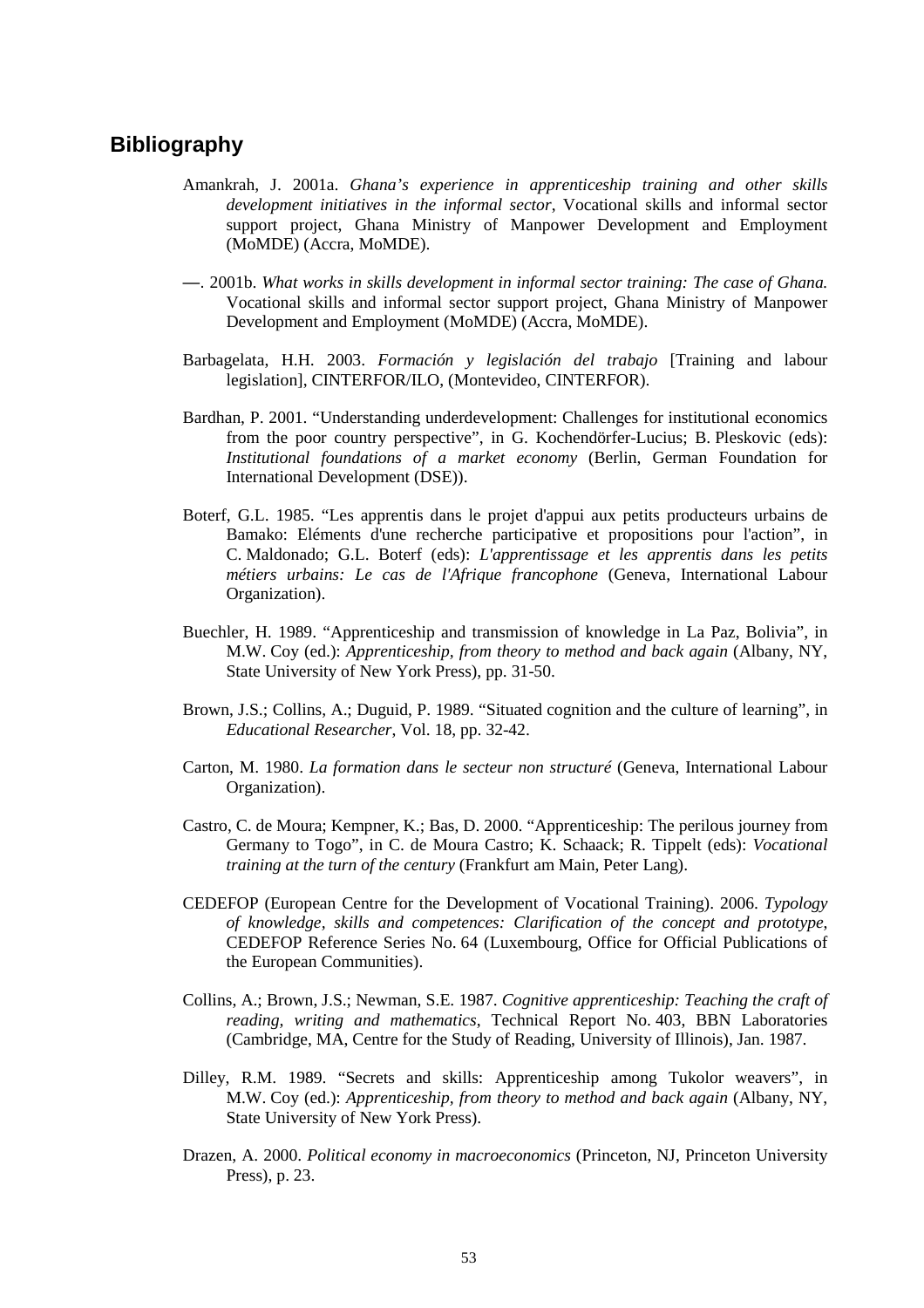## Bibliography

Amankrah, J. 2001a. *Ghana's experience in apprenticeship training and other skills development initiatives in the informal sector*, Vocational skills and informal sector support project, Ghana Ministry of Manpower Development and Employment (MoMDE) (Accra, MoMDE).

—. 2001b. *What works in skills development in informal sector training: The case of Ghana.* Vocational skills and informal sector support project, Ghana Ministry of Manpower Development and Employment (MoMDE) (Accra, MoMDE).

Barbagelata, H.H. 2003. *Formación y legislación del trabajo* [Training and labour legislation], CINTERFOR/ILO, (Montevideo, CINTERFOR).

Bardhan, P. 2001. "Understanding underdevelopment: Challenges for institutional economics from the poor country perspective", in G. Kochendörfer-Lucius; B. Pleskovic (eds): *Institutional foundations of a market economy* (Berlin, German Foundation for International Development (DSE)).

Boterf, G.L. 1985. "Les apprentis dans le projet d'appui aux petits producteurs urbains de Bamako: Eléments d'une recherche participative et propositions pour l'action", in C. Maldonado; G.L. Boterf (eds): *L'apprentissage et les apprentis dans les petits métiers urbains: Le cas de l'Afrique francophone* (Geneva, International Labour Organization).

Buechler, H. 1989. "Apprenticeship and transmission of knowledge in La Paz, Bolivia", in M.W. Coy (ed.): *Apprenticeship, from theory to method and back again* (Albany, NY, State University of New York Press), pp. 31-50.

Brown, J.S.; Collins, A.; Duguid, P. 1989. "Situated cognition and the culture of learning", in *Educational Researcher*, Vol. 18, pp. 32-42.

Carton, M. 1980. *La formation dans le secteur non structuré* (Geneva, International Labour Organization).

Castro, C. de Moura; Kempner, K.; Bas, D. 2000. "Apprenticeship: The perilous journey from Germany to Togo", in C. de Moura Castro; K. Schaack; R. Tippelt (eds): *Vocational training at the turn of the century* (Frankfurt am Main, Peter Lang).

CEDEFOP (European Centre for the Development of Vocational Training). 2006. *Typology of knowledge, skills and competences: Clarification of the concept and prototype*, CEDEFOP Reference Series No. 64 (Luxembourg, Office for Official Publications of the European Communities).

Collins, A.; Brown, J.S.; Newman, S.E. 1987. *Cognitive apprenticeship: Teaching the craft of reading, writing and mathematics*, Technical Report No. 403, BBN Laboratories (Cambridge, MA, Centre for the Study of Reading, University of Illinois), Jan. 1987.

Dilley, R.M. 1989. "Secrets and skills: Apprenticeship among Tukolor weavers", in M.W. Coy (ed.): *Apprenticeship, from theory to method and back again* (Albany, NY, State University of New York Press).

Drazen, A. 2000. *Political economy in macroeconomics* (Princeton, NJ, Princeton University Press), p. 23.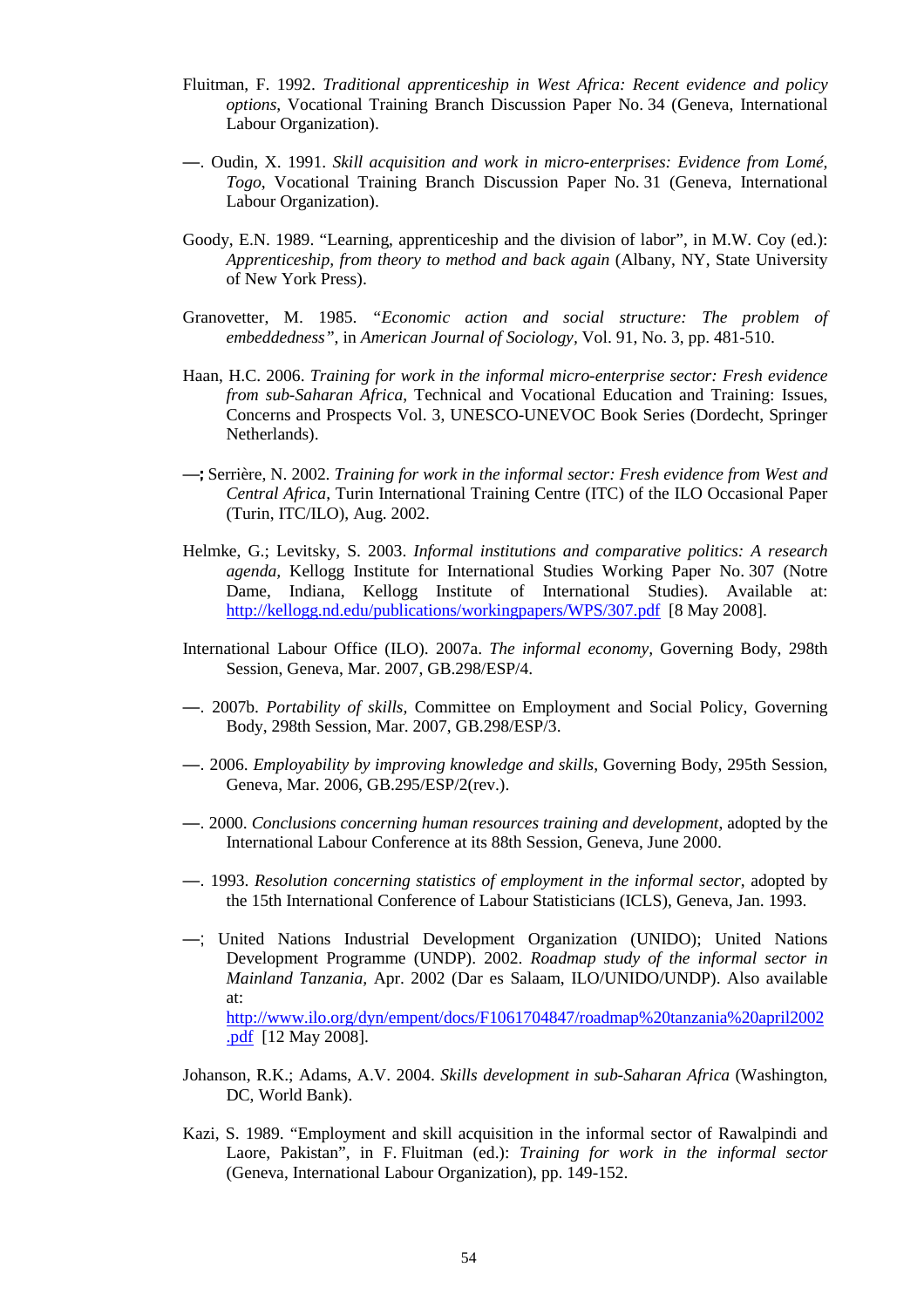Fluitman, F. 1992. *Traditional apprenticeship in West Africa: Recent evidence and policy options*, Vocational Training Branch Discussion Paper No. 34 (Geneva, International Labour Organization).

—. Oudin, X. 1991. *Skill acquisition and work in micro-enterprises: Evidence from Lomé, Togo*, Vocational Training Branch Discussion Paper No. 31 (Geneva, International Labour Organization).

Goody, E.N. 1989. "Learning, apprenticeship and the division of labor", in M.W. Coy (ed.): *Apprenticeship, from theory to method and back again* (Albany, NY, State University of New York Press).

Granovetter, M. 1985. "*Economic action and social structure: The problem of embeddedness"*, in *American Journal of Sociology*, Vol. 91, No. 3, pp. 481-510.

Haan, H.C. 2006. *Training for work in the informal micro-enterprise sector: Fresh evidence from sub-Saharan Africa*, Technical and Vocational Education and Training: Issues, Concerns and Prospects Vol. 3, UNESCO-UNEVOC Book Series (Dordecht, Springer Netherlands).

—**;** Serrière, N. 2002. *Training for work in the informal sector: Fresh evidence from West and Central Africa*, Turin International Training Centre (ITC) of the ILO Occasional Paper (Turin, ITC/ILO), Aug. 2002.

Helmke, G.; Levitsky, S. 2003. *Informal institutions and comparative politics: A research agenda*, Kellogg Institute for International Studies Working Paper No. 307 (Notre Dame, Indiana, Kellogg Institute of International Studies). Available at: http://kellogg.nd.edu/publications/workingpapers/WPS/307.pdf [8 May 2008].

International Labour Office (ILO). 2007a. *The informal economy*, Governing Body, 298th Session, Geneva, Mar. 2007, GB.298/ESP/4.

—. 2007b. *Portability of skills,* Committee on Employment and Social Policy, Governing Body, 298th Session, Mar. 2007, GB.298/ESP/3.

—. 2006. *Employability by improving knowledge and skills*, Governing Body, 295th Session, Geneva, Mar. 2006, GB.295/ESP/2(rev.).

—. 2000. *Conclusions concerning human resources training and development*, adopted by the International Labour Conference at its 88th Session, Geneva, June 2000.

—. 1993. *Resolution concerning statistics of employment in the informal sector*, adopted by the 15th International Conference of Labour Statisticians (ICLS), Geneva, Jan. 1993.

—; United Nations Industrial Development Organization (UNIDO); United Nations Development Programme (UNDP). 2002. *Roadmap study of the informal sector in Mainland Tanzania*, Apr. 2002 (Dar es Salaam, ILO/UNIDO/UNDP). Also available at: http://www.ilo.org/dyn/empent/docs/F1061704847/roadmap%20tanzania%20april2002.pdf [12 May 2008].

Johanson, R.K.; Adams, A.V. 2004. *Skills development in sub-Saharan Africa* (Washington, DC, World Bank).

Kazi, S. 1989. "Employment and skill acquisition in the informal sector of Rawalpindi and Laore, Pakistan", in F. Fluitman (ed.): *Training for work in the informal sector* (Geneva, International Labour Organization), pp. 149-152.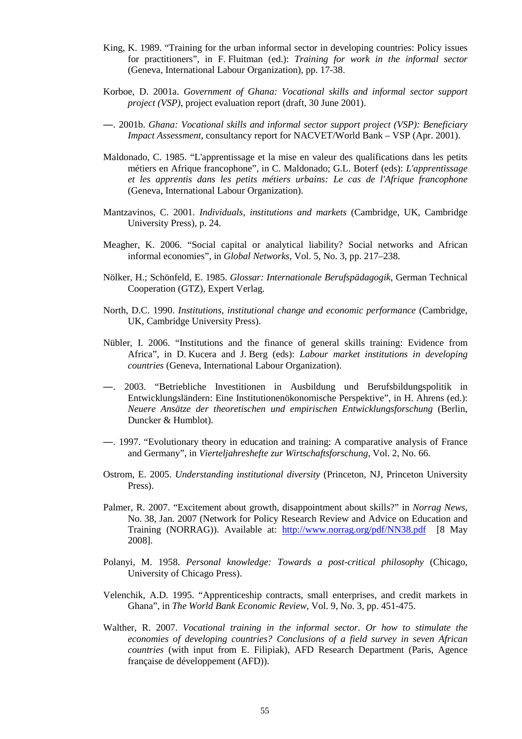King, K. 1989. "Training for the urban informal sector in developing countries: Policy issues for practitioners", in F. Fluitman (ed.): *Training for work in the informal sector* (Geneva, International Labour Organization), pp. 17-38.

Korboe, D. 2001a. *Government of Ghana: Vocational skills and informal sector support project (VSP)*, project evaluation report (draft, 30 June 2001).

—. 2001b. *Ghana: Vocational skills and informal sector support project (VSP): Beneficiary Impact Assessment*, consultancy report for NACVET/World Bank – VSP (Apr. 2001).

Maldonado, C. 1985. "L'apprentissage et la mise en valeur des qualifications dans les petits métiers en Afrique francophone", in C. Maldonado; G.L. Boterf (eds): *L'apprentissage et les apprentis dans les petits métiers urbains: Le cas de l'Afrique francophone* (Geneva, International Labour Organization).

Mantzavinos, C. 2001. *Individuals, institutions and markets* (Cambridge, UK, Cambridge University Press), p. 24.

Meagher, K. 2006. "Social capital or analytical liability? Social networks and African informal economies", in *Global Networks*, Vol. 5, No. 3, pp. 217–238.

Nölker, H.; Schönfeld, E. 1985. *Glossar: Internationale Berufspädagogik*, German Technical Cooperation (GTZ), Expert Verlag.

North, D.C. 1990. *Institutions, institutional change and economic performance* (Cambridge, UK, Cambridge University Press).

Nübler, I. 2006. "Institutions and the finance of general skills training: Evidence from Africa", in D. Kucera and J. Berg (eds): *Labour market institutions in developing countries* (Geneva, International Labour Organization).

—. 2003. "Betriebliche Investitionen in Ausbildung und Berufsbildungspolitik in Entwicklungsländern: Eine Institutionenökonomische Perspektive", in H. Ahrens (ed.): *Neuere Ansätze der theoretischen und empirischen Entwicklungsforschung* (Berlin, Duncker & Humblot).

—. 1997. "Evolutionary theory in education and training: A comparative analysis of France and Germany", in *Vierteljahreshefte zur Wirtschaftsforschung*, Vol. 2, No. 66.

Ostrom, E. 2005. *Understanding institutional diversity* (Princeton, NJ, Princeton University Press).

Palmer, R. 2007. "Excitement about growth, disappointment about skills?" in *Norrag News*, No. 38, Jan. 2007 (Network for Policy Research Review and Advice on Education and Training (NORRAG)). Available at: http://www.norrag.org/pdf/NN38.pdf [8 May 2008].

Polanyi, M. 1958. *Personal knowledge: Towards a post-critical philosophy* (Chicago, University of Chicago Press).

Velenchik, A.D. 1995. "Apprenticeship contracts, small enterprises, and credit markets in Ghana", in *The World Bank Economic Review*, Vol. 9, No. 3, pp. 451-475.

Walther, R. 2007. *Vocational training in the informal sector. Or how to stimulate the economies of developing countries? Conclusions of a field survey in seven African countries* (with input from E. Filipiak), AFD Research Department (Paris, Agence française de développement (AFD)).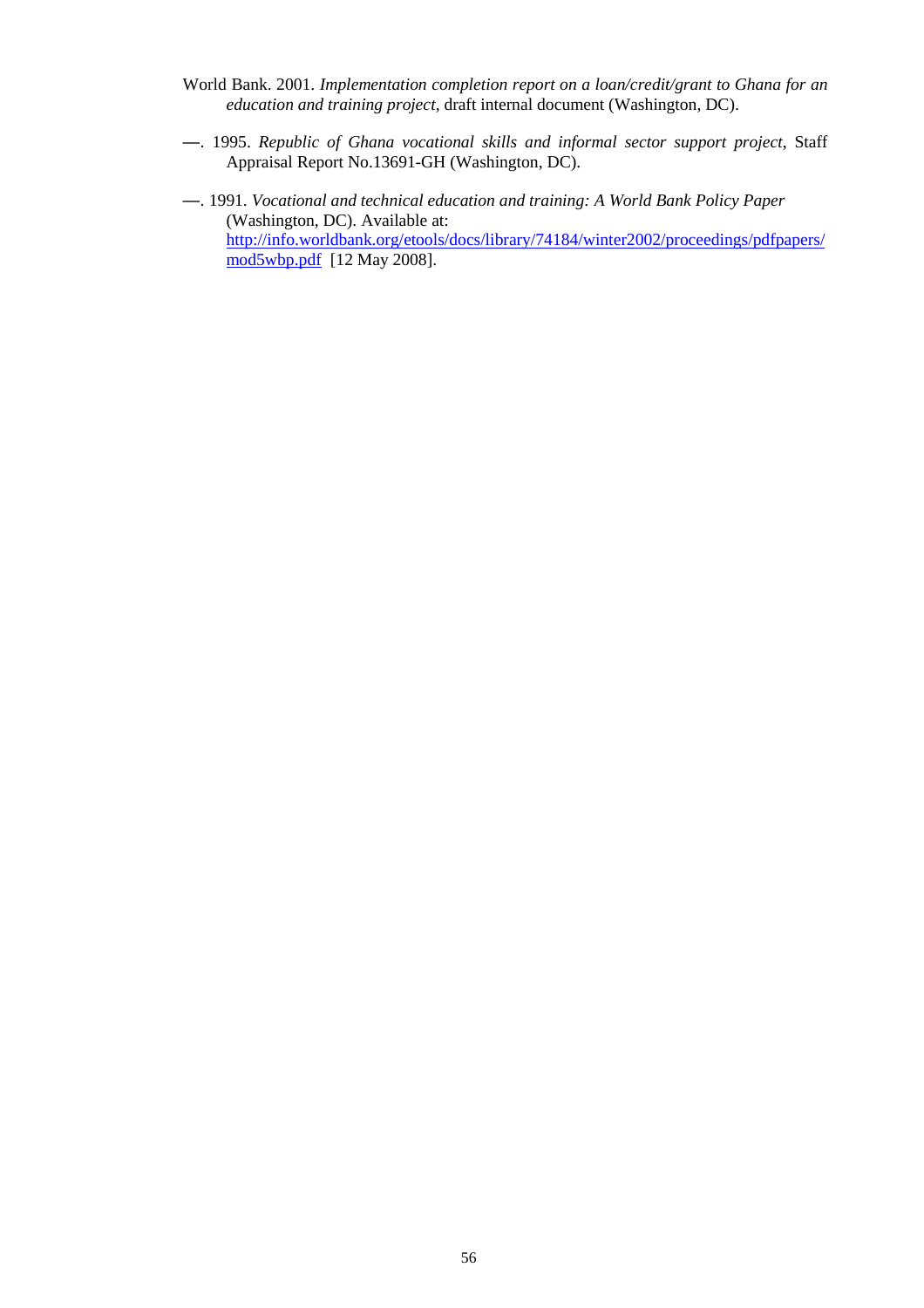World Bank. 2001. *Implementation completion report on a loan/credit/grant to Ghana for an education and training project*, draft internal document (Washington, DC).

—. 1995. *Republic of Ghana vocational skills and informal sector support project*, Staff Appraisal Report No.13691-GH (Washington, DC).

—. 1991. *Vocational and technical education and training: A World Bank Policy Paper* (Washington, DC). Available at: http://info.worldbank.org/etools/docs/library/74184/winter2002/proceedings/pdfpapers/mod5wbp.pdf [12 May 2008].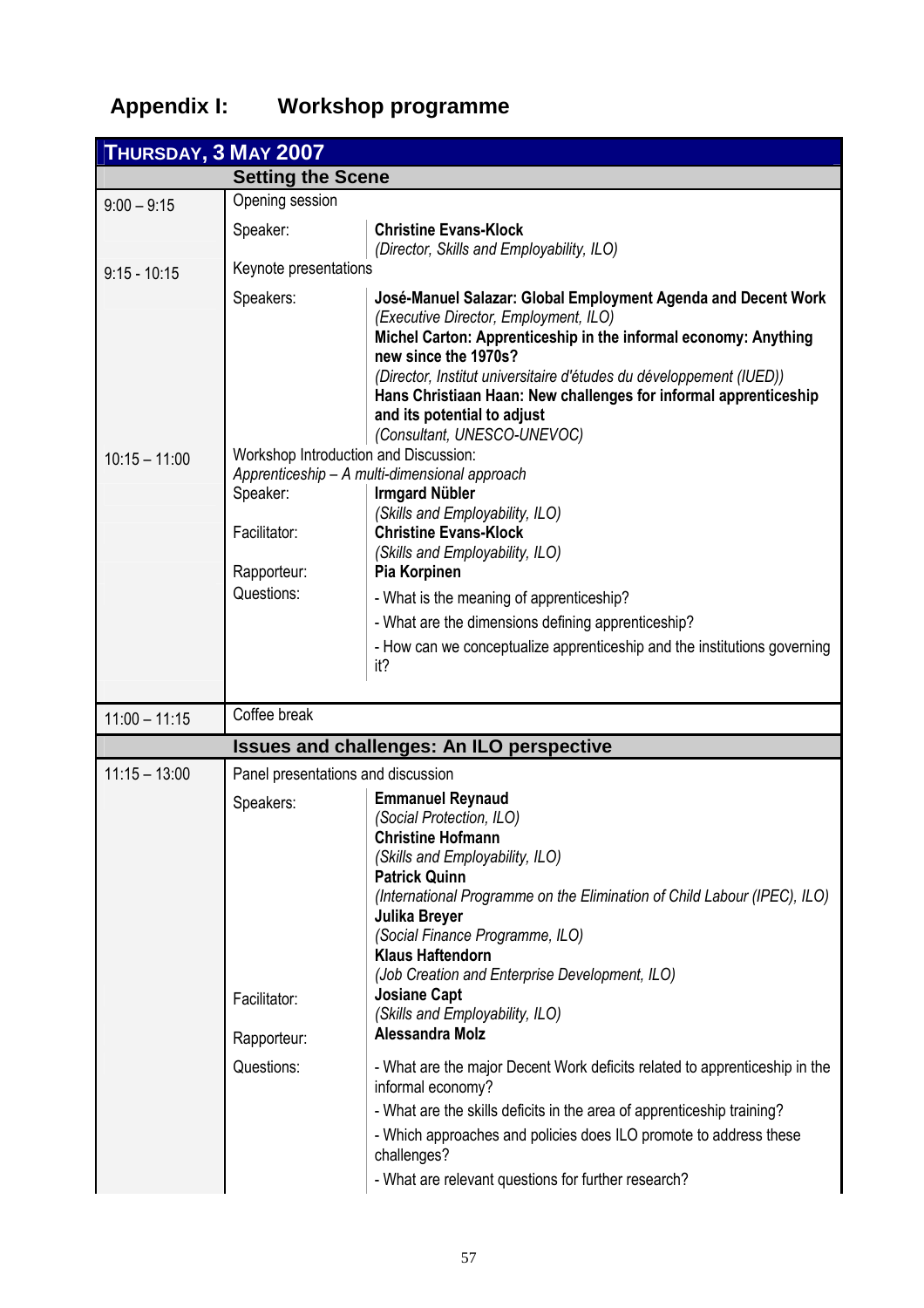# Appendix I: Workshop programme

| **THURSDAY, 3 MAY 2007** | | |
|---|---|---|
| | **Setting the Scene** | |
| 9:00 – 9:15 | Opening session | |
| | Speaker: | **Christine Evans-Klock** *(Director, Skills and Employability, ILO)* |
| 9:15 - 10:15 | Keynote presentations | |
| | Speakers: | **José-Manuel Salazar: Global Employment Agenda and Decent Work** *(Executive Director, Employment, ILO)* **Michel Carton: Apprenticeship in the informal economy: Anything new since the 1970s?** *(Director, Institut universitaire d'études du développement (IUED))* **Hans Christiaan Haan: New challenges for informal apprenticeship and its potential to adjust** *(Consultant, UNESCO-UNEVOC)* |
| 10:15 – 11:00 | Workshop Introduction and Discussion: *Apprenticeship – A multi-dimensional approach* | |
| | Speaker: | **Irmgard Nübler** *(Skills and Employability, ILO)* |
| | Facilitator: | **Christine Evans-Klock** *(Skills and Employability, ILO)* |
| | Rapporteur: | **Pia Korpinen** |
| | Questions: | - What is the meaning of apprenticeship? - What are the dimensions defining apprenticeship? - How can we conceptualize apprenticeship and the institutions governing it? |
| 11:00 – 11:15 | Coffee break | |
| | **Issues and challenges: An ILO perspective** | |
| 11:15 – 13:00 | Panel presentations and discussion | |
| | Speakers: | **Emmanuel Reynaud** *(Social Protection, ILO)* **Christine Hofmann** *(Skills and Employability, ILO)* **Patrick Quinn** *(International Programme on the Elimination of Child Labour (IPEC), ILO)* **Julika Breyer** *(Social Finance Programme, ILO)* **Klaus Haftendorn** *(Job Creation and Enterprise Development, ILO)* |
| | Facilitator: | **Josiane Capt** *(Skills and Employability, ILO)* |
| | Rapporteur: | **Alessandra Molz** |
| | Questions: | - What are the major Decent Work deficits related to apprenticeship in the informal economy? - What are the skills deficits in the area of apprenticeship training? - Which approaches and policies does ILO promote to address these challenges? - What are relevant questions for further research? |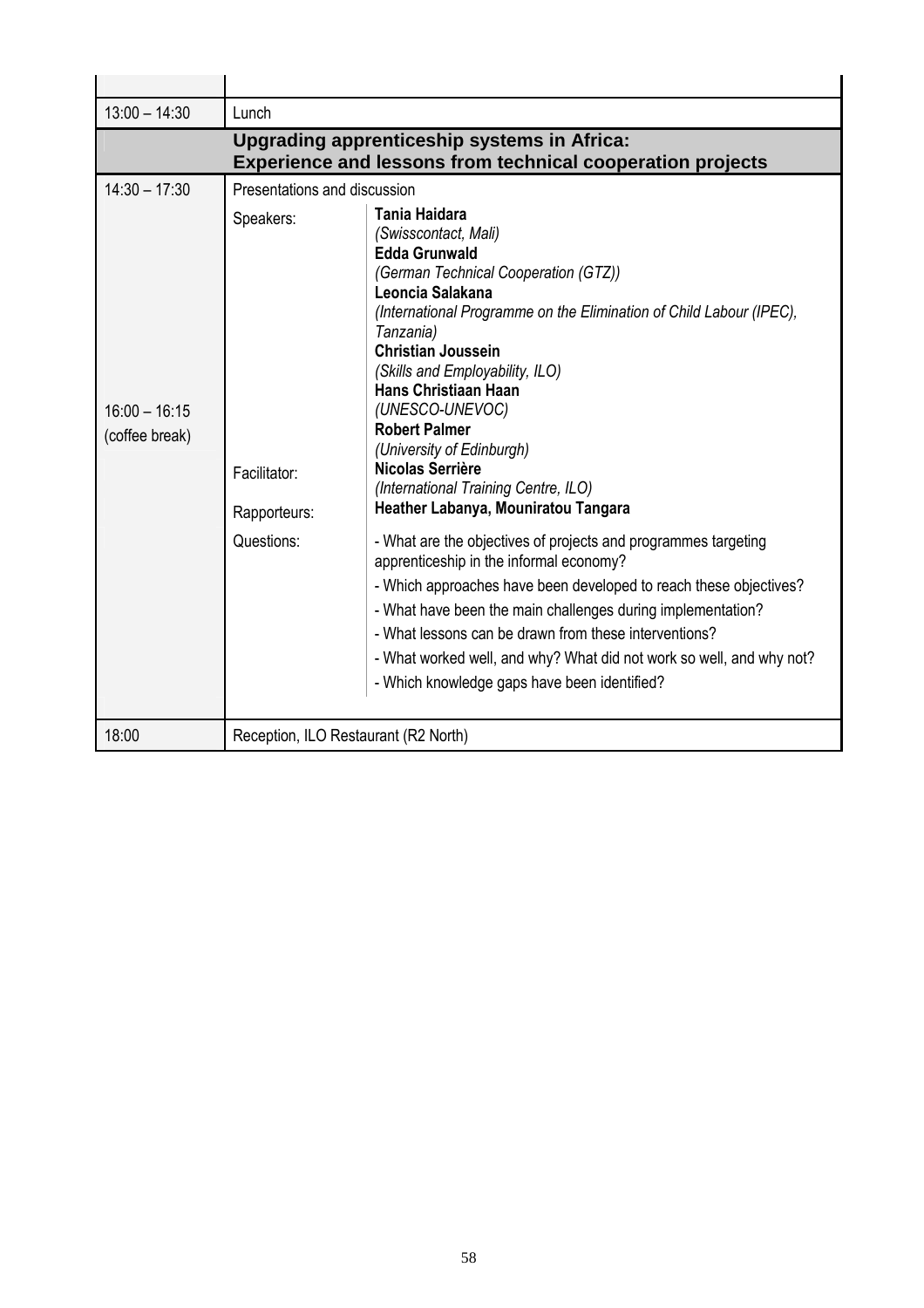| | |
|---|---|
| 13:00 – 14:30 | Lunch |
| | **Upgrading apprenticeship systems in Africa: Experience and lessons from technical cooperation projects** |
| 14:30 – 17:30 | Presentations and discussion |
| | Speakers: **Tania Haidara** *(Swisscontact, Mali)* **Edda Grunwald** *(German Technical Cooperation (GTZ))* **Leoncia Salakana** *(International Programme on the Elimination of Child Labour (IPEC), Tanzania)* **Christian Joussein** *(Skills and Employability, ILO)* **Hans Christiaan Haan** *(UNESCO-UNEVOC)* **Robert Palmer** *(University of Edinburgh)* |
| 16:00 – 16:15 (coffee break) | Facilitator: **Nicolas Serrière** *(International Training Centre, ILO)* |
| | Rapporteurs: **Heather Labanya, Mouniratou Tangara** |
| | Questions: - What are the objectives of projects and programmes targeting apprenticeship in the informal economy? - Which approaches have been developed to reach these objectives? - What have been the main challenges during implementation? - What lessons can be drawn from these interventions? - What worked well, and why? What did not work so well, and why not? - Which knowledge gaps have been identified? |
| 18:00 | Reception, ILO Restaurant (R2 North) |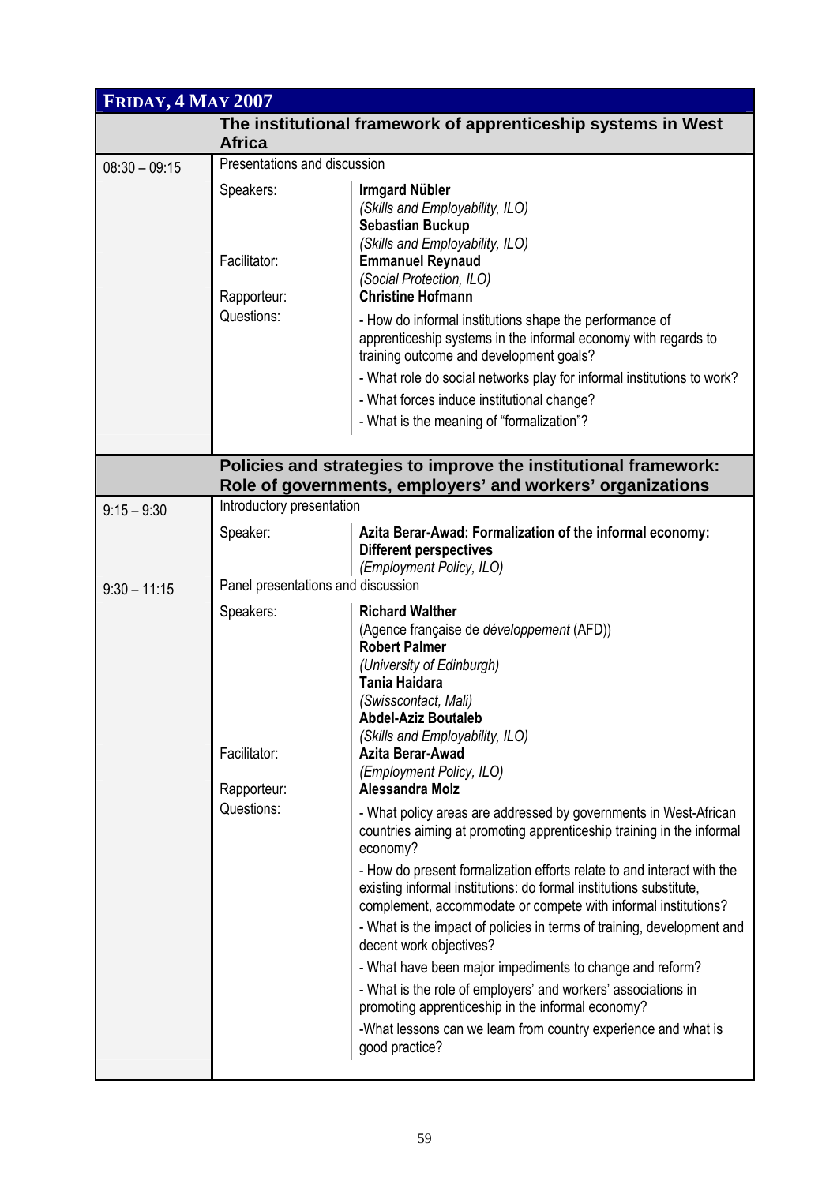## FRIDAY, 4 MAY 2007

| | The institutional framework of apprenticeship systems in West Africa | |
|---|---|---|
| 08:30 – 09:15 | Presentations and discussion | |
| | Speakers: | **Irmgard Nübler** *(Skills and Employability, ILO)* **Sebastian Buckup** *(Skills and Employability, ILO)* |
| | Facilitator: | **Emmanuel Reynaud** *(Social Protection, ILO)* |
| | Rapporteur: | **Christine Hofmann** |
| | Questions: | - How do informal institutions shape the performance of apprenticeship systems in the informal economy with regards to training outcome and development goals? - What role do social networks play for informal institutions to work? - What forces induce institutional change? - What is the meaning of "formalization"? |
| | **Policies and strategies to improve the institutional framework: Role of governments, employers' and workers' organizations** | |
| 9:15 – 9:30 | Introductory presentation | |
| | Speaker: | **Azita Berar-Awad: Formalization of the informal economy: Different perspectives** *(Employment Policy, ILO)* |
| 9:30 – 11:15 | Panel presentations and discussion | |
| | Speakers: | **Richard Walther** (Agence française de *développement* (AFD)) **Robert Palmer** *(University of Edinburgh)* **Tania Haidara** *(Swisscontact, Mali)* **Abdel-Aziz Boutaleb** *(Skills and Employability, ILO)* |
| | Facilitator: | **Azita Berar-Awad** *(Employment Policy, ILO)* |
| | Rapporteur: | **Alessandra Molz** |
| | Questions: | - What policy areas are addressed by governments in West-African countries aiming at promoting apprenticeship training in the informal economy? - How do present formalization efforts relate to and interact with the existing informal institutions: do formal institutions substitute, complement, accommodate or compete with informal institutions? - What is the impact of policies in terms of training, development and decent work objectives? - What have been major impediments to change and reform? - What is the role of employers' and workers' associations in promoting apprenticeship in the informal economy? -What lessons can we learn from country experience and what is good practice? |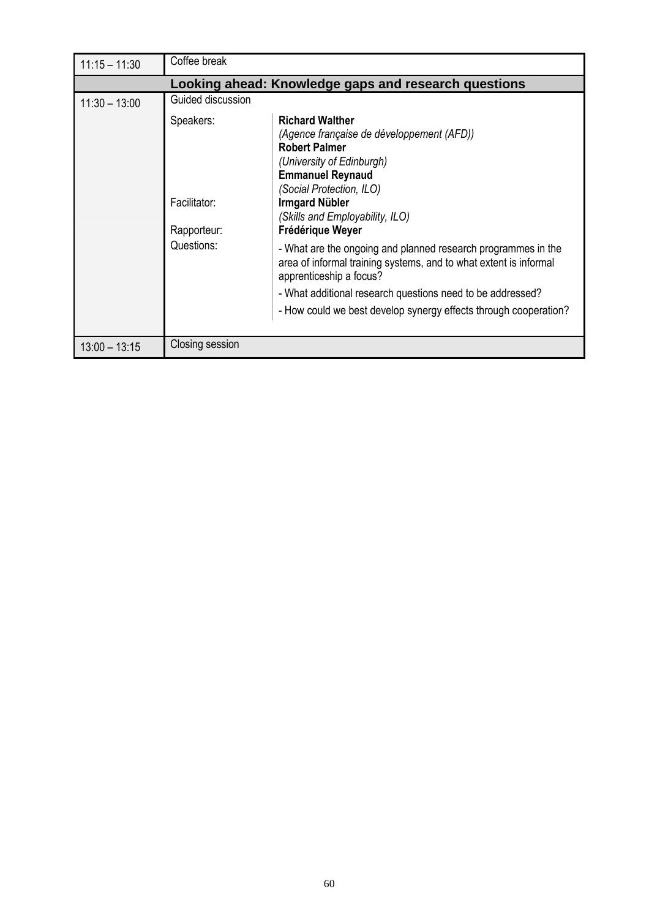| | |
|---|---|
| 11:15 – 11:30 | Coffee break |
| **Looking ahead: Knowledge gaps and research questions** | |
| 11:30 – 13:00 | Guided discussion<br><br>Speakers: **Richard Walther** *(Agence française de développement (AFD))*; **Robert Palmer** *(University of Edinburgh)*; **Emmanuel Reynaud** *(Social Protection, ILO)*<br><br>Facilitator: **Irmgard Nübler** *(Skills and Employability, ILO)*<br><br>Rapporteur: **Frédérique Weyer**<br><br>Questions:<br>- What are the ongoing and planned research programmes in the area of informal training systems, and to what extent is informal apprenticeship a focus?<br>- What additional research questions need to be addressed?<br>- How could we best develop synergy effects through cooperation? |
| 13:00 – 13:15 | Closing session |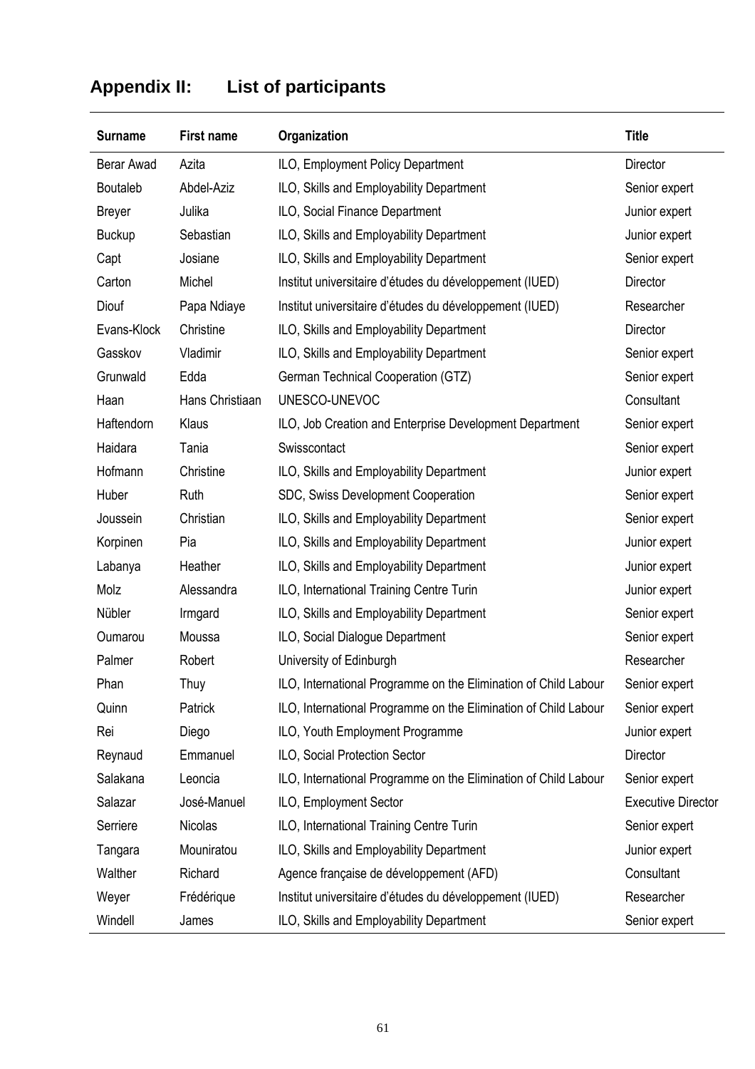## Appendix II: List of participants

| Surname | First name | Organization | Title |
|---|---|---|---|
| Berar Awad | Azita | ILO, Employment Policy Department | Director |
| Boutaleb | Abdel-Aziz | ILO, Skills and Employability Department | Senior expert |
| Breyer | Julika | ILO, Social Finance Department | Junior expert |
| Buckup | Sebastian | ILO, Skills and Employability Department | Junior expert |
| Capt | Josiane | ILO, Skills and Employability Department | Senior expert |
| Carton | Michel | Institut universitaire d'études du développement (IUED) | Director |
| Diouf | Papa Ndiaye | Institut universitaire d'études du développement (IUED) | Researcher |
| Evans-Klock | Christine | ILO, Skills and Employability Department | Director |
| Gasskov | Vladimir | ILO, Skills and Employability Department | Senior expert |
| Grunwald | Edda | German Technical Cooperation (GTZ) | Senior expert |
| Haan | Hans Christiaan | UNESCO-UNEVOC | Consultant |
| Haftendorn | Klaus | ILO, Job Creation and Enterprise Development Department | Senior expert |
| Haidara | Tania | Swisscontact | Senior expert |
| Hofmann | Christine | ILO, Skills and Employability Department | Junior expert |
| Huber | Ruth | SDC, Swiss Development Cooperation | Senior expert |
| Joussein | Christian | ILO, Skills and Employability Department | Senior expert |
| Korpinen | Pia | ILO, Skills and Employability Department | Junior expert |
| Labanya | Heather | ILO, Skills and Employability Department | Junior expert |
| Molz | Alessandra | ILO, International Training Centre Turin | Junior expert |
| Nübler | Irmgard | ILO, Skills and Employability Department | Senior expert |
| Oumarou | Moussa | ILO, Social Dialogue Department | Senior expert |
| Palmer | Robert | University of Edinburgh | Researcher |
| Phan | Thuy | ILO, International Programme on the Elimination of Child Labour | Senior expert |
| Quinn | Patrick | ILO, International Programme on the Elimination of Child Labour | Senior expert |
| Rei | Diego | ILO, Youth Employment Programme | Junior expert |
| Reynaud | Emmanuel | ILO, Social Protection Sector | Director |
| Salakana | Leoncia | ILO, International Programme on the Elimination of Child Labour | Senior expert |
| Salazar | José-Manuel | ILO, Employment Sector | Executive Director |
| Serriere | Nicolas | ILO, International Training Centre Turin | Senior expert |
| Tangara | Mouniratou | ILO, Skills and Employability Department | Junior expert |
| Walther | Richard | Agence française de développement (AFD) | Consultant |
| Weyer | Frédérique | Institut universitaire d'études du développement (IUED) | Researcher |
| Windell | James | ILO, Skills and Employability Department | Senior expert |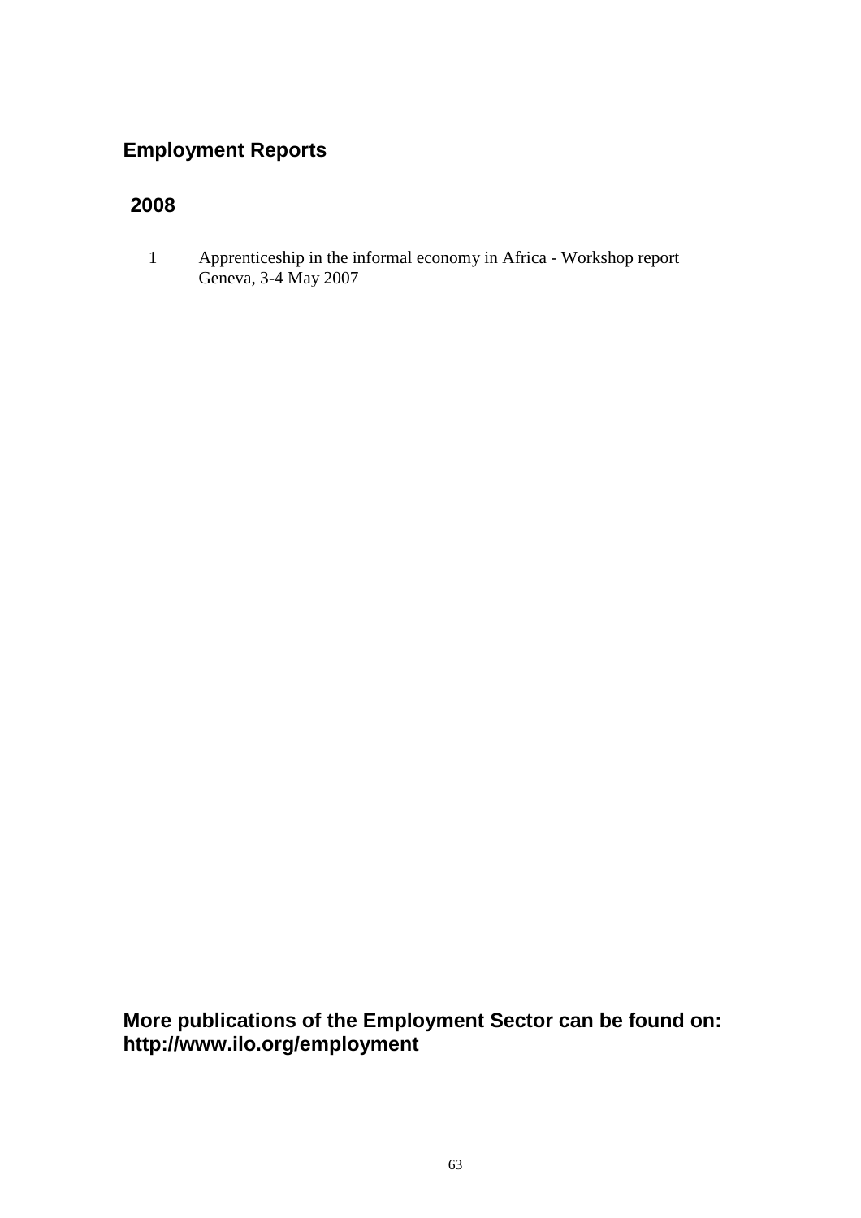## Employment Reports

### 2008

1. Apprenticeship in the informal economy in Africa - Workshop report
   Geneva, 3-4 May 2007

**More publications of the Employment Sector can be found on:**
**http://www.ilo.org/employment**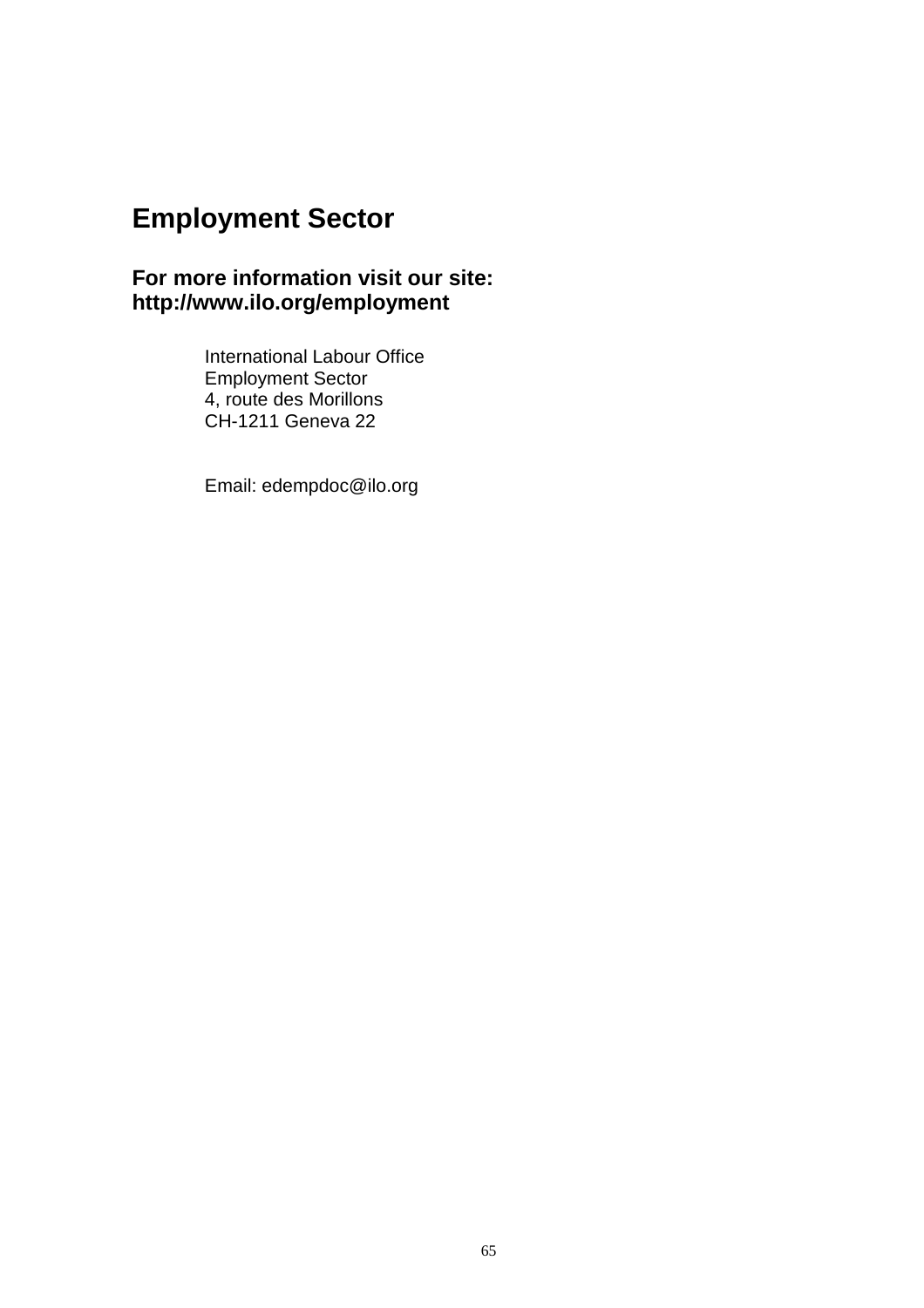# Employment Sector

**For more information visit our site:**
**http://www.ilo.org/employment**

International Labour Office
Employment Sector
4, route des Morillons
CH-1211 Geneva 22

Email: edempdoc@ilo.org